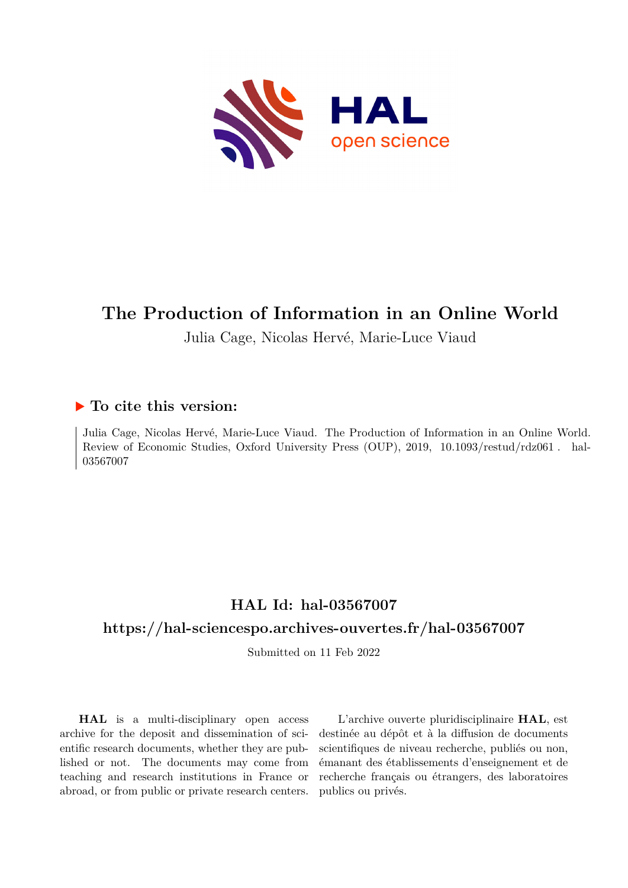# The Production of Information in an Online World

Julia Cage, Nicolas Hervé, Marie-Luce Viaud

## ▶ To cite this version:

Julia Cage, Nicolas Hervé, Marie-Luce Viaud. The Production of Information in an Online World. Review of Economic Studies, Oxford University Press (OUP), 2019, 10.1093/restud/rdz061 . hal-03567007

## HAL Id: hal-03567007

## https://hal-sciencespo.archives-ouvertes.fr/hal-03567007

Submitted on 11 Feb 2022

**HAL** is a multi-disciplinary open access archive for the deposit and dissemination of scientific research documents, whether they are published or not. The documents may come from teaching and research institutions in France or abroad, or from public or private research centers.

L'archive ouverte pluridisciplinaire **HAL**, est destinée au dépôt et à la diffusion de documents scientifiques de niveau recherche, publiés ou non, émanant des établissements d'enseignement et de recherche français ou étrangers, des laboratoires publics ou privés.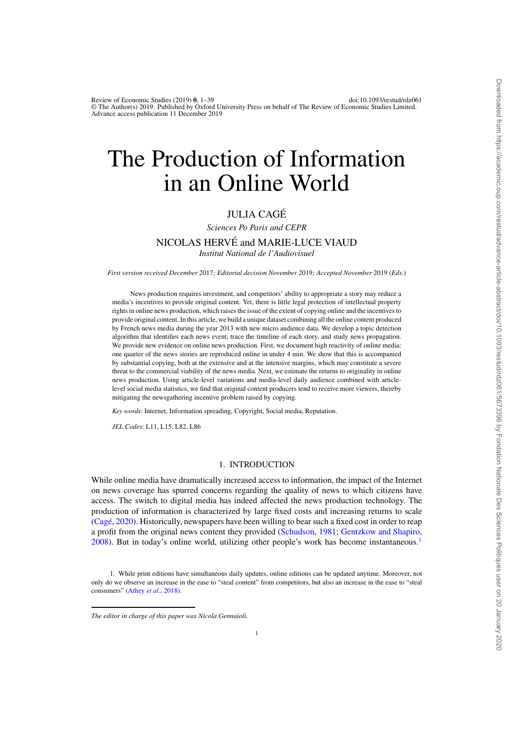# The Production of Information in an Online World

## JULIA CAGÉ

*Sciences Po Paris and CEPR*

## NICOLAS HERVÉ and MARIE-LUCE VIAUD

*Institut National de l'Audiovisuel*

*First version received December* 2017*; Editorial decision November* 2019*; Accepted November* 2019 (*Eds.*)

News production requires investment, and competitors' ability to appropriate a story may reduce a media's incentives to provide original content. Yet, there is little legal protection of intellectual property rights in online news production, which raises the issue of the extent of copying online and the incentives to provide original content. In this article, we build a unique dataset combining all the online content produced by French news media during the year 2013 with new micro audience data. We develop a topic detection algorithm that identifies each news event, trace the timeline of each story, and study news propagation. We provide new evidence on online news production. First, we document high reactivity of online media: one quarter of the news stories are reproduced online in under 4 min. We show that this is accompanied by substantial copying, both at the extensive and at the intensive margins, which may constitute a severe threat to the commercial viability of the news media. Next, we estimate the returns to originality in online news production. Using article-level variations and media-level daily audience combined with article-level social media statistics, we find that original content producers tend to receive more viewers, thereby mitigating the newsgathering incentive problem raised by copying.

*Key words*: Internet, Information spreading, Copyright, Social media, Reputation.

*JEL Codes*: L11, L15, L82, L86

## 1. INTRODUCTION

While online media have dramatically increased access to information, the impact of the Internet on news coverage has spurred concerns regarding the quality of news to which citizens have access. The switch to digital media has indeed affected the news production technology. The production of information is characterized by large fixed costs and increasing returns to scale (Cagé, 2020). Historically, newspapers have been willing to bear such a fixed cost in order to reap a profit from the original news content they provided (Schudson, 1981; Gentzkow and Shapiro, 2008). But in today's online world, utilizing other people's work has become instantaneous.[1]

1. While print editions have simultaneous daily updates, online editions can be updated anytime. Moreover, not only do we observe an increase in the ease to "steal content" from competitors, but also an increase in the ease to "steal consumers" (Athey *et al.*, 2018).

*The editor in charge of this paper was Nicola Gennaioli.*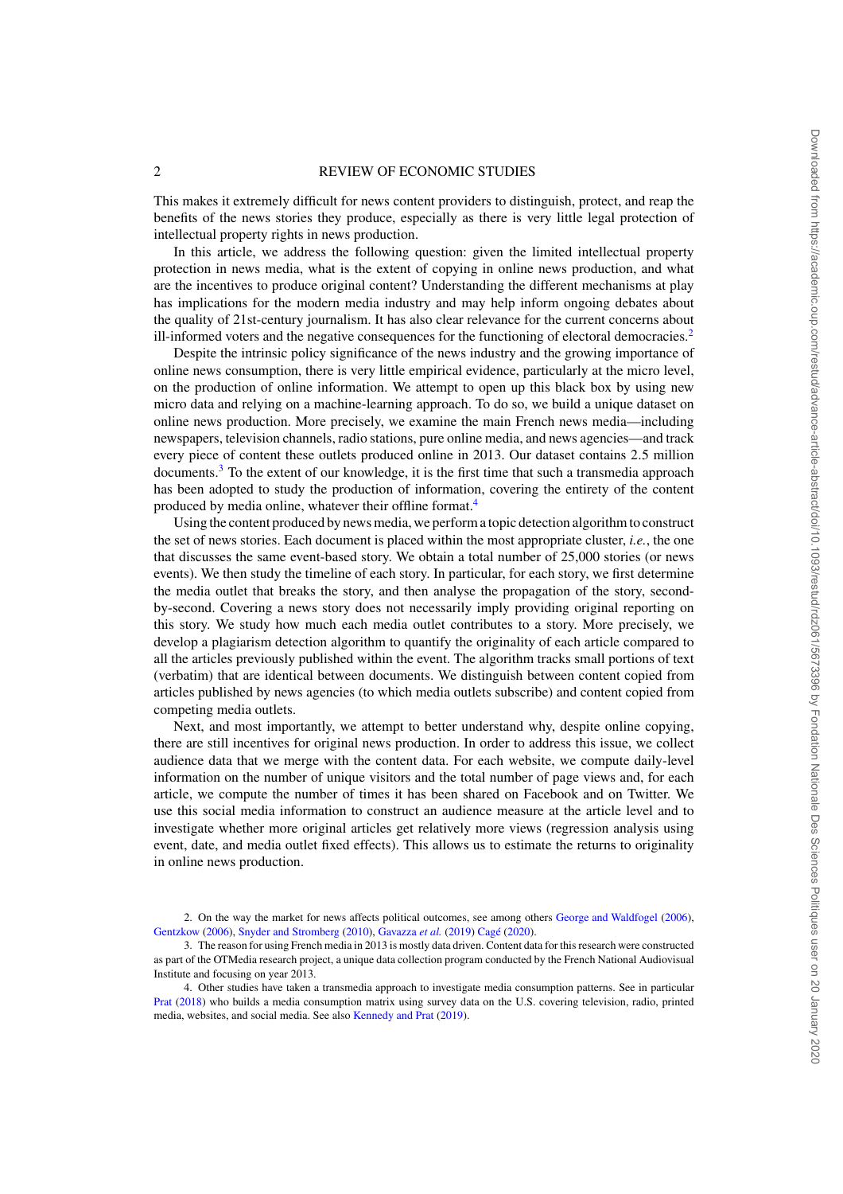This makes it extremely difficult for news content providers to distinguish, protect, and reap the benefits of the news stories they produce, especially as there is very little legal protection of intellectual property rights in news production.

In this article, we address the following question: given the limited intellectual property protection in news media, what is the extent of copying in online news production, and what are the incentives to produce original content? Understanding the different mechanisms at play has implications for the modern media industry and may help inform ongoing debates about the quality of 21st-century journalism. It has also clear relevance for the current concerns about ill-informed voters and the negative consequences for the functioning of electoral democracies.[2]

Despite the intrinsic policy significance of the news industry and the growing importance of online news consumption, there is very little empirical evidence, particularly at the micro level, on the production of online information. We attempt to open up this black box by using new micro data and relying on a machine-learning approach. To do so, we build a unique dataset on online news production. More precisely, we examine the main French news media—including newspapers, television channels, radio stations, pure online media, and news agencies—and track every piece of content these outlets produced online in 2013. Our dataset contains 2.5 million documents.[3] To the extent of our knowledge, it is the first time that such a transmedia approach has been adopted to study the production of information, covering the entirety of the content produced by media online, whatever their offline format.[4]

Using the content produced by news media, we perform a topic detection algorithm to construct the set of news stories. Each document is placed within the most appropriate cluster, *i.e.*, the one that discusses the same event-based story. We obtain a total number of 25,000 stories (or news events). We then study the timeline of each story. In particular, for each story, we first determine the media outlet that breaks the story, and then analyse the propagation of the story, second-by-second. Covering a news story does not necessarily imply providing original reporting on this story. We study how much each media outlet contributes to a story. More precisely, we develop a plagiarism detection algorithm to quantify the originality of each article compared to all the articles previously published within the event. The algorithm tracks small portions of text (verbatim) that are identical between documents. We distinguish between content copied from articles published by news agencies (to which media outlets subscribe) and content copied from competing media outlets.

Next, and most importantly, we attempt to better understand why, despite online copying, there are still incentives for original news production. In order to address this issue, we collect audience data that we merge with the content data. For each website, we compute daily-level information on the number of unique visitors and the total number of page views and, for each article, we compute the number of times it has been shared on Facebook and on Twitter. We use this social media information to construct an audience measure at the article level and to investigate whether more original articles get relatively more views (regression analysis using event, date, and media outlet fixed effects). This allows us to estimate the returns to originality in online news production.

2. On the way the market for news affects political outcomes, see among others George and Waldfogel (2006), Gentzkow (2006), Snyder and Stromberg (2010), Gavazza *et al.* (2019) Cagé (2020).

3. The reason for using French media in 2013 is mostly data driven. Content data for this research were constructed as part of the OTMedia research project, a unique data collection program conducted by the French National Audiovisual Institute and focusing on year 2013.

4. Other studies have taken a transmedia approach to investigate media consumption patterns. See in particular Prat (2018) who builds a media consumption matrix using survey data on the U.S. covering television, radio, printed media, websites, and social media. See also Kennedy and Prat (2019).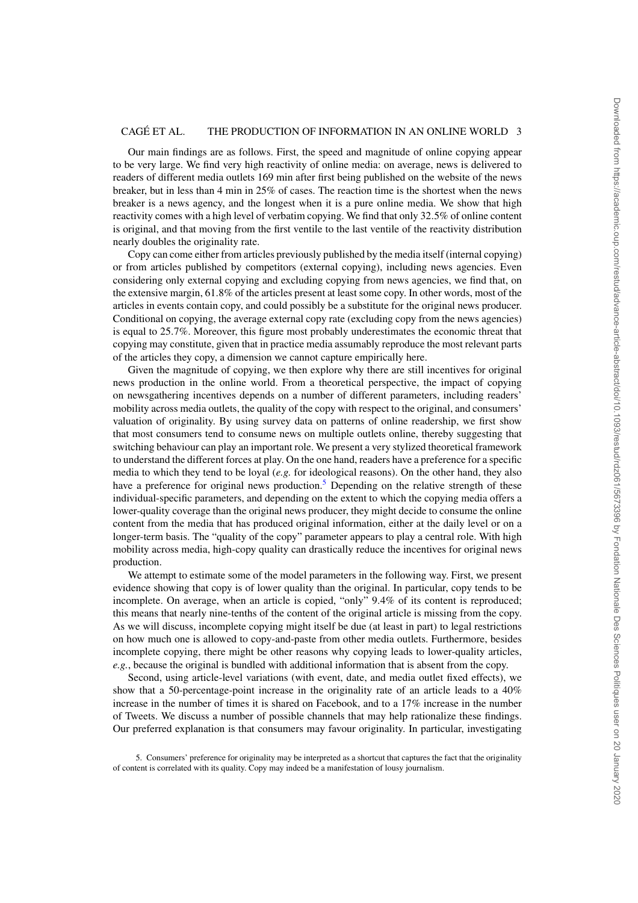Our main findings are as follows. First, the speed and magnitude of online copying appear to be very large. We find very high reactivity of online media: on average, news is delivered to readers of different media outlets 169 min after first being published on the website of the news breaker, but in less than 4 min in 25% of cases. The reaction time is the shortest when the news breaker is a news agency, and the longest when it is a pure online media. We show that high reactivity comes with a high level of verbatim copying. We find that only 32.5% of online content is original, and that moving from the first ventile to the last ventile of the reactivity distribution nearly doubles the originality rate.

Copy can come either from articles previously published by the media itself (internal copying) or from articles published by competitors (external copying), including news agencies. Even considering only external copying and excluding copying from news agencies, we find that, on the extensive margin, 61.8% of the articles present at least some copy. In other words, most of the articles in events contain copy, and could possibly be a substitute for the original news producer. Conditional on copying, the average external copy rate (excluding copy from the news agencies) is equal to 25.7%. Moreover, this figure most probably underestimates the economic threat that copying may constitute, given that in practice media assumably reproduce the most relevant parts of the articles they copy, a dimension we cannot capture empirically here.

Given the magnitude of copying, we then explore why there are still incentives for original news production in the online world. From a theoretical perspective, the impact of copying on newsgathering incentives depends on a number of different parameters, including readers' mobility across media outlets, the quality of the copy with respect to the original, and consumers' valuation of originality. By using survey data on patterns of online readership, we first show that most consumers tend to consume news on multiple outlets online, thereby suggesting that switching behaviour can play an important role. We present a very stylized theoretical framework to understand the different forces at play. On the one hand, readers have a preference for a specific media to which they tend to be loyal (*e.g.* for ideological reasons). On the other hand, they also have a preference for original news production.[5] Depending on the relative strength of these individual-specific parameters, and depending on the extent to which the copying media offers a lower-quality coverage than the original news producer, they might decide to consume the online content from the media that has produced original information, either at the daily level or on a longer-term basis. The "quality of the copy" parameter appears to play a central role. With high mobility across media, high-copy quality can drastically reduce the incentives for original news production.

We attempt to estimate some of the model parameters in the following way. First, we present evidence showing that copy is of lower quality than the original. In particular, copy tends to be incomplete. On average, when an article is copied, "only" 9.4% of its content is reproduced; this means that nearly nine-tenths of the content of the original article is missing from the copy. As we will discuss, incomplete copying might itself be due (at least in part) to legal restrictions on how much one is allowed to copy-and-paste from other media outlets. Furthermore, besides incomplete copying, there might be other reasons why copying leads to lower-quality articles, *e.g.*, because the original is bundled with additional information that is absent from the copy.

Second, using article-level variations (with event, date, and media outlet fixed effects), we show that a 50-percentage-point increase in the originality rate of an article leads to a 40% increase in the number of times it is shared on Facebook, and to a 17% increase in the number of Tweets. We discuss a number of possible channels that may help rationalize these findings. Our preferred explanation is that consumers may favour originality. In particular, investigating

5. Consumers' preference for originality may be interpreted as a shortcut that captures the fact that the originality of content is correlated with its quality. Copy may indeed be a manifestation of lousy journalism.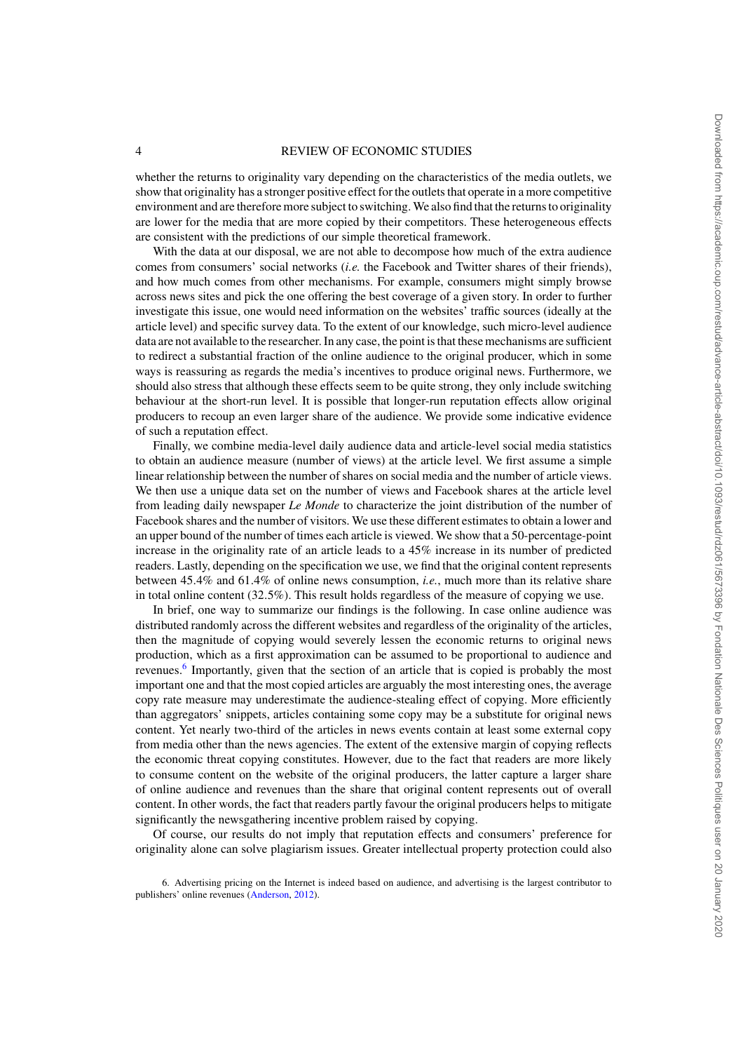whether the returns to originality vary depending on the characteristics of the media outlets, we show that originality has a stronger positive effect for the outlets that operate in a more competitive environment and are therefore more subject to switching. We also find that the returns to originality are lower for the media that are more copied by their competitors. These heterogeneous effects are consistent with the predictions of our simple theoretical framework.

With the data at our disposal, we are not able to decompose how much of the extra audience comes from consumers' social networks (*i.e.* the Facebook and Twitter shares of their friends), and how much comes from other mechanisms. For example, consumers might simply browse across news sites and pick the one offering the best coverage of a given story. In order to further investigate this issue, one would need information on the websites' traffic sources (ideally at the article level) and specific survey data. To the extent of our knowledge, such micro-level audience data are not available to the researcher. In any case, the point is that these mechanisms are sufficient to redirect a substantial fraction of the online audience to the original producer, which in some ways is reassuring as regards the media's incentives to produce original news. Furthermore, we should also stress that although these effects seem to be quite strong, they only include switching behaviour at the short-run level. It is possible that longer-run reputation effects allow original producers to recoup an even larger share of the audience. We provide some indicative evidence of such a reputation effect.

Finally, we combine media-level daily audience data and article-level social media statistics to obtain an audience measure (number of views) at the article level. We first assume a simple linear relationship between the number of shares on social media and the number of article views. We then use a unique data set on the number of views and Facebook shares at the article level from leading daily newspaper *Le Monde* to characterize the joint distribution of the number of Facebook shares and the number of visitors. We use these different estimates to obtain a lower and an upper bound of the number of times each article is viewed. We show that a 50-percentage-point increase in the originality rate of an article leads to a 45% increase in its number of predicted readers. Lastly, depending on the specification we use, we find that the original content represents between 45.4% and 61.4% of online news consumption, *i.e.*, much more than its relative share in total online content (32.5%). This result holds regardless of the measure of copying we use.

In brief, one way to summarize our findings is the following. In case online audience was distributed randomly across the different websites and regardless of the originality of the articles, then the magnitude of copying would severely lessen the economic returns to original news production, which as a first approximation can be assumed to be proportional to audience and revenues.[6] Importantly, given that the section of an article that is copied is probably the most important one and that the most copied articles are arguably the most interesting ones, the average copy rate measure may underestimate the audience-stealing effect of copying. More efficiently than aggregators' snippets, articles containing some copy may be a substitute for original news content. Yet nearly two-third of the articles in news events contain at least some external copy from media other than the news agencies. The extent of the extensive margin of copying reflects the economic threat copying constitutes. However, due to the fact that readers are more likely to consume content on the website of the original producers, the latter capture a larger share of online audience and revenues than the share that original content represents out of overall content. In other words, the fact that readers partly favour the original producers helps to mitigate significantly the newsgathering incentive problem raised by copying.

Of course, our results do not imply that reputation effects and consumers' preference for originality alone can solve plagiarism issues. Greater intellectual property protection could also

6. Advertising pricing on the Internet is indeed based on audience, and advertising is the largest contributor to publishers' online revenues (Anderson, 2012).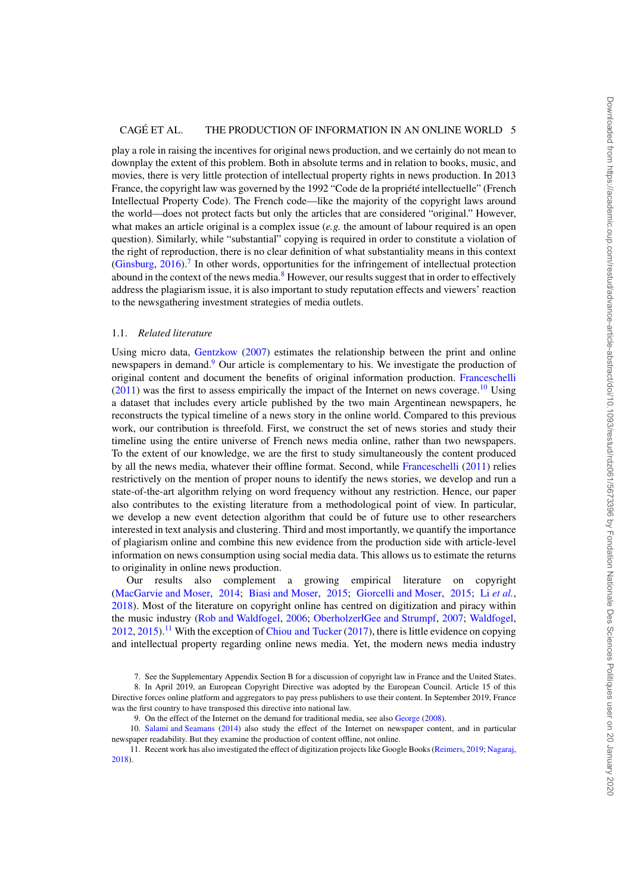play a role in raising the incentives for original news production, and we certainly do not mean to downplay the extent of this problem. Both in absolute terms and in relation to books, music, and movies, there is very little protection of intellectual property rights in news production. In 2013 France, the copyright law was governed by the 1992 "Code de la propriété intellectuelle" (French Intellectual Property Code). The French code—like the majority of the copyright laws around the world—does not protect facts but only the articles that are considered "original." However, what makes an article original is a complex issue (*e.g.* the amount of labour required is an open question). Similarly, while "substantial" copying is required in order to constitute a violation of the right of reproduction, there is no clear definition of what substantiality means in this context (Ginsburg, 2016).[7] In other words, opportunities for the infringement of intellectual protection abound in the context of the news media.[8] However, our results suggest that in order to effectively address the plagiarism issue, it is also important to study reputation effects and viewers' reaction to the newsgathering investment strategies of media outlets.

### 1.1. *Related literature*

Using micro data, Gentzkow (2007) estimates the relationship between the print and online newspapers in demand.[9] Our article is complementary to his. We investigate the production of original content and document the benefits of original information production. Franceschelli (2011) was the first to assess empirically the impact of the Internet on news coverage.[10] Using a dataset that includes every article published by the two main Argentinean newspapers, he reconstructs the typical timeline of a news story in the online world. Compared to this previous work, our contribution is threefold. First, we construct the set of news stories and study their timeline using the entire universe of French news media online, rather than two newspapers. To the extent of our knowledge, we are the first to study simultaneously the content produced by all the news media, whatever their offline format. Second, while Franceschelli (2011) relies restrictively on the mention of proper nouns to identify the news stories, we develop and run a state-of-the-art algorithm relying on word frequency without any restriction. Hence, our paper also contributes to the existing literature from a methodological point of view. In particular, we develop a new event detection algorithm that could be of future use to other researchers interested in text analysis and clustering. Third and most importantly, we quantify the importance of plagiarism online and combine this new evidence from the production side with article-level information on news consumption using social media data. This allows us to estimate the returns to originality in online news production.

Our results also complement a growing empirical literature on copyright (MacGarvie and Moser, 2014; Biasi and Moser, 2015; Giorcelli and Moser, 2015; Li *et al.*, 2018). Most of the literature on copyright online has centred on digitization and piracy within the music industry (Rob and Waldfogel, 2006; OberholzerłGee and Strumpf, 2007; Waldfogel, 2012, 2015).[11] With the exception of Chiou and Tucker (2017), there is little evidence on copying and intellectual property regarding online news media. Yet, the modern news media industry

7. See the Supplementary Appendix Section B for a discussion of copyright law in France and the United States.

8. In April 2019, an European Copyright Directive was adopted by the European Council. Article 15 of this Directive forces online platform and aggregators to pay press publishers to use their content. In September 2019, France was the first country to have transposed this directive into national law.

9. On the effect of the Internet on the demand for traditional media, see also George (2008).

10. Salami and Seamans (2014) also study the effect of the Internet on newspaper content, and in particular newspaper readability. But they examine the production of content offline, not online.

11. Recent work has also investigated the effect of digitization projects like Google Books (Reimers, 2019; Nagaraj, 2018).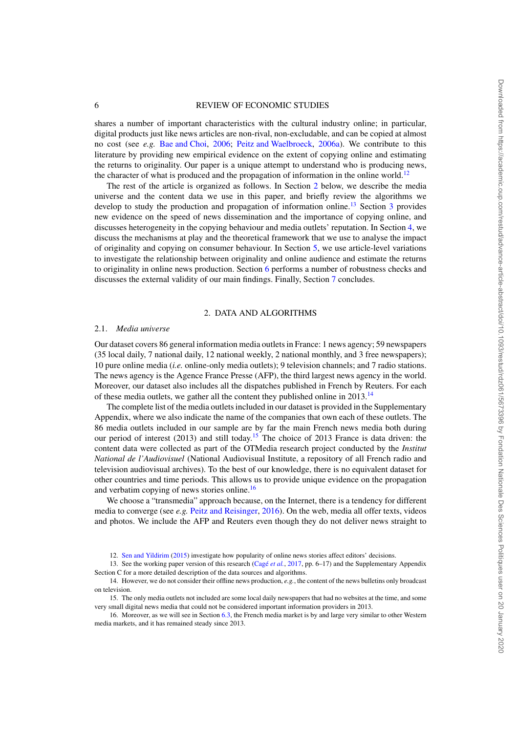shares a number of important characteristics with the cultural industry online; in particular, digital products just like news articles are non-rival, non-excludable, and can be copied at almost no cost (see *e.g.* Bae and Choi, 2006; Peitz and Waelbroeck, 2006a). We contribute to this literature by providing new empirical evidence on the extent of copying online and estimating the returns to originality. Our paper is a unique attempt to understand who is producing news, the character of what is produced and the propagation of information in the online world.[12]

The rest of the article is organized as follows. In Section 2 below, we describe the media universe and the content data we use in this paper, and briefly review the algorithms we develop to study the production and propagation of information online.[13] Section 3 provides new evidence on the speed of news dissemination and the importance of copying online, and discusses heterogeneity in the copying behaviour and media outlets' reputation. In Section 4, we discuss the mechanisms at play and the theoretical framework that we use to analyse the impact of originality and copying on consumer behaviour. In Section 5, we use article-level variations to investigate the relationship between originality and online audience and estimate the returns to originality in online news production. Section 6 performs a number of robustness checks and discusses the external validity of our main findings. Finally, Section 7 concludes.

## 2. DATA AND ALGORITHMS

### 2.1. *Media universe*

Our dataset covers 86 general information media outlets in France: 1 news agency; 59 newspapers (35 local daily, 7 national daily, 12 national weekly, 2 national monthly, and 3 free newspapers); 10 pure online media (*i.e.* online-only media outlets); 9 television channels; and 7 radio stations. The news agency is the Agence France Presse (AFP), the third largest news agency in the world. Moreover, our dataset also includes all the dispatches published in French by Reuters. For each of these media outlets, we gather all the content they published online in 2013.[14]

The complete list of the media outlets included in our dataset is provided in the Supplementary Appendix, where we also indicate the name of the companies that own each of these outlets. The 86 media outlets included in our sample are by far the main French news media both during our period of interest (2013) and still today.[15] The choice of 2013 France is data driven: the content data were collected as part of the OTMedia research project conducted by the *Institut National de l'Audiovisuel* (National Audiovisual Institute, a repository of all French radio and television audiovisual archives). To the best of our knowledge, there is no equivalent dataset for other countries and time periods. This allows us to provide unique evidence on the propagation and verbatim copying of news stories online.[16]

We choose a "transmedia" approach because, on the Internet, there is a tendency for different media to converge (see *e.g.* Peitz and Reisinger, 2016). On the web, media all offer texts, videos and photos. We include the AFP and Reuters even though they do not deliver news straight to

12. Sen and Yildirim (2015) investigate how popularity of online news stories affect editors' decisions.

13. See the working paper version of this research (Cagé *et al.*, 2017, pp. 6–17) and the Supplementary Appendix Section C for a more detailed description of the data sources and algorithms.

14. However, we do not consider their offline news production, *e.g.*, the content of the news bulletins only broadcast on television.

15. The only media outlets not included are some local daily newspapers that had no websites at the time, and some very small digital news media that could not be considered important information providers in 2013.

16. Moreover, as we will see in Section 6.3, the French media market is by and large very similar to other Western media markets, and it has remained steady since 2013.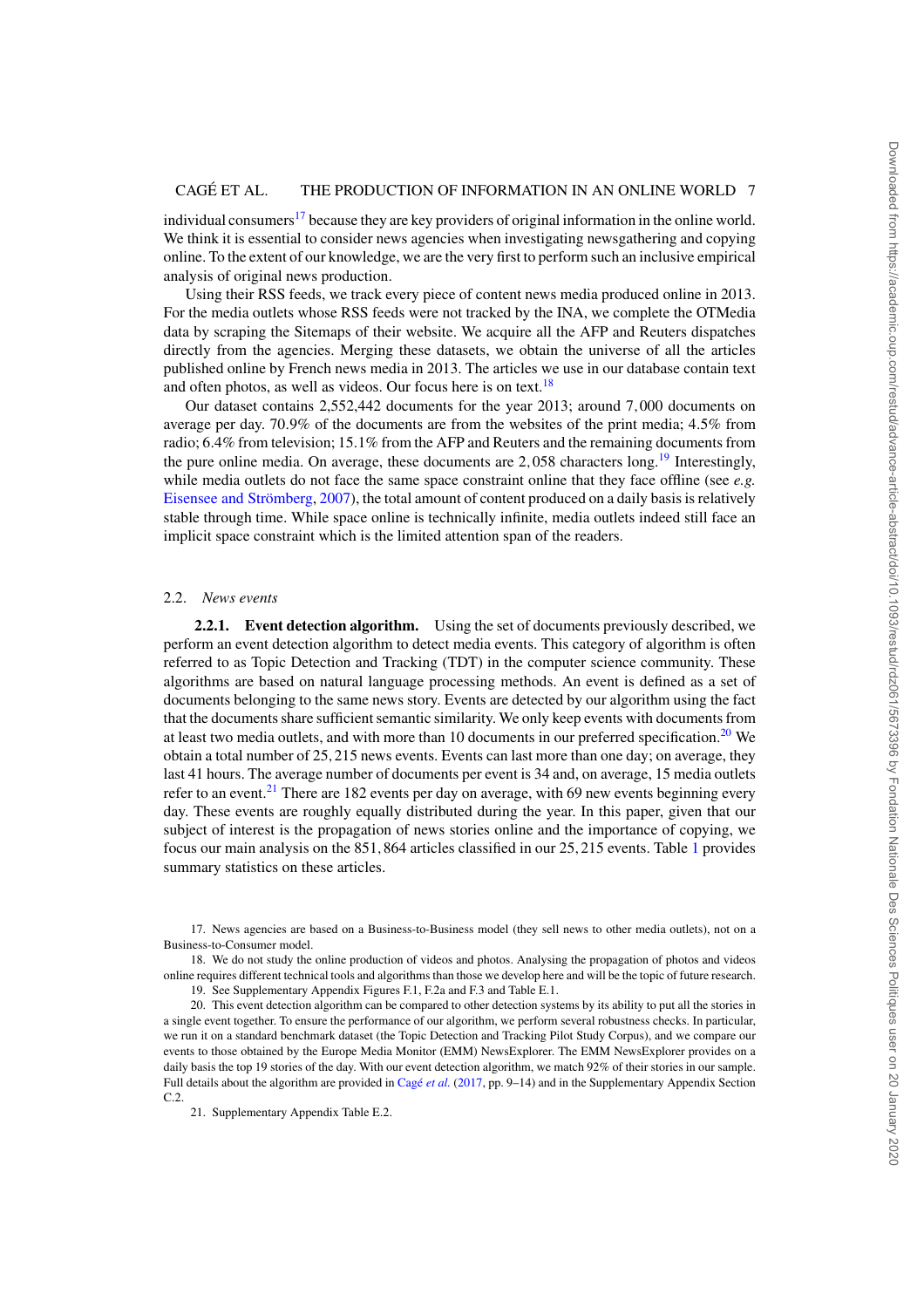individual consumers[17] because they are key providers of original information in the online world. We think it is essential to consider news agencies when investigating newsgathering and copying online. To the extent of our knowledge, we are the very first to perform such an inclusive empirical analysis of original news production.

Using their RSS feeds, we track every piece of content news media produced online in 2013. For the media outlets whose RSS feeds were not tracked by the INA, we complete the OTMedia data by scraping the Sitemaps of their website. We acquire all the AFP and Reuters dispatches directly from the agencies. Merging these datasets, we obtain the universe of all the articles published online by French news media in 2013. The articles we use in our database contain text and often photos, as well as videos. Our focus here is on text.[18]

Our dataset contains 2,552,442 documents for the year 2013; around 7,000 documents on average per day. 70.9% of the documents are from the websites of the print media; 4.5% from radio; 6.4% from television; 15.1% from the AFP and Reuters and the remaining documents from the pure online media. On average, these documents are 2,058 characters long.[19] Interestingly, while media outlets do not face the same space constraint online that they face offline (see *e.g.* Eisensee and Strömberg, 2007), the total amount of content produced on a daily basis is relatively stable through time. While space online is technically infinite, media outlets indeed still face an implicit space constraint which is the limited attention span of the readers.

## 2.2. *News events*

**2.2.1. Event detection algorithm.** Using the set of documents previously described, we perform an event detection algorithm to detect media events. This category of algorithm is often referred to as Topic Detection and Tracking (TDT) in the computer science community. These algorithms are based on natural language processing methods. An event is defined as a set of documents belonging to the same news story. Events are detected by our algorithm using the fact that the documents share sufficient semantic similarity. We only keep events with documents from at least two media outlets, and with more than 10 documents in our preferred specification.[20] We obtain a total number of 25,215 news events. Events can last more than one day; on average, they last 41 hours. The average number of documents per event is 34 and, on average, 15 media outlets refer to an event.[21] There are 182 events per day on average, with 69 new events beginning every day. These events are roughly equally distributed during the year. In this paper, given that our subject of interest is the propagation of news stories online and the importance of copying, we focus our main analysis on the 851,864 articles classified in our 25,215 events. Table 1 provides summary statistics on these articles.

17. News agencies are based on a Business-to-Business model (they sell news to other media outlets), not on a Business-to-Consumer model.

18. We do not study the online production of videos and photos. Analysing the propagation of photos and videos online requires different technical tools and algorithms than those we develop here and will be the topic of future research.

19. See Supplementary Appendix Figures F.1, F.2a and F.3 and Table E.1.

20. This event detection algorithm can be compared to other detection systems by its ability to put all the stories in a single event together. To ensure the performance of our algorithm, we perform several robustness checks. In particular, we run it on a standard benchmark dataset (the Topic Detection and Tracking Pilot Study Corpus), and we compare our events to those obtained by the Europe Media Monitor (EMM) NewsExplorer. The EMM NewsExplorer provides on a daily basis the top 19 stories of the day. With our event detection algorithm, we match 92% of their stories in our sample. Full details about the algorithm are provided in Cagé *et al.* (2017, pp. 9–14) and in the Supplementary Appendix Section C.2.

21. Supplementary Appendix Table E.2.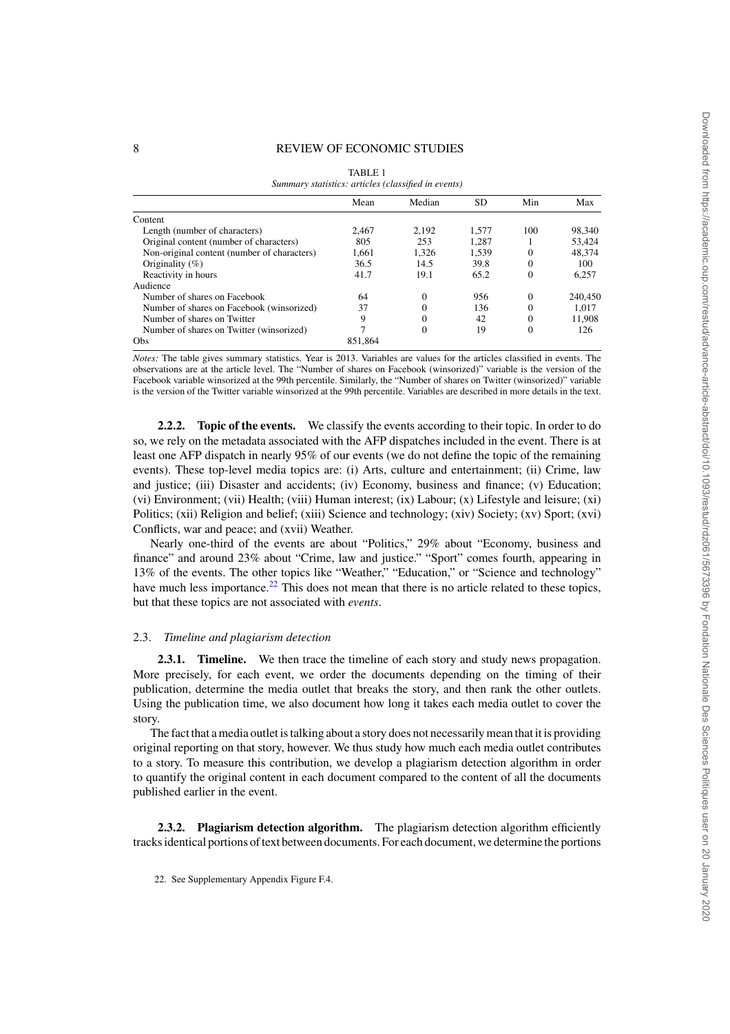TABLE 1

*Summary statistics: articles (classified in events)*

| | Mean | Median | SD | Min | Max |
|---|---|---|---|---|---|
| Content | | | | | |
| Length (number of characters) | 2,467 | 2,192 | 1,577 | 100 | 98,340 |
| Original content (number of characters) | 805 | 253 | 1,287 | 1 | 53,424 |
| Non-original content (number of characters) | 1,661 | 1,326 | 1,539 | 0 | 48,374 |
| Originality (%) | 36.5 | 14.5 | 39.8 | 0 | 100 |
| Reactivity in hours | 41.7 | 19.1 | 65.2 | 0 | 6,257 |
| Audience | | | | | |
| Number of shares on Facebook | 64 | 0 | 956 | 0 | 240,450 |
| Number of shares on Facebook (winsorized) | 37 | 0 | 136 | 0 | 1,017 |
| Number of shares on Twitter | 9 | 0 | 42 | 0 | 11,908 |
| Number of shares on Twitter (winsorized) | 7 | 0 | 19 | 0 | 126 |
| Obs | 851,864 | | | | |

*Notes:* The table gives summary statistics. Year is 2013. Variables are values for the articles classified in events. The observations are at the article level. The "Number of shares on Facebook (winsorized)" variable is the version of the Facebook variable winsorized at the 99th percentile. Similarly, the "Number of shares on Twitter (winsorized)" variable is the version of the Twitter variable winsorized at the 99th percentile. Variables are described in more details in the text.

#### 2.2.2. Topic of the events.

We classify the events according to their topic. In order to do so, we rely on the metadata associated with the AFP dispatches included in the event. There is at least one AFP dispatch in nearly 95% of our events (we do not define the topic of the remaining events). These top-level media topics are: (i) Arts, culture and entertainment; (ii) Crime, law and justice; (iii) Disaster and accidents; (iv) Economy, business and finance; (v) Education; (vi) Environment; (vii) Health; (viii) Human interest; (ix) Labour; (x) Lifestyle and leisure; (xi) Politics; (xii) Religion and belief; (xiii) Science and technology; (xiv) Society; (xv) Sport; (xvi) Conflicts, war and peace; and (xvii) Weather.

Nearly one-third of the events are about "Politics," 29% about "Economy, business and finance" and around 23% about "Crime, law and justice." "Sport" comes fourth, appearing in 13% of the events. The other topics like "Weather," "Education," or "Science and technology" have much less importance.[22] This does not mean that there is no article related to these topics, but that these topics are not associated with *events*.

### 2.3. *Timeline and plagiarism detection*

#### 2.3.1. Timeline.

We then trace the timeline of each story and study news propagation. More precisely, for each event, we order the documents depending on the timing of their publication, determine the media outlet that breaks the story, and then rank the other outlets. Using the publication time, we also document how long it takes each media outlet to cover the story.

The fact that a media outlet is talking about a story does not necessarily mean that it is providing original reporting on that story, however. We thus study how much each media outlet contributes to a story. To measure this contribution, we develop a plagiarism detection algorithm in order to quantify the original content in each document compared to the content of all the documents published earlier in the event.

#### 2.3.2. Plagiarism detection algorithm.

The plagiarism detection algorithm efficiently tracks identical portions of text between documents. For each document, we determine the portions

22. See Supplementary Appendix Figure F.4.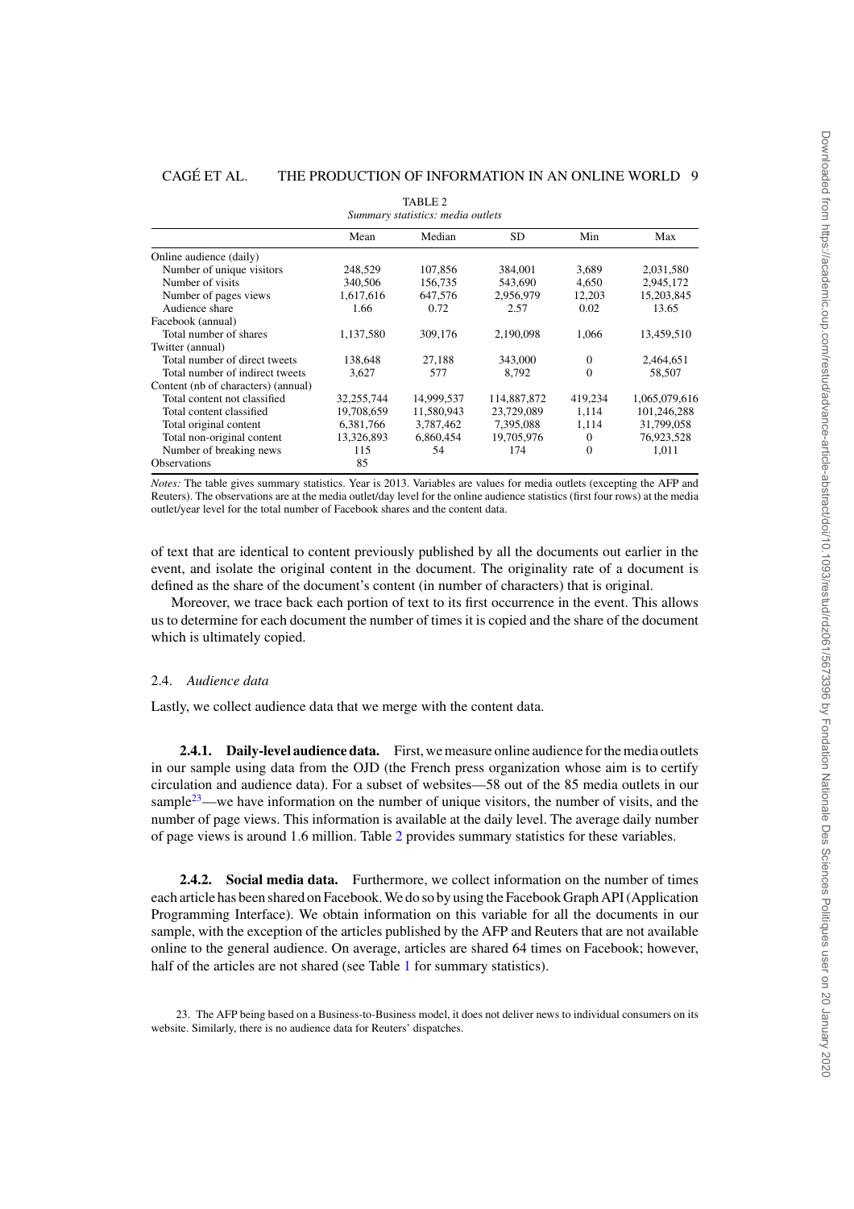TABLE 2
*Summary statistics: media outlets*

| | Mean | Median | SD | Min | Max |
|---|---|---|---|---|---|
| Online audience (daily) | | | | | |
| Number of unique visitors | 248,529 | 107,856 | 384,001 | 3,689 | 2,031,580 |
| Number of visits | 340,506 | 156,735 | 543,690 | 4,650 | 2,945,172 |
| Number of pages views | 1,617,616 | 647,576 | 2,956,979 | 12,203 | 15,203,845 |
| Audience share | 1.66 | 0.72 | 2.57 | 0.02 | 13.65 |
| Facebook (annual) | | | | | |
| Total number of shares | 1,137,580 | 309,176 | 2,190,098 | 1,066 | 13,459,510 |
| Twitter (annual) | | | | | |
| Total number of direct tweets | 138,648 | 27,188 | 343,000 | 0 | 2,464,651 |
| Total number of indirect tweets | 3,627 | 577 | 8,792 | 0 | 58,507 |
| Content (nb of characters) (annual) | | | | | |
| Total content not classified | 32,255,744 | 14,999,537 | 114,887,872 | 419,234 | 1,065,079,616 |
| Total content classified | 19,708,659 | 11,580,943 | 23,729,089 | 1,114 | 101,246,288 |
| Total original content | 6,381,766 | 3,787,462 | 7,395,088 | 1,114 | 31,799,058 |
| Total non-original content | 13,326,893 | 6,860,454 | 19,705,976 | 0 | 76,923,528 |
| Number of breaking news | 115 | 54 | 174 | 0 | 1,011 |
| Observations | 85 | | | | |

*Notes:* The table gives summary statistics. Year is 2013. Variables are values for media outlets (excepting the AFP and Reuters). The observations are at the media outlet/day level for the online audience statistics (first four rows) at the media outlet/year level for the total number of Facebook shares and the content data.

of text that are identical to content previously published by all the documents out earlier in the event, and isolate the original content in the document. The originality rate of a document is defined as the share of the document's content (in number of characters) that is original.

Moreover, we trace back each portion of text to its first occurrence in the event. This allows us to determine for each document the number of times it is copied and the share of the document which is ultimately copied.

### 2.4. *Audience data*

Lastly, we collect audience data that we merge with the content data.

**2.4.1. Daily-level audience data.** First, we measure online audience for the media outlets in our sample using data from the OJD (the French press organization whose aim is to certify circulation and audience data). For a subset of websites—58 out of the 85 media outlets in our sample[23]—we have information on the number of unique visitors, the number of visits, and the number of page views. This information is available at the daily level. The average daily number of page views is around 1.6 million. Table 2 provides summary statistics for these variables.

**2.4.2. Social media data.** Furthermore, we collect information on the number of times each article has been shared on Facebook. We do so by using the Facebook Graph API (Application Programming Interface). We obtain information on this variable for all the documents in our sample, with the exception of the articles published by the AFP and Reuters that are not available online to the general audience. On average, articles are shared 64 times on Facebook; however, half of the articles are not shared (see Table 1 for summary statistics).

23. The AFP being based on a Business-to-Business model, it does not deliver news to individual consumers on its website. Similarly, there is no audience data for Reuters' dispatches.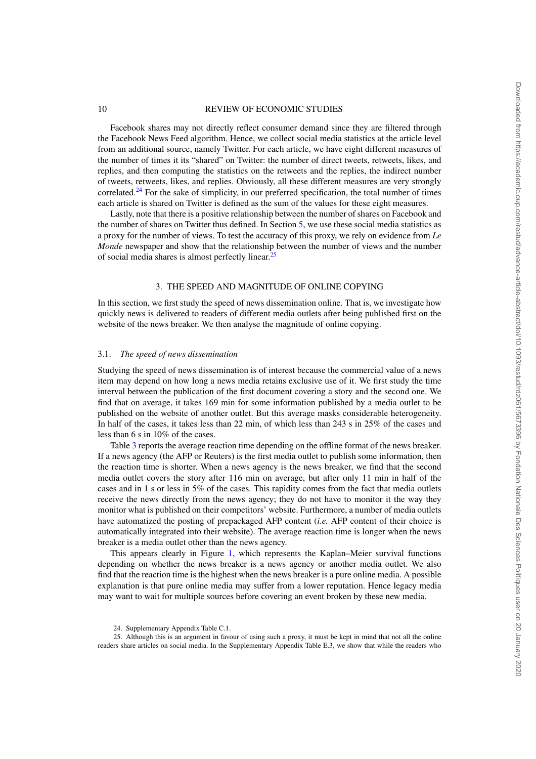Facebook shares may not directly reflect consumer demand since they are filtered through the Facebook News Feed algorithm. Hence, we collect social media statistics at the article level from an additional source, namely Twitter. For each article, we have eight different measures of the number of times it its "shared" on Twitter: the number of direct tweets, retweets, likes, and replies, and then computing the statistics on the retweets and the replies, the indirect number of tweets, retweets, likes, and replies. Obviously, all these different measures are very strongly correlated.[24] For the sake of simplicity, in our preferred specification, the total number of times each article is shared on Twitter is defined as the sum of the values for these eight measures.

Lastly, note that there is a positive relationship between the number of shares on Facebook and the number of shares on Twitter thus defined. In Section 5, we use these social media statistics as a proxy for the number of views. To test the accuracy of this proxy, we rely on evidence from *Le Monde* newspaper and show that the relationship between the number of views and the number of social media shares is almost perfectly linear.[25]

## 3. THE SPEED AND MAGNITUDE OF ONLINE COPYING

In this section, we first study the speed of news dissemination online. That is, we investigate how quickly news is delivered to readers of different media outlets after being published first on the website of the news breaker. We then analyse the magnitude of online copying.

### 3.1. *The speed of news dissemination*

Studying the speed of news dissemination is of interest because the commercial value of a news item may depend on how long a news media retains exclusive use of it. We first study the time interval between the publication of the first document covering a story and the second one. We find that on average, it takes 169 min for some information published by a media outlet to be published on the website of another outlet. But this average masks considerable heterogeneity. In half of the cases, it takes less than 22 min, of which less than 243 s in 25% of the cases and less than 6 s in 10% of the cases.

Table 3 reports the average reaction time depending on the offline format of the news breaker. If a news agency (the AFP or Reuters) is the first media outlet to publish some information, then the reaction time is shorter. When a news agency is the news breaker, we find that the second media outlet covers the story after 116 min on average, but after only 11 min in half of the cases and in 1 s or less in 5% of the cases. This rapidity comes from the fact that media outlets receive the news directly from the news agency; they do not have to monitor it the way they monitor what is published on their competitors' website. Furthermore, a number of media outlets have automatized the posting of prepackaged AFP content (*i.e.* AFP content of their choice is automatically integrated into their website). The average reaction time is longer when the news breaker is a media outlet other than the news agency.

This appears clearly in Figure 1, which represents the Kaplan–Meier survival functions depending on whether the news breaker is a news agency or another media outlet. We also find that the reaction time is the highest when the news breaker is a pure online media. A possible explanation is that pure online media may suffer from a lower reputation. Hence legacy media may want to wait for multiple sources before covering an event broken by these new media.

24. Supplementary Appendix Table C.1.

25. Although this is an argument in favour of using such a proxy, it must be kept in mind that not all the online readers share articles on social media. In the Supplementary Appendix Table E.3, we show that while the readers who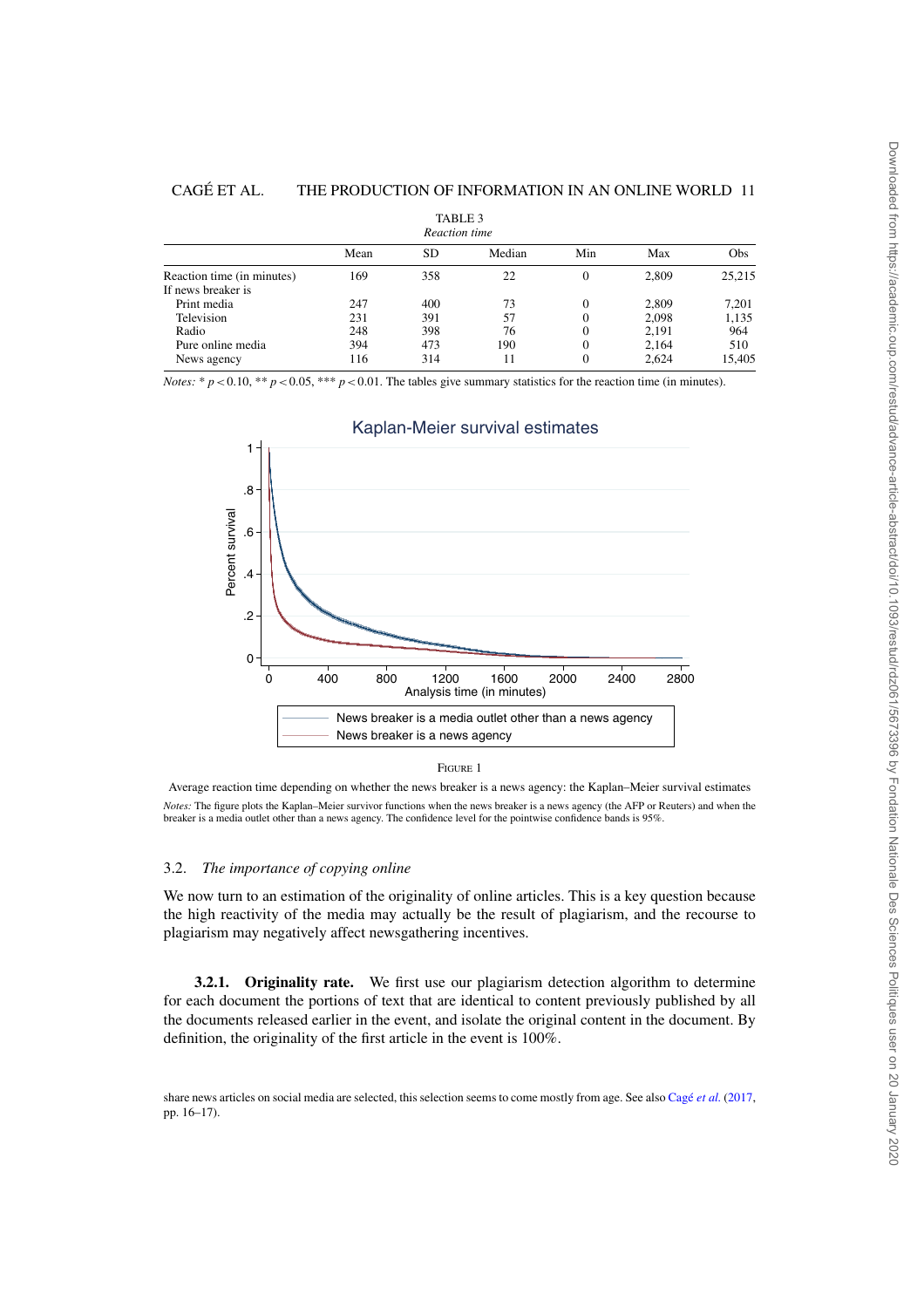TABLE 3

*Reaction time*

| | Mean | SD | Median | Min | Max | Obs |
|---|---|---|---|---|---|---|
| Reaction time (in minutes) | 169 | 358 | 22 | 0 | 2,809 | 25,215 |
| If news breaker is | | | | | | |
| Print media | 247 | 400 | 73 | 0 | 2,809 | 7,201 |
| Television | 231 | 391 | 57 | 0 | 2,098 | 1,135 |
| Radio | 248 | 398 | 76 | 0 | 2,191 | 964 |
| Pure online media | 394 | 473 | 190 | 0 | 2,164 | 510 |
| News agency | 116 | 314 | 11 | 0 | 2,624 | 15,405 |

*Notes:* * $p<0.10$, ** $p<0.05$, *** $p<0.01$. The tables give summary statistics for the reaction time (in minutes).

FIGURE 1

Average reaction time depending on whether the news breaker is a news agency: the Kaplan–Meier survival estimates

*Notes:* The figure plots the Kaplan–Meier survivor functions when the news breaker is a news agency (the AFP or Reuters) and when the breaker is a media outlet other than a news agency. The confidence level for the pointwise confidence bands is 95%.

### 3.2. *The importance of copying online*

We now turn to an estimation of the originality of online articles. This is a key question because the high reactivity of the media may actually be the result of plagiarism, and the recourse to plagiarism may negatively affect newsgathering incentives.

**3.2.1. Originality rate.** We first use our plagiarism detection algorithm to determine for each document the portions of text that are identical to content previously published by all the documents released earlier in the event, and isolate the original content in the document. By definition, the originality of the first article in the event is 100%.

share news articles on social media are selected, this selection seems to come mostly from age. See also Cagé *et al.* (2017, pp. 16–17).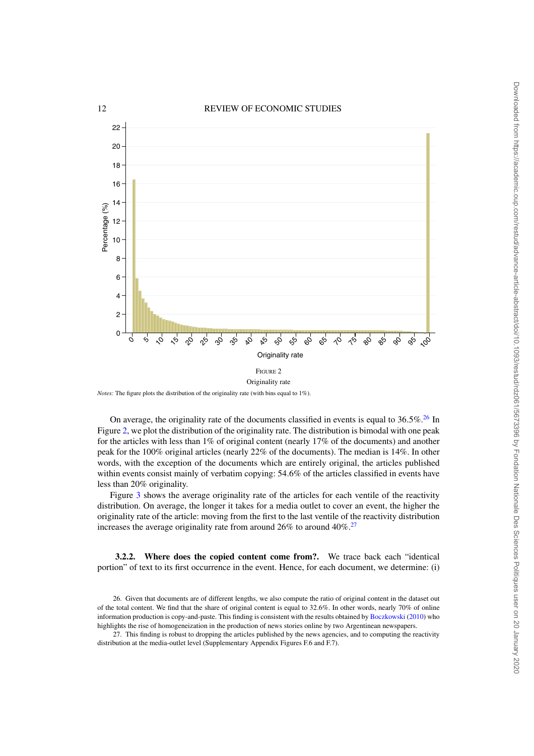Figure 2

Originality rate

*Notes:* The figure plots the distribution of the originality rate (with bins equal to 1%).

On average, the originality rate of the documents classified in events is equal to 36.5%.[26] In Figure 2, we plot the distribution of the originality rate. The distribution is bimodal with one peak for the articles with less than 1% of original content (nearly 17% of the documents) and another peak for the 100% original articles (nearly 22% of the documents). The median is 14%. In other words, with the exception of the documents which are entirely original, the articles published within events consist mainly of verbatim copying: 54.6% of the articles classified in events have less than 20% originality.

Figure 3 shows the average originality rate of the articles for each ventile of the reactivity distribution. On average, the longer it takes for a media outlet to cover an event, the higher the originality rate of the article: moving from the first to the last ventile of the reactivity distribution increases the average originality rate from around 26% to around 40%.[27]

#### 3.2.2. Where does the copied content come from?

We trace back each "identical portion" of text to its first occurrence in the event. Hence, for each document, we determine: (i)

26. Given that documents are of different lengths, we also compute the ratio of original content in the dataset out of the total content. We find that the share of original content is equal to 32.6%. In other words, nearly 70% of online information production is copy-and-paste. This finding is consistent with the results obtained by Boczkowski (2010) who highlights the rise of homogeneization in the production of news stories online by two Argentinean newspapers.

27. This finding is robust to dropping the articles published by the news agencies, and to computing the reactivity distribution at the media-outlet level (Supplementary Appendix Figures F.6 and F.7).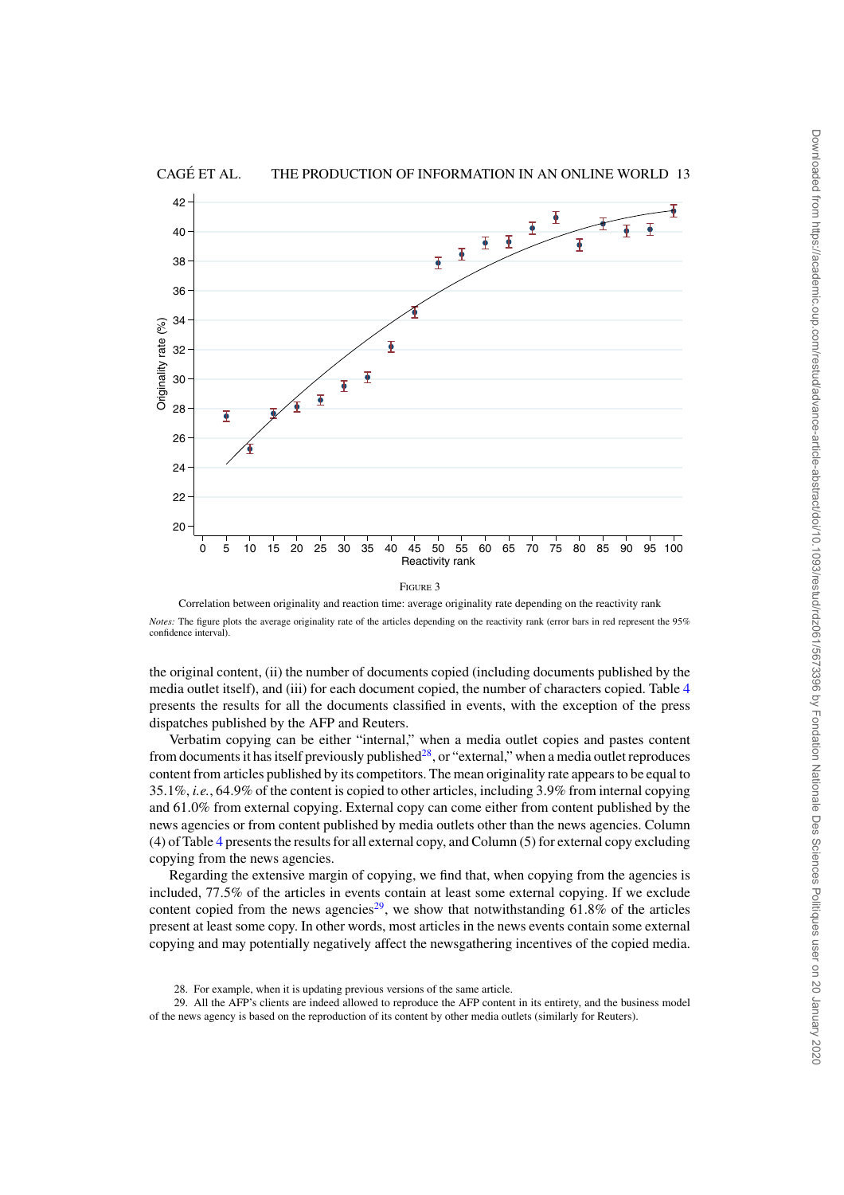FIGURE 3

Correlation between originality and reaction time: average originality rate depending on the reactivity rank

*Notes:* The figure plots the average originality rate of the articles depending on the reactivity rank (error bars in red represent the 95% confidence interval).

the original content, (ii) the number of documents copied (including documents published by the media outlet itself), and (iii) for each document copied, the number of characters copied. Table 4 presents the results for all the documents classified in events, with the exception of the press dispatches published by the AFP and Reuters.

Verbatim copying can be either "internal," when a media outlet copies and pastes content from documents it has itself previously published[28], or "external," when a media outlet reproduces content from articles published by its competitors. The mean originality rate appears to be equal to 35.1%, *i.e.*, 64.9% of the content is copied to other articles, including 3.9% from internal copying and 61.0% from external copying. External copy can come either from content published by the news agencies or from content published by media outlets other than the news agencies. Column (4) of Table 4 presents the results for all external copy, and Column (5) for external copy excluding copying from the news agencies.

Regarding the extensive margin of copying, we find that, when copying from the agencies is included, 77.5% of the articles in events contain at least some external copying. If we exclude content copied from the news agencies[29], we show that notwithstanding 61.8% of the articles present at least some copy. In other words, most articles in the news events contain some external copying and may potentially negatively affect the newsgathering incentives of the copied media.

28. For example, when it is updating previous versions of the same article.

29. All the AFP's clients are indeed allowed to reproduce the AFP content in its entirety, and the business model of the news agency is based on the reproduction of its content by other media outlets (similarly for Reuters).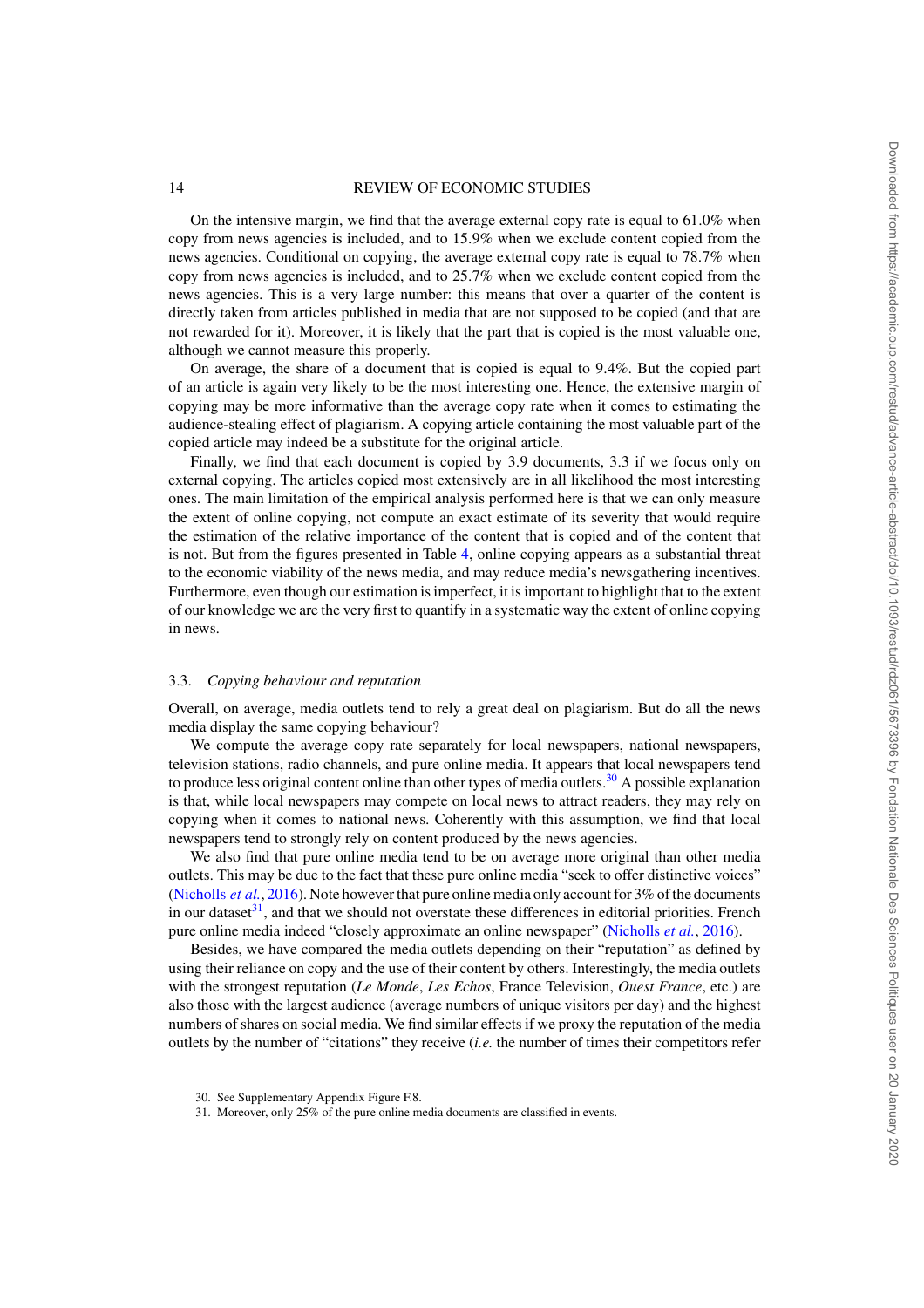On the intensive margin, we find that the average external copy rate is equal to 61.0% when copy from news agencies is included, and to 15.9% when we exclude content copied from the news agencies. Conditional on copying, the average external copy rate is equal to 78.7% when copy from news agencies is included, and to 25.7% when we exclude content copied from the news agencies. This is a very large number: this means that over a quarter of the content is directly taken from articles published in media that are not supposed to be copied (and that are not rewarded for it). Moreover, it is likely that the part that is copied is the most valuable one, although we cannot measure this properly.

On average, the share of a document that is copied is equal to 9.4%. But the copied part of an article is again very likely to be the most interesting one. Hence, the extensive margin of copying may be more informative than the average copy rate when it comes to estimating the audience-stealing effect of plagiarism. A copying article containing the most valuable part of the copied article may indeed be a substitute for the original article.

Finally, we find that each document is copied by 3.9 documents, 3.3 if we focus only on external copying. The articles copied most extensively are in all likelihood the most interesting ones. The main limitation of the empirical analysis performed here is that we can only measure the extent of online copying, not compute an exact estimate of its severity that would require the estimation of the relative importance of the content that is copied and of the content that is not. But from the figures presented in Table 4, online copying appears as a substantial threat to the economic viability of the news media, and may reduce media's newsgathering incentives. Furthermore, even though our estimation is imperfect, it is important to highlight that to the extent of our knowledge we are the very first to quantify in a systematic way the extent of online copying in news.

### 3.3. *Copying behaviour and reputation*

Overall, on average, media outlets tend to rely a great deal on plagiarism. But do all the news media display the same copying behaviour?

We compute the average copy rate separately for local newspapers, national newspapers, television stations, radio channels, and pure online media. It appears that local newspapers tend to produce less original content online than other types of media outlets.[30] A possible explanation is that, while local newspapers may compete on local news to attract readers, they may rely on copying when it comes to national news. Coherently with this assumption, we find that local newspapers tend to strongly rely on content produced by the news agencies.

We also find that pure online media tend to be on average more original than other media outlets. This may be due to the fact that these pure online media "seek to offer distinctive voices" (Nicholls *et al.*, 2016). Note however that pure online media only account for 3% of the documents in our dataset[31], and that we should not overstate these differences in editorial priorities. French pure online media indeed "closely approximate an online newspaper" (Nicholls *et al.*, 2016).

Besides, we have compared the media outlets depending on their "reputation" as defined by using their reliance on copy and the use of their content by others. Interestingly, the media outlets with the strongest reputation (*Le Monde*, *Les Echos*, France Television, *Ouest France*, etc.) are also those with the largest audience (average numbers of unique visitors per day) and the highest numbers of shares on social media. We find similar effects if we proxy the reputation of the media outlets by the number of "citations" they receive (*i.e.* the number of times their competitors refer

30. See Supplementary Appendix Figure F.8.

31. Moreover, only 25% of the pure online media documents are classified in events.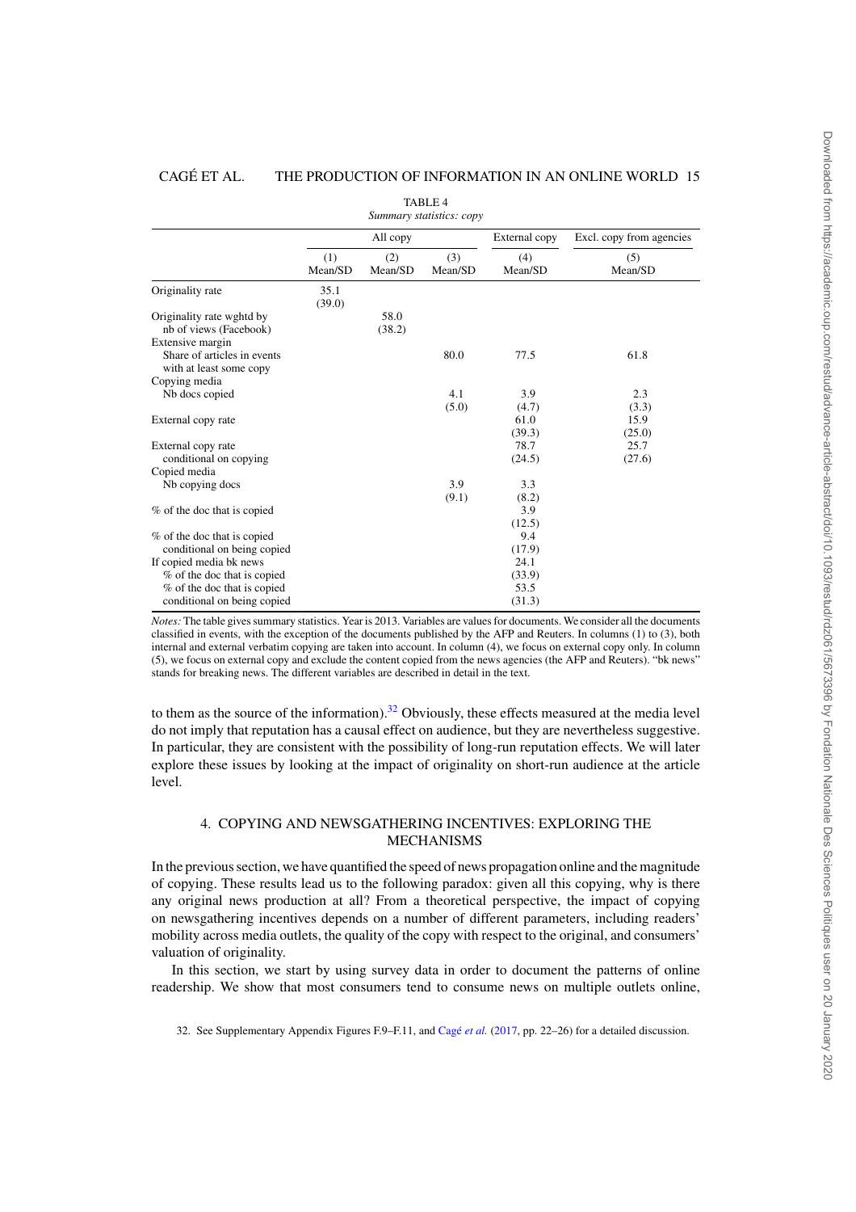TABLE 4
*Summary statistics: copy*

| | All copy | | | External copy | Excl. copy from agencies |
|---|---|---|---|---|---|
| | (1) Mean/SD | (2) Mean/SD | (3) Mean/SD | (4) Mean/SD | (5) Mean/SD |
| Originality rate | 35.1 (39.0) | | | | |
| Originality rate wghtd by nb of views (Facebook) | | 58.0 (38.2) | | | |
| Extensive margin | | | | | |
| Share of articles in events with at least some copy | | | 80.0 | 77.5 | 61.8 |
| Copying media | | | | | |
| Nb docs copied | | | 4.1 (5.0) | 3.9 (4.7) | 2.3 (3.3) |
| External copy rate | | | | 61.0 (39.3) | 15.9 (25.0) |
| External copy rate conditional on copying | | | | 78.7 (24.5) | 25.7 (27.6) |
| Copied media | | | | | |
| Nb copying docs | | | 3.9 (9.1) | 3.3 (8.2) | |
| % of the doc that is copied | | | | 3.9 (12.5) | |
| % of the doc that is copied conditional on being copied | | | | 9.4 (17.9) | |
| If copied media bk news | | | | | |
| % of the doc that is copied | | | | 24.1 (33.9) | |
| % of the doc that is copied conditional on being copied | | | | 53.5 (31.3) | |

*Notes:* The table gives summary statistics. Year is 2013. Variables are values for documents. We consider all the documents classified in events, with the exception of the documents published by the AFP and Reuters. In columns (1) to (3), both internal and external verbatim copying are taken into account. In column (4), we focus on external copy only. In column (5), we focus on external copy and exclude the content copied from the news agencies (the AFP and Reuters). "bk news" stands for breaking news. The different variables are described in detail in the text.

to them as the source of the information).[32] Obviously, these effects measured at the media level do not imply that reputation has a causal effect on audience, but they are nevertheless suggestive. In particular, they are consistent with the possibility of long-run reputation effects. We will later explore these issues by looking at the impact of originality on short-run audience at the article level.

## 4. COPYING AND NEWSGATHERING INCENTIVES: EXPLORING THE MECHANISMS

In the previous section, we have quantified the speed of news propagation online and the magnitude of copying. These results lead us to the following paradox: given all this copying, why is there any original news production at all? From a theoretical perspective, the impact of copying on newsgathering incentives depends on a number of different parameters, including readers' mobility across media outlets, the quality of the copy with respect to the original, and consumers' valuation of originality.

In this section, we start by using survey data in order to document the patterns of online readership. We show that most consumers tend to consume news on multiple outlets online,

32. See Supplementary Appendix Figures F.9–F.11, and Cagé *et al.* (2017, pp. 22–26) for a detailed discussion.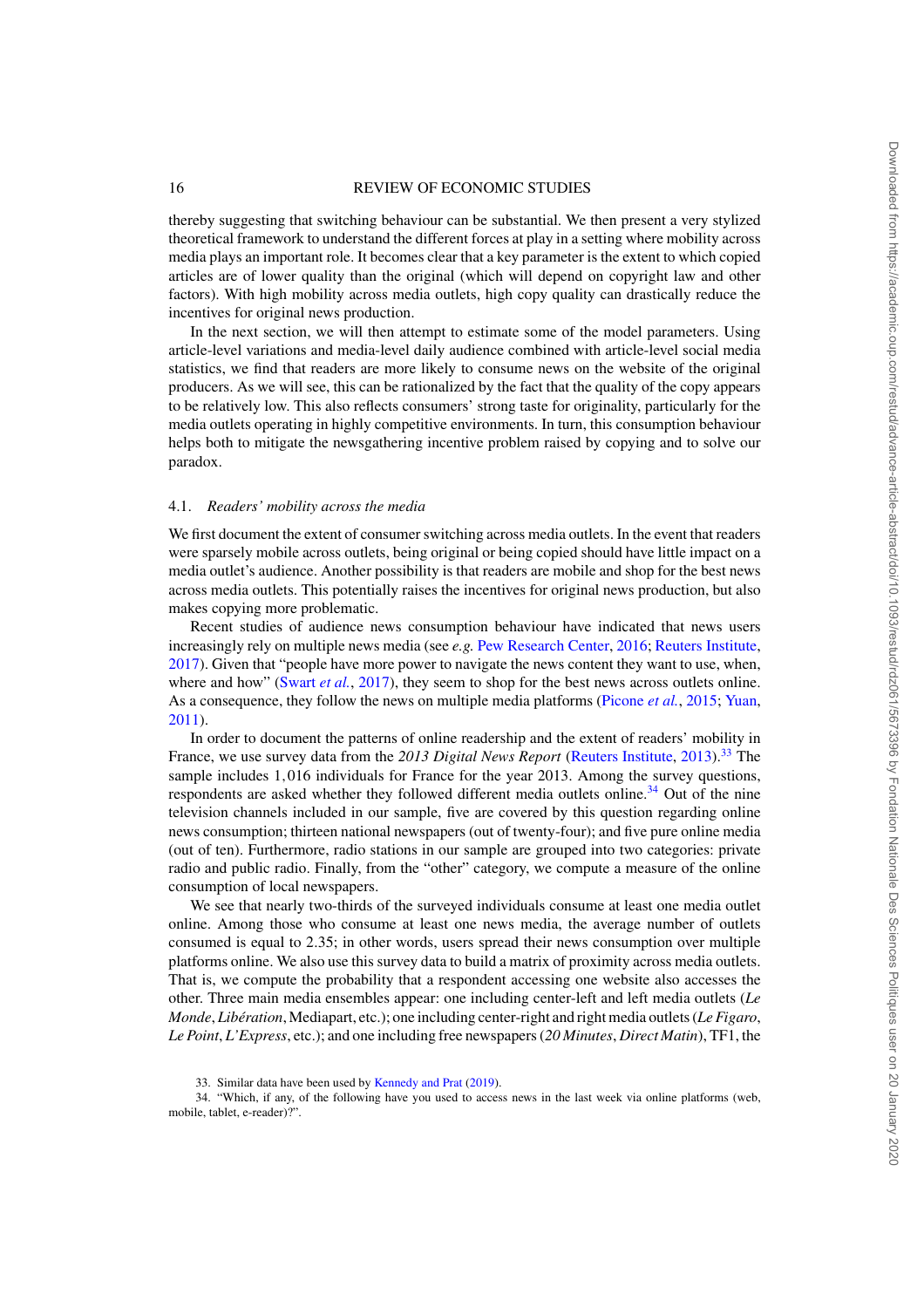thereby suggesting that switching behaviour can be substantial. We then present a very stylized theoretical framework to understand the different forces at play in a setting where mobility across media plays an important role. It becomes clear that a key parameter is the extent to which copied articles are of lower quality than the original (which will depend on copyright law and other factors). With high mobility across media outlets, high copy quality can drastically reduce the incentives for original news production.

In the next section, we will then attempt to estimate some of the model parameters. Using article-level variations and media-level daily audience combined with article-level social media statistics, we find that readers are more likely to consume news on the website of the original producers. As we will see, this can be rationalized by the fact that the quality of the copy appears to be relatively low. This also reflects consumers' strong taste for originality, particularly for the media outlets operating in highly competitive environments. In turn, this consumption behaviour helps both to mitigate the newsgathering incentive problem raised by copying and to solve our paradox.

### 4.1. *Readers' mobility across the media*

We first document the extent of consumer switching across media outlets. In the event that readers were sparsely mobile across outlets, being original or being copied should have little impact on a media outlet's audience. Another possibility is that readers are mobile and shop for the best news across media outlets. This potentially raises the incentives for original news production, but also makes copying more problematic.

Recent studies of audience news consumption behaviour have indicated that news users increasingly rely on multiple news media (see *e.g.* Pew Research Center, 2016; Reuters Institute, 2017). Given that "people have more power to navigate the news content they want to use, when, where and how" (Swart *et al.*, 2017), they seem to shop for the best news across outlets online. As a consequence, they follow the news on multiple media platforms (Picone *et al.*, 2015; Yuan, 2011).

In order to document the patterns of online readership and the extent of readers' mobility in France, we use survey data from the *2013 Digital News Report* (Reuters Institute, 2013).[33] The sample includes 1,016 individuals for France for the year 2013. Among the survey questions, respondents are asked whether they followed different media outlets online.[34] Out of the nine television channels included in our sample, five are covered by this question regarding online news consumption; thirteen national newspapers (out of twenty-four); and five pure online media (out of ten). Furthermore, radio stations in our sample are grouped into two categories: private radio and public radio. Finally, from the "other" category, we compute a measure of the online consumption of local newspapers.

We see that nearly two-thirds of the surveyed individuals consume at least one media outlet online. Among those who consume at least one news media, the average number of outlets consumed is equal to 2.35; in other words, users spread their news consumption over multiple platforms online. We also use this survey data to build a matrix of proximity across media outlets. That is, we compute the probability that a respondent accessing one website also accesses the other. Three main media ensembles appear: one including center-left and left media outlets (*Le Monde*, *Libération*, Mediapart, etc.); one including center-right and right media outlets (*Le Figaro*, *Le Point*, *L'Express*, etc.); and one including free newspapers (*20 Minutes*, *Direct Matin*), TF1, the

33. Similar data have been used by Kennedy and Prat (2019).

34. "Which, if any, of the following have you used to access news in the last week via online platforms (web, mobile, tablet, e-reader)?".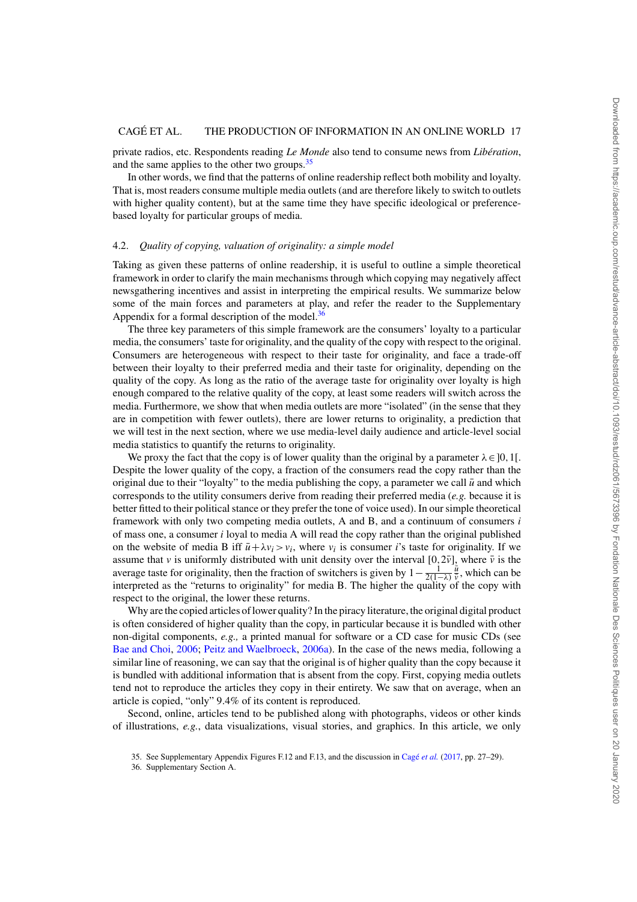private radios, etc. Respondents reading *Le Monde* also tend to consume news from *Libération*, and the same applies to the other two groups.[35]

In other words, we find that the patterns of online readership reflect both mobility and loyalty. That is, most readers consume multiple media outlets (and are therefore likely to switch to outlets with higher quality content), but at the same time they have specific ideological or preference-based loyalty for particular groups of media.

### 4.2. *Quality of copying, valuation of originality: a simple model*

Taking as given these patterns of online readership, it is useful to outline a simple theoretical framework in order to clarify the main mechanisms through which copying may negatively affect newsgathering incentives and assist in interpreting the empirical results. We summarize below some of the main forces and parameters at play, and refer the reader to the Supplementary Appendix for a formal description of the model.[36]

The three key parameters of this simple framework are the consumers' loyalty to a particular media, the consumers' taste for originality, and the quality of the copy with respect to the original. Consumers are heterogeneous with respect to their taste for originality, and face a trade-off between their loyalty to their preferred media and their taste for originality, depending on the quality of the copy. As long as the ratio of the average taste for originality over loyalty is high enough compared to the relative quality of the copy, at least some readers will switch across the media. Furthermore, we show that when media outlets are more "isolated" (in the sense that they are in competition with fewer outlets), there are lower returns to originality, a prediction that we will test in the next section, where we use media-level daily audience and article-level social media statistics to quantify the returns to originality.

We proxy the fact that the copy is of lower quality than the original by a parameter $\lambda \in ]0,1[$. Despite the lower quality of the copy, a fraction of the consumers read the copy rather than the original due to their "loyalty" to the media publishing the copy, a parameter we call $\bar{u}$ and which corresponds to the utility consumers derive from reading their preferred media (*e.g.* because it is better fitted to their political stance or they prefer the tone of voice used). In our simple theoretical framework with only two competing media outlets, A and B, and a continuum of consumers $i$ of mass one, a consumer $i$ loyal to media A will read the copy rather than the original published on the website of media B iff $\bar{u}+\lambda v_i > v_i$, where $v_i$ is consumer $i$'s taste for originality. If we assume that $v$ is uniformly distributed with unit density over the interval $[0, 2\bar{v}]$, where $\bar{v}$ is the average taste for originality, then the fraction of switchers is given by $1-\frac{1}{2(1-\lambda)}\frac{\bar{u}}{\bar{v}}$, which can be interpreted as the "returns to originality" for media B. The higher the quality of the copy with respect to the original, the lower these returns.

Why are the copied articles of lower quality? In the piracy literature, the original digital product is often considered of higher quality than the copy, in particular because it is bundled with other non-digital components, *e.g.,* a printed manual for software or a CD case for music CDs (see Bae and Choi, 2006; Peitz and Waelbroeck, 2006a). In the case of the news media, following a similar line of reasoning, we can say that the original is of higher quality than the copy because it is bundled with additional information that is absent from the copy. First, copying media outlets tend not to reproduce the articles they copy in their entirety. We saw that on average, when an article is copied, "only" 9.4% of its content is reproduced.

Second, online, articles tend to be published along with photographs, videos or other kinds of illustrations, *e.g.*, data visualizations, visual stories, and graphics. In this article, we only

35. See Supplementary Appendix Figures F.12 and F.13, and the discussion in Cagé *et al.* (2017, pp. 27–29).

36. Supplementary Section A.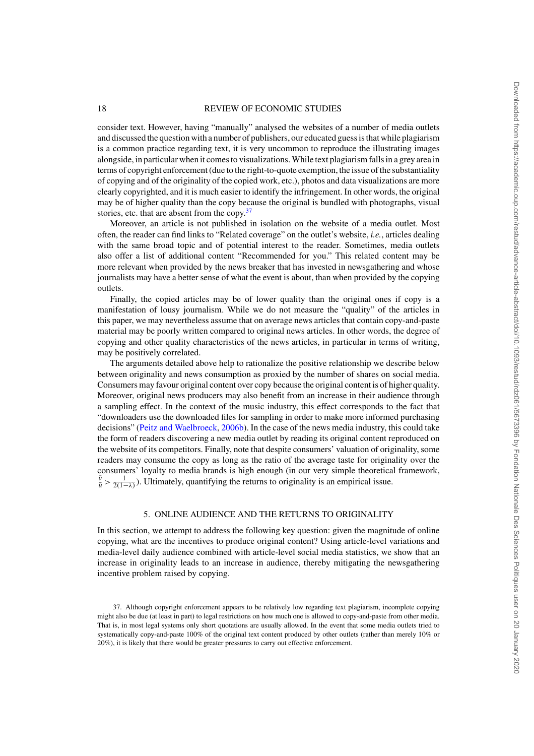consider text. However, having "manually" analysed the websites of a number of media outlets and discussed the question with a number of publishers, our educated guess is that while plagiarism is a common practice regarding text, it is very uncommon to reproduce the illustrating images alongside, in particular when it comes to visualizations. While text plagiarism falls in a grey area in terms of copyright enforcement (due to the right-to-quote exemption, the issue of the substantiality of copying and of the originality of the copied work, etc.), photos and data visualizations are more clearly copyrighted, and it is much easier to identify the infringement. In other words, the original may be of higher quality than the copy because the original is bundled with photographs, visual stories, etc. that are absent from the copy.[37]

Moreover, an article is not published in isolation on the website of a media outlet. Most often, the reader can find links to "Related coverage" on the outlet's website, *i.e.*, articles dealing with the same broad topic and of potential interest to the reader. Sometimes, media outlets also offer a list of additional content "Recommended for you." This related content may be more relevant when provided by the news breaker that has invested in newsgathering and whose journalists may have a better sense of what the event is about, than when provided by the copying outlets.

Finally, the copied articles may be of lower quality than the original ones if copy is a manifestation of lousy journalism. While we do not measure the "quality" of the articles in this paper, we may nevertheless assume that on average news articles that contain copy-and-paste material may be poorly written compared to original news articles. In other words, the degree of copying and other quality characteristics of the news articles, in particular in terms of writing, may be positively correlated.

The arguments detailed above help to rationalize the positive relationship we describe below between originality and news consumption as proxied by the number of shares on social media. Consumers may favour original content over copy because the original content is of higher quality. Moreover, original news producers may also benefit from an increase in their audience through a sampling effect. In the context of the music industry, this effect corresponds to the fact that "downloaders use the downloaded files for sampling in order to make more informed purchasing decisions" (Peitz and Waelbroeck, 2006b). In the case of the news media industry, this could take the form of readers discovering a new media outlet by reading its original content reproduced on the website of its competitors. Finally, note that despite consumers' valuation of originality, some readers may consume the copy as long as the ratio of the average taste for originality over the consumers' loyalty to media brands is high enough (in our very simple theoretical framework, $\frac{\bar{v}}{u} > \frac{1}{2(1-\lambda)}$). Ultimately, quantifying the returns to originality is an empirical issue.

## 5. ONLINE AUDIENCE AND THE RETURNS TO ORIGINALITY

In this section, we attempt to address the following key question: given the magnitude of online copying, what are the incentives to produce original content? Using article-level variations and media-level daily audience combined with article-level social media statistics, we show that an increase in originality leads to an increase in audience, thereby mitigating the newsgathering incentive problem raised by copying.

37. Although copyright enforcement appears to be relatively low regarding text plagiarism, incomplete copying might also be due (at least in part) to legal restrictions on how much one is allowed to copy-and-paste from other media. That is, in most legal systems only short quotations are usually allowed. In the event that some media outlets tried to systematically copy-and-paste 100% of the original text content produced by other outlets (rather than merely 10% or 20%), it is likely that there would be greater pressures to carry out effective enforcement.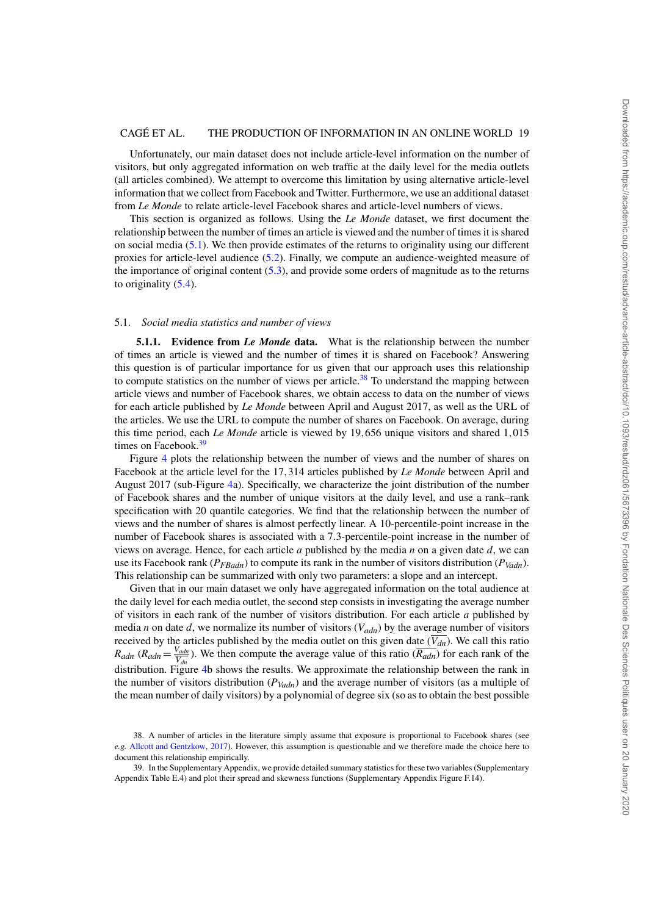Unfortunately, our main dataset does not include article-level information on the number of visitors, but only aggregated information on web traffic at the daily level for the media outlets (all articles combined). We attempt to overcome this limitation by using alternative article-level information that we collect from Facebook and Twitter. Furthermore, we use an additional dataset from *Le Monde* to relate article-level Facebook shares and article-level numbers of views.

This section is organized as follows. Using the *Le Monde* dataset, we first document the relationship between the number of times an article is viewed and the number of times it is shared on social media (5.1). We then provide estimates of the returns to originality using our different proxies for article-level audience (5.2). Finally, we compute an audience-weighted measure of the importance of original content (5.3), and provide some orders of magnitude as to the returns to originality (5.4).

## 5.1. *Social media statistics and number of views*

**5.1.1. Evidence from *Le Monde* data.** What is the relationship between the number of times an article is viewed and the number of times it is shared on Facebook? Answering this question is of particular importance for us given that our approach uses this relationship to compute statistics on the number of views per article.[38] To understand the mapping between article views and number of Facebook shares, we obtain access to data on the number of views for each article published by *Le Monde* between April and August 2017, as well as the URL of the articles. We use the URL to compute the number of shares on Facebook. On average, during this time period, each *Le Monde* article is viewed by 19,656 unique visitors and shared 1,015 times on Facebook.[39]

Figure 4 plots the relationship between the number of views and the number of shares on Facebook at the article level for the 17,314 articles published by *Le Monde* between April and August 2017 (sub-Figure 4a). Specifically, we characterize the joint distribution of the number of Facebook shares and the number of unique visitors at the daily level, and use a rank–rank specification with 20 quantile categories. We find that the relationship between the number of views and the number of shares is almost perfectly linear. A 10-percentile-point increase in the number of Facebook shares is associated with a 7.3-percentile-point increase in the number of views on average. Hence, for each article $a$ published by the media $n$ on a given date $d$, we can use its Facebook rank ($P_{FBadn}$) to compute its rank in the number of visitors distribution ($P_{Vadn}$). This relationship can be summarized with only two parameters: a slope and an intercept.

Given that in our main dataset we only have aggregated information on the total audience at the daily level for each media outlet, the second step consists in investigating the average number of visitors in each rank of the number of visitors distribution. For each article $a$ published by media $n$ on date $d$, we normalize its number of visitors ($V_{adn}$) by the average number of visitors received by the articles published by the media outlet on this given date ($\overline{V_{dn}}$). We call this ratio $R_{adn}$ ($R_{adn} = \frac{V_{adn}}{\overline{V_{dn}}}$). We then compute the average value of this ratio ($\overline{R_{adn}}$) for each rank of the distribution. Figure 4b shows the results. We approximate the relationship between the rank in the number of visitors distribution ($P_{Vadn}$) and the average number of visitors (as a multiple of the mean number of daily visitors) by a polynomial of degree six (so as to obtain the best possible

38. A number of articles in the literature simply assume that exposure is proportional to Facebook shares (see *e.g.* Allcott and Gentzkow, 2017). However, this assumption is questionable and we therefore made the choice here to document this relationship empirically.

39. In the Supplementary Appendix, we provide detailed summary statistics for these two variables (Supplementary Appendix Table E.4) and plot their spread and skewness functions (Supplementary Appendix Figure F.14).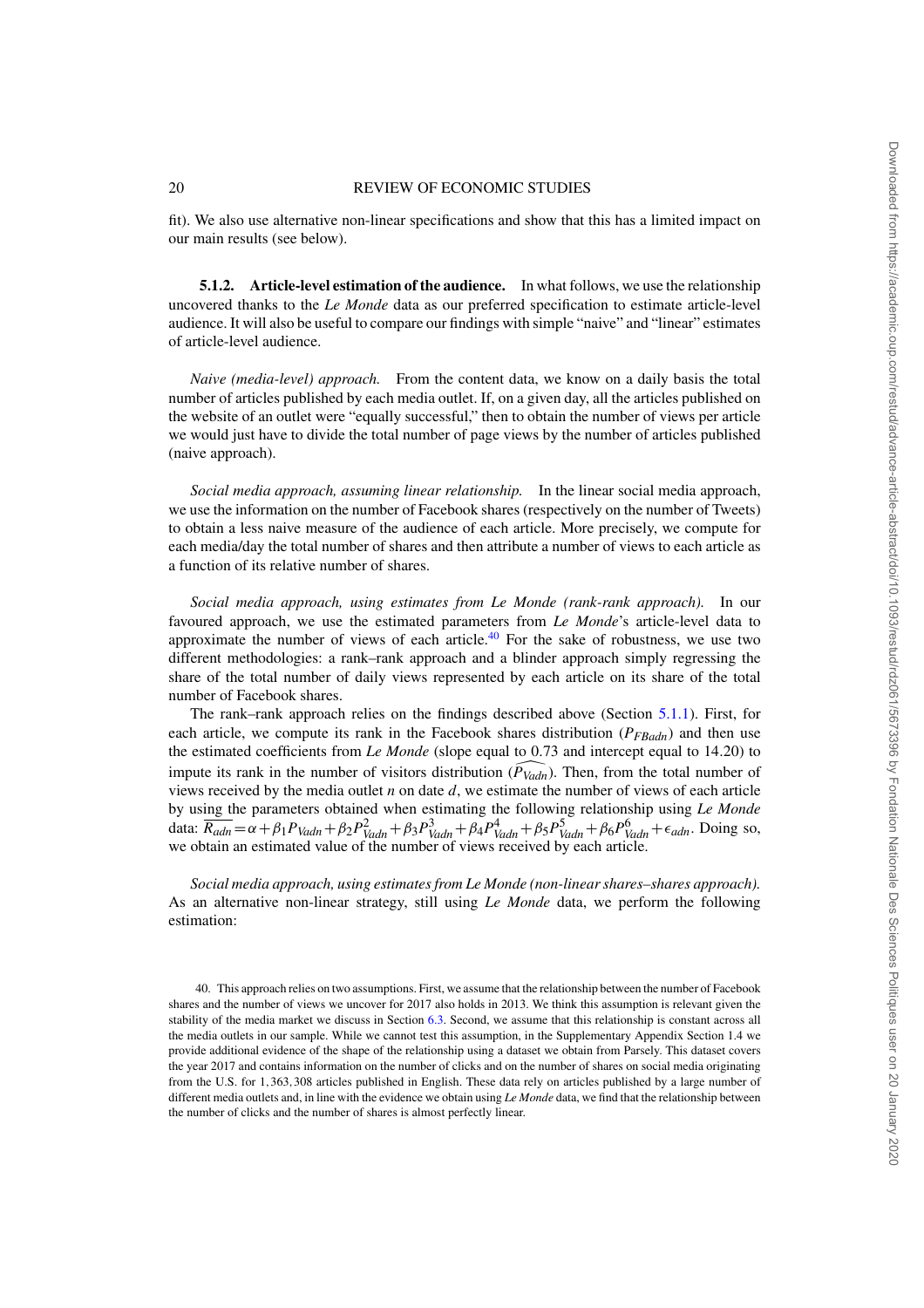fit). We also use alternative non-linear specifications and show that this has a limited impact on our main results (see below).

#### 5.1.2. Article-level estimation of the audience.

In what follows, we use the relationship uncovered thanks to the *Le Monde* data as our preferred specification to estimate article-level audience. It will also be useful to compare our findings with simple "naive" and "linear" estimates of article-level audience.

*Naive (media-level) approach.* From the content data, we know on a daily basis the total number of articles published by each media outlet. If, on a given day, all the articles published on the website of an outlet were "equally successful," then to obtain the number of views per article we would just have to divide the total number of page views by the number of articles published (naive approach).

*Social media approach, assuming linear relationship.* In the linear social media approach, we use the information on the number of Facebook shares (respectively on the number of Tweets) to obtain a less naive measure of the audience of each article. More precisely, we compute for each media/day the total number of shares and then attribute a number of views to each article as a function of its relative number of shares.

*Social media approach, using estimates from Le Monde (rank-rank approach).* In our favoured approach, we use the estimated parameters from *Le Monde*'s article-level data to approximate the number of views of each article.[40] For the sake of robustness, we use two different methodologies: a rank–rank approach and a blinder approach simply regressing the share of the total number of daily views represented by each article on its share of the total number of Facebook shares.

The rank–rank approach relies on the findings described above (Section 5.1.1). First, for each article, we compute its rank in the Facebook shares distribution ($P_{FBadn}$) and then use the estimated coefficients from *Le Monde* (slope equal to 0.73 and intercept equal to 14.20) to impute its rank in the number of visitors distribution ($\widehat{P_{Vadn}}$). Then, from the total number of views received by the media outlet $n$ on date $d$, we estimate the number of views of each article by using the parameters obtained when estimating the following relationship using *Le Monde* data: $\overline{R_{adn}} = \alpha + \beta_1 P_{Vadn} + \beta_2 P_{Vadn}^2 + \beta_3 P_{Vadn}^3 + \beta_4 P_{Vadn}^4 + \beta_5 P_{Vadn}^5 + \beta_6 P_{Vadn}^6 + \epsilon_{adn}$. Doing so, we obtain an estimated value of the number of views received by each article.

*Social media approach, using estimates from Le Monde (non-linear shares–shares approach).* As an alternative non-linear strategy, still using *Le Monde* data, we perform the following estimation:

40. This approach relies on two assumptions. First, we assume that the relationship between the number of Facebook shares and the number of views we uncover for 2017 also holds in 2013. We think this assumption is relevant given the stability of the media market we discuss in Section 6.3. Second, we assume that this relationship is constant across all the media outlets in our sample. While we cannot test this assumption, in the Supplementary Appendix Section 1.4 we provide additional evidence of the shape of the relationship using a dataset we obtain from Parsely. This dataset covers the year 2017 and contains information on the number of clicks and on the number of shares on social media originating from the U.S. for 1,363,308 articles published in English. These data rely on articles published by a large number of different media outlets and, in line with the evidence we obtain using *Le Monde* data, we find that the relationship between the number of clicks and the number of shares is almost perfectly linear.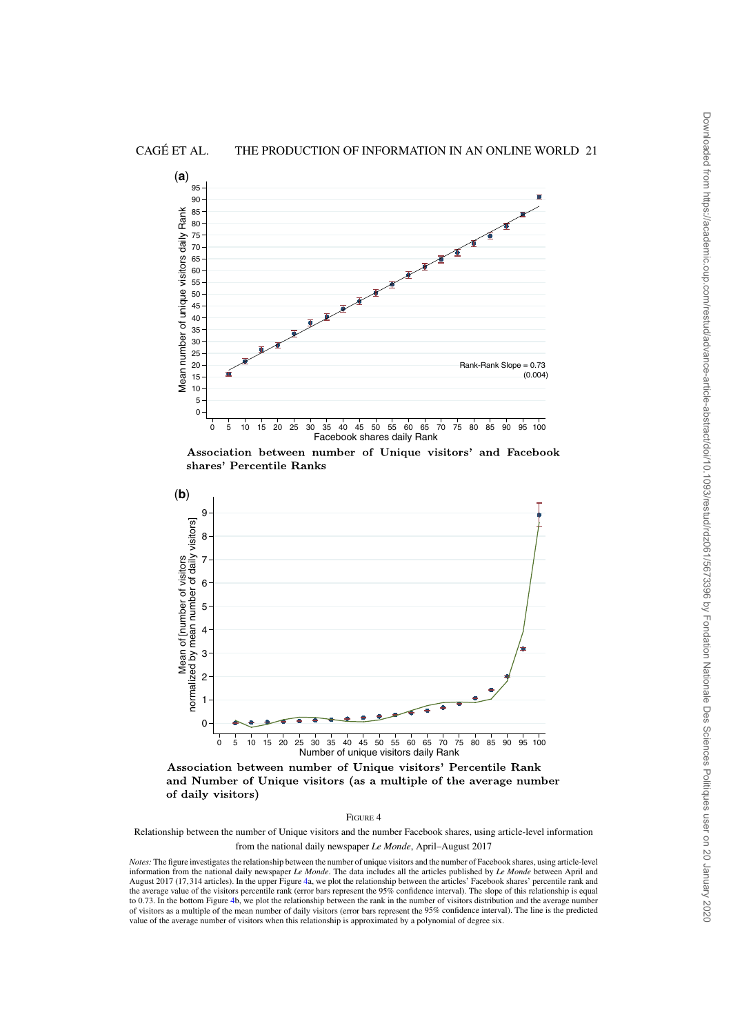(**a**)

**Association between number of Unique visitors' and Facebook shares' Percentile Ranks**

(**b**)

**Association between number of Unique visitors' Percentile Rank and Number of Unique visitors (as a multiple of the average number of daily visitors)**

FIGURE 4

Relationship between the number of Unique visitors and the number Facebook shares, using article-level information from the national daily newspaper *Le Monde*, April–August 2017

*Notes:* The figure investigates the relationship between the number of unique visitors and the number of Facebook shares, using article-level information from the national daily newspaper *Le Monde*. The data includes all the articles published by *Le Monde* between April and August 2017 (17,314 articles). In the upper Figure 4a, we plot the relationship between the articles' Facebook shares' percentile rank and the average value of the visitors percentile rank (error bars represent the 95% confidence interval). The slope of this relationship is equal to 0.73. In the bottom Figure 4b, we plot the relationship between the rank in the number of visitors distribution and the average number of visitors as a multiple of the mean number of daily visitors (error bars represent the 95% confidence interval). The line is the predicted value of the average number of visitors when this relationship is approximated by a polynomial of degree six.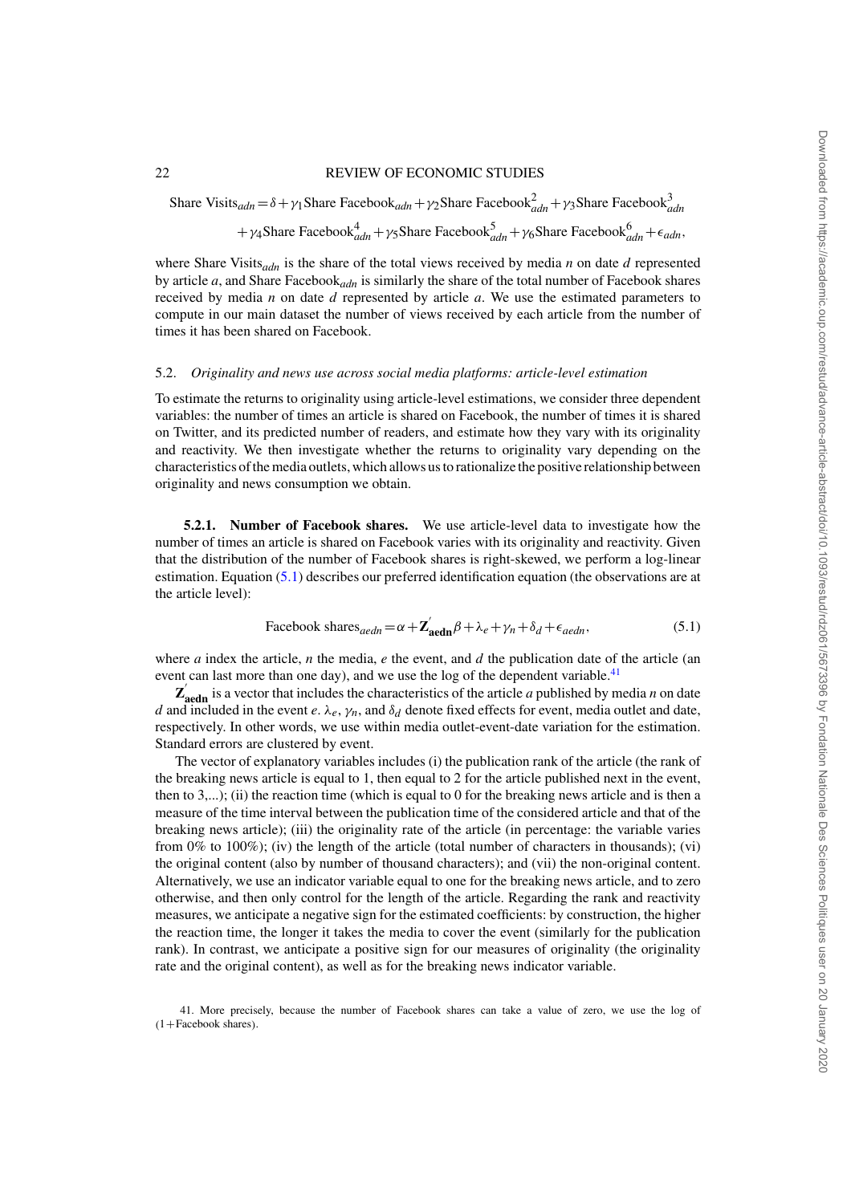$$\text{Share Visits}_{adn} = \delta + \gamma_1 \text{Share Facebook}_{adn} + \gamma_2 \text{Share Facebook}^2_{adn} + \gamma_3 \text{Share Facebook}^3_{adn}$$
$$+ \gamma_4 \text{Share Facebook}^4_{adn} + \gamma_5 \text{Share Facebook}^5_{adn} + \gamma_6 \text{Share Facebook}^6_{adn} + \epsilon_{adn},$$

where $\text{Share Visits}_{adn}$ is the share of the total views received by media $n$ on date $d$ represented by article $a$, and $\text{Share Facebook}_{adn}$ is similarly the share of the total number of Facebook shares received by media $n$ on date $d$ represented by article $a$. We use the estimated parameters to compute in our main dataset the number of views received by each article from the number of times it has been shared on Facebook.

### 5.2. *Originality and news use across social media platforms: article-level estimation*

To estimate the returns to originality using article-level estimations, we consider three dependent variables: the number of times an article is shared on Facebook, the number of times it is shared on Twitter, and its predicted number of readers, and estimate how they vary with its originality and reactivity. We then investigate whether the returns to originality vary depending on the characteristics of the media outlets, which allows us to rationalize the positive relationship between originality and news consumption we obtain.

**5.2.1. Number of Facebook shares.** We use article-level data to investigate how the number of times an article is shared on Facebook varies with its originality and reactivity. Given that the distribution of the number of Facebook shares is right-skewed, we perform a log-linear estimation. Equation (5.1) describes our preferred identification equation (the observations are at the article level):

$$\text{Facebook shares}_{aedn} = \alpha + \mathbf{Z}'_{\mathbf{aedn}}\beta + \lambda_e + \gamma_n + \delta_d + \epsilon_{aedn}, \tag{5.1}$$

where $a$ index the article, $n$ the media, $e$ the event, and $d$ the publication date of the article (an event can last more than one day), and we use the log of the dependent variable.[41]

$\mathbf{Z}'_{\mathbf{aedn}}$ is a vector that includes the characteristics of the article $a$ published by media $n$ on date $d$ and included in the event $e$. $\lambda_e$, $\gamma_n$, and $\delta_d$ denote fixed effects for event, media outlet and date, respectively. In other words, we use within media outlet-event-date variation for the estimation. Standard errors are clustered by event.

The vector of explanatory variables includes (i) the publication rank of the article (the rank of the breaking news article is equal to 1, then equal to 2 for the article published next in the event, then to 3,...); (ii) the reaction time (which is equal to 0 for the breaking news article and is then a measure of the time interval between the publication time of the considered article and that of the breaking news article); (iii) the originality rate of the article (in percentage: the variable varies from 0% to 100%); (iv) the length of the article (total number of characters in thousands); (vi) the original content (also by number of thousand characters); and (vii) the non-original content. Alternatively, we use an indicator variable equal to one for the breaking news article, and to zero otherwise, and then only control for the length of the article. Regarding the rank and reactivity measures, we anticipate a negative sign for the estimated coefficients: by construction, the higher the reaction time, the longer it takes the media to cover the event (similarly for the publication rank). In contrast, we anticipate a positive sign for our measures of originality (the originality rate and the original content), as well as for the breaking news indicator variable.

41. More precisely, because the number of Facebook shares can take a value of zero, we use the log of (1+Facebook shares).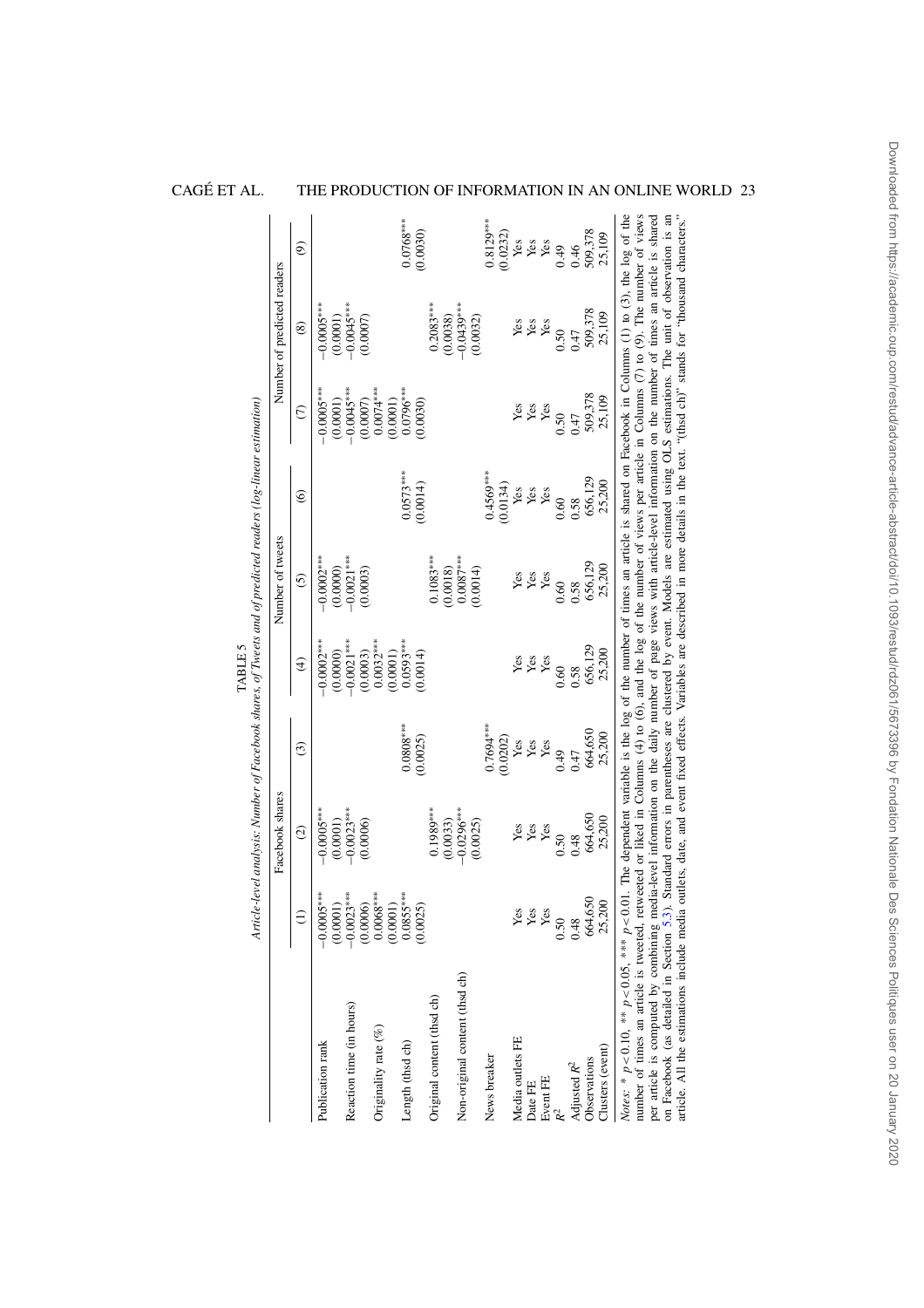TABLE 5

*Article-level analysis: Number of Facebook shares, of Tweets and of predicted readers (log-linear estimation)*

| | Facebook shares | | | Number of tweets | | | Number of predicted readers | | |
|---|---|---|---|---|---|---|---|---|---|
| | (1) | (2) | (3) | (4) | (5) | (6) | (7) | (8) | (9) |
| Publication rank | −0.0005*** | −0.0005*** | | −0.0002*** | −0.0002*** | | −0.0005*** | −0.0005*** | |
| | (0.0001) | (0.0001) | | (0.0000) | (0.0000) | | (0.0001) | (0.0001) | |
| Reaction time (in hours) | −0.0023*** | −0.0023*** | | −0.0021*** | −0.0021*** | | −0.0045*** | −0.0045*** | |
| | (0.0006) | (0.0006) | | (0.0003) | (0.0003) | | (0.0007) | (0.0007) | |
| Originality rate (%) | 0.0068*** | | | 0.0032*** | | | 0.0074*** | | |
| | (0.0001) | | | (0.0001) | | | (0.0001) | | |
| Length (thsd ch) | 0.0855*** | | 0.0808*** | 0.0593*** | | 0.0573*** | 0.0796*** | | 0.0768*** |
| | (0.0025) | | (0.0025) | (0.0014) | | (0.0014) | (0.0030) | | (0.0030) |
| Original content (thsd ch) | | 0.1989*** | | | 0.1083*** | | | 0.2083*** | |
| | | (0.0033) | | | (0.0018) | | | (0.0038) | |
| Non-original content (thsd ch) | | −0.0296*** | | | 0.0087*** | | | −0.0439*** | |
| | | (0.0025) | | | (0.0014) | | | (0.0032) | |
| News breaker | | | 0.7694*** | | | 0.4569*** | | | 0.8129*** |
| | | | (0.0202) | | | (0.0134) | | | (0.0232) |
| Media outlets FE | Yes | Yes | Yes | Yes | Yes | Yes | Yes | Yes | Yes |
| Date FE | Yes | Yes | Yes | Yes | Yes | Yes | Yes | Yes | Yes |
| Event FE | Yes | Yes | Yes | Yes | Yes | Yes | Yes | Yes | Yes |
| $R^2$ | 0.50 | 0.50 | 0.49 | 0.60 | 0.60 | 0.60 | 0.50 | 0.50 | 0.49 |
| Adjusted $R^2$ | 0.48 | 0.48 | 0.47 | 0.58 | 0.58 | 0.58 | 0.47 | 0.47 | 0.46 |
| Observations | 664,650 | 664,650 | 664,650 | 656,129 | 656,129 | 656,129 | 509,378 | 509,378 | 509,378 |
| Clusters (event) | 25,200 | 25,200 | 25,200 | 25,200 | 25,200 | 25,200 | 25,109 | 25,109 | 25,109 |

*Notes:* * $p<0.10$, ** $p<0.05$, *** $p<0.01$. The dependent variable is the log of the number of times an article is shared on Facebook in Columns (1) to (3), the log of the number of times an article is tweeted, retweeted or liked in Columns (4) to (6), and the log of the number of views per article in Columns (7) to (9). The number of views per article is computed by combining media-level information on the daily number of page views with article-level information on the number of times an article is shared on Facebook (as detailed in Section 5.3). Standard errors in parentheses are clustered by event. Models are estimated using OLS estimations. The unit of observation is an article. All the estimations include media outlets, date, and event fixed effects. Variables are described in more details in the text. "(thsd ch)" stands for "thousand characters."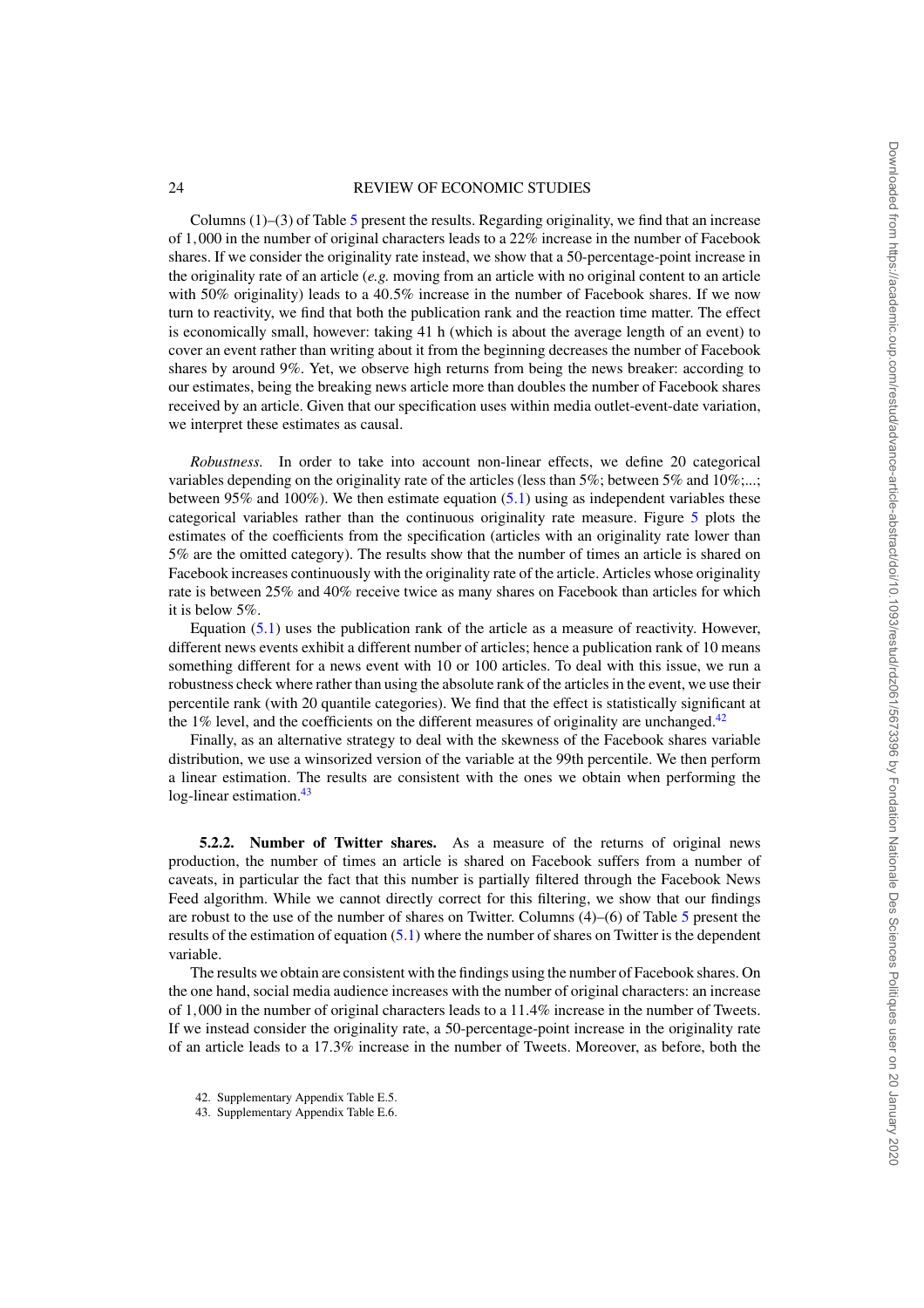Columns (1)–(3) of Table 5 present the results. Regarding originality, we find that an increase of 1,000 in the number of original characters leads to a 22% increase in the number of Facebook shares. If we consider the originality rate instead, we show that a 50-percentage-point increase in the originality rate of an article (*e.g.* moving from an article with no original content to an article with 50% originality) leads to a 40.5% increase in the number of Facebook shares. If we now turn to reactivity, we find that both the publication rank and the reaction time matter. The effect is economically small, however: taking 41 h (which is about the average length of an event) to cover an event rather than writing about it from the beginning decreases the number of Facebook shares by around 9%. Yet, we observe high returns from being the news breaker: according to our estimates, being the breaking news article more than doubles the number of Facebook shares received by an article. Given that our specification uses within media outlet-event-date variation, we interpret these estimates as causal.

*Robustness.* In order to take into account non-linear effects, we define 20 categorical variables depending on the originality rate of the articles (less than 5%; between 5% and 10%;...; between 95% and 100%). We then estimate equation (5.1) using as independent variables these categorical variables rather than the continuous originality rate measure. Figure 5 plots the estimates of the coefficients from the specification (articles with an originality rate lower than 5% are the omitted category). The results show that the number of times an article is shared on Facebook increases continuously with the originality rate of the article. Articles whose originality rate is between 25% and 40% receive twice as many shares on Facebook than articles for which it is below 5%.

Equation (5.1) uses the publication rank of the article as a measure of reactivity. However, different news events exhibit a different number of articles; hence a publication rank of 10 means something different for a news event with 10 or 100 articles. To deal with this issue, we run a robustness check where rather than using the absolute rank of the articles in the event, we use their percentile rank (with 20 quantile categories). We find that the effect is statistically significant at the 1% level, and the coefficients on the different measures of originality are unchanged.[42]

Finally, as an alternative strategy to deal with the skewness of the Facebook shares variable distribution, we use a winsorized version of the variable at the 99th percentile. We then perform a linear estimation. The results are consistent with the ones we obtain when performing the log-linear estimation.[43]

#### 5.2.2. Number of Twitter shares.

As a measure of the returns of original news production, the number of times an article is shared on Facebook suffers from a number of caveats, in particular the fact that this number is partially filtered through the Facebook News Feed algorithm. While we cannot directly correct for this filtering, we show that our findings are robust to the use of the number of shares on Twitter. Columns (4)–(6) of Table 5 present the results of the estimation of equation (5.1) where the number of shares on Twitter is the dependent variable.

The results we obtain are consistent with the findings using the number of Facebook shares. On the one hand, social media audience increases with the number of original characters: an increase of 1,000 in the number of original characters leads to a 11.4% increase in the number of Tweets. If we instead consider the originality rate, a 50-percentage-point increase in the originality rate of an article leads to a 17.3% increase in the number of Tweets. Moreover, as before, both the

42. Supplementary Appendix Table E.5.

43. Supplementary Appendix Table E.6.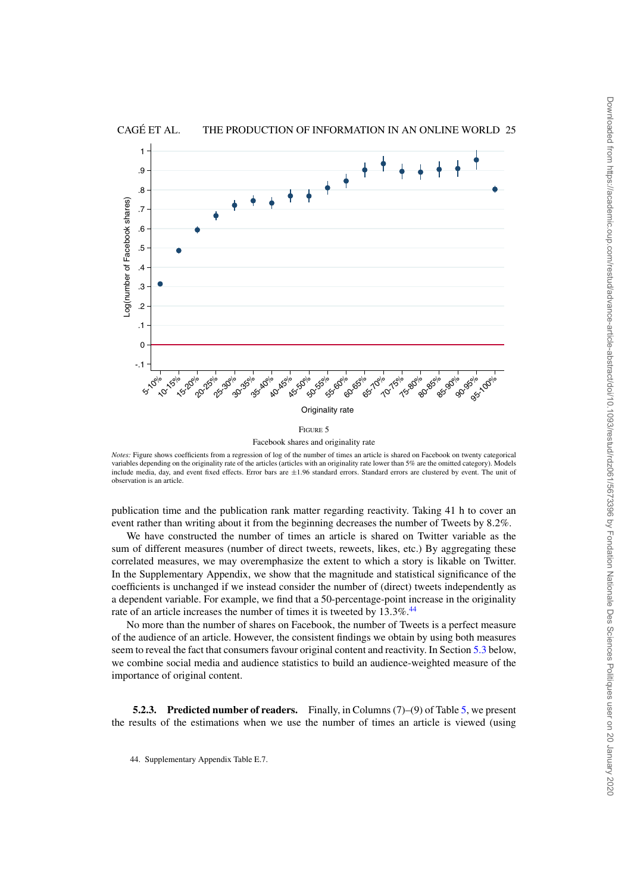Figure 5

Facebook shares and originality rate

*Notes:* Figure shows coefficients from a regression of log of the number of times an article is shared on Facebook on twenty categorical variables depending on the originality rate of the articles (articles with an originality rate lower than 5% are the omitted category). Models include media, day, and event fixed effects. Error bars are ±1.96 standard errors. Standard errors are clustered by event. The unit of observation is an article.

publication time and the publication rank matter regarding reactivity. Taking 41 h to cover an event rather than writing about it from the beginning decreases the number of Tweets by 8.2%.

We have constructed the number of times an article is shared on Twitter variable as the sum of different measures (number of direct tweets, reweets, likes, etc.) By aggregating these correlated measures, we may overemphasize the extent to which a story is likable on Twitter. In the Supplementary Appendix, we show that the magnitude and statistical significance of the coefficients is unchanged if we instead consider the number of (direct) tweets independently as a dependent variable. For example, we find that a 50-percentage-point increase in the originality rate of an article increases the number of times it is tweeted by 13.3%.[44]

No more than the number of shares on Facebook, the number of Tweets is a perfect measure of the audience of an article. However, the consistent findings we obtain by using both measures seem to reveal the fact that consumers favour original content and reactivity. In Section 5.3 below, we combine social media and audience statistics to build an audience-weighted measure of the importance of original content.

#### 5.2.3. Predicted number of readers.

Finally, in Columns (7)–(9) of Table 5, we present the results of the estimations when we use the number of times an article is viewed (using

44. Supplementary Appendix Table E.7.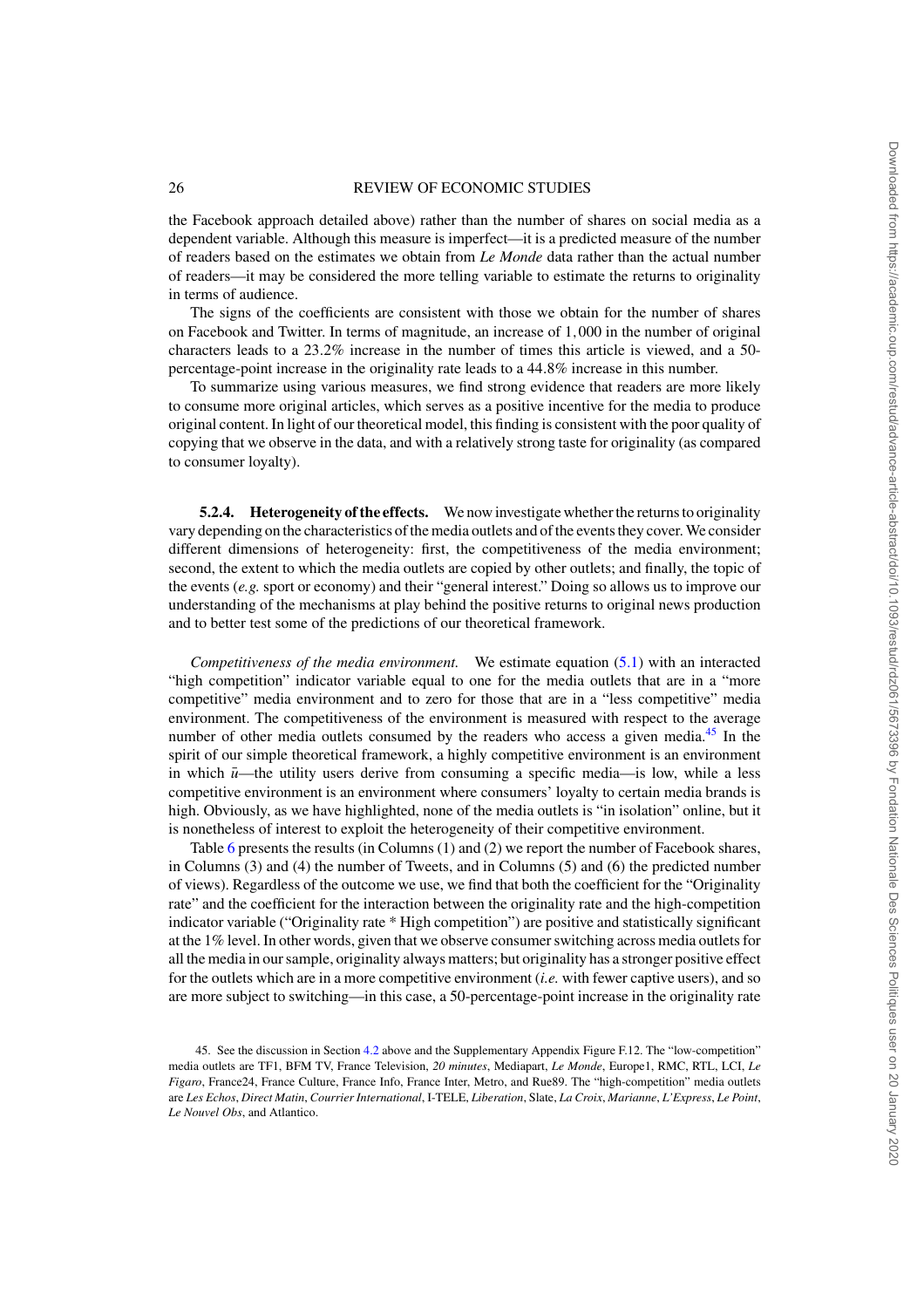the Facebook approach detailed above) rather than the number of shares on social media as a dependent variable. Although this measure is imperfect—it is a predicted measure of the number of readers based on the estimates we obtain from *Le Monde* data rather than the actual number of readers—it may be considered the more telling variable to estimate the returns to originality in terms of audience.

The signs of the coefficients are consistent with those we obtain for the number of shares on Facebook and Twitter. In terms of magnitude, an increase of 1,000 in the number of original characters leads to a 23.2% increase in the number of times this article is viewed, and a 50-percentage-point increase in the originality rate leads to a 44.8% increase in this number.

To summarize using various measures, we find strong evidence that readers are more likely to consume more original articles, which serves as a positive incentive for the media to produce original content. In light of our theoretical model, this finding is consistent with the poor quality of copying that we observe in the data, and with a relatively strong taste for originality (as compared to consumer loyalty).

#### 5.2.4. Heterogeneity of the effects.

We now investigate whether the returns to originality vary depending on the characteristics of the media outlets and of the events they cover. We consider different dimensions of heterogeneity: first, the competitiveness of the media environment; second, the extent to which the media outlets are copied by other outlets; and finally, the topic of the events (*e.g.* sport or economy) and their "general interest." Doing so allows us to improve our understanding of the mechanisms at play behind the positive returns to original news production and to better test some of the predictions of our theoretical framework.

*Competitiveness of the media environment.* We estimate equation (5.1) with an interacted "high competition" indicator variable equal to one for the media outlets that are in a "more competitive" media environment and to zero for those that are in a "less competitive" media environment. The competitiveness of the environment is measured with respect to the average number of other media outlets consumed by the readers who access a given media.[45] In the spirit of our simple theoretical framework, a highly competitive environment is an environment in which $\bar{u}$—the utility users derive from consuming a specific media—is low, while a less competitive environment is an environment where consumers' loyalty to certain media brands is high. Obviously, as we have highlighted, none of the media outlets is "in isolation" online, but it is nonetheless of interest to exploit the heterogeneity of their competitive environment.

Table 6 presents the results (in Columns (1) and (2) we report the number of Facebook shares, in Columns (3) and (4) the number of Tweets, and in Columns (5) and (6) the predicted number of views). Regardless of the outcome we use, we find that both the coefficient for the "Originality rate" and the coefficient for the interaction between the originality rate and the high-competition indicator variable ("Originality rate * High competition") are positive and statistically significant at the 1% level. In other words, given that we observe consumer switching across media outlets for all the media in our sample, originality always matters; but originality has a stronger positive effect for the outlets which are in a more competitive environment (*i.e.* with fewer captive users), and so are more subject to switching—in this case, a 50-percentage-point increase in the originality rate

45. See the discussion in Section 4.2 above and the Supplementary Appendix Figure F.12. The "low-competition" media outlets are TF1, BFM TV, France Television, *20 minutes*, Mediapart, *Le Monde*, Europe1, RMC, RTL, LCI, *Le Figaro*, France24, France Culture, France Info, France Inter, Metro, and Rue89. The "high-competition" media outlets are *Les Echos*, *Direct Matin*, *Courrier International*, I-TELE, *Liberation*, Slate, *La Croix*, *Marianne*, *L'Express*, *Le Point*, *Le Nouvel Obs*, and Atlantico.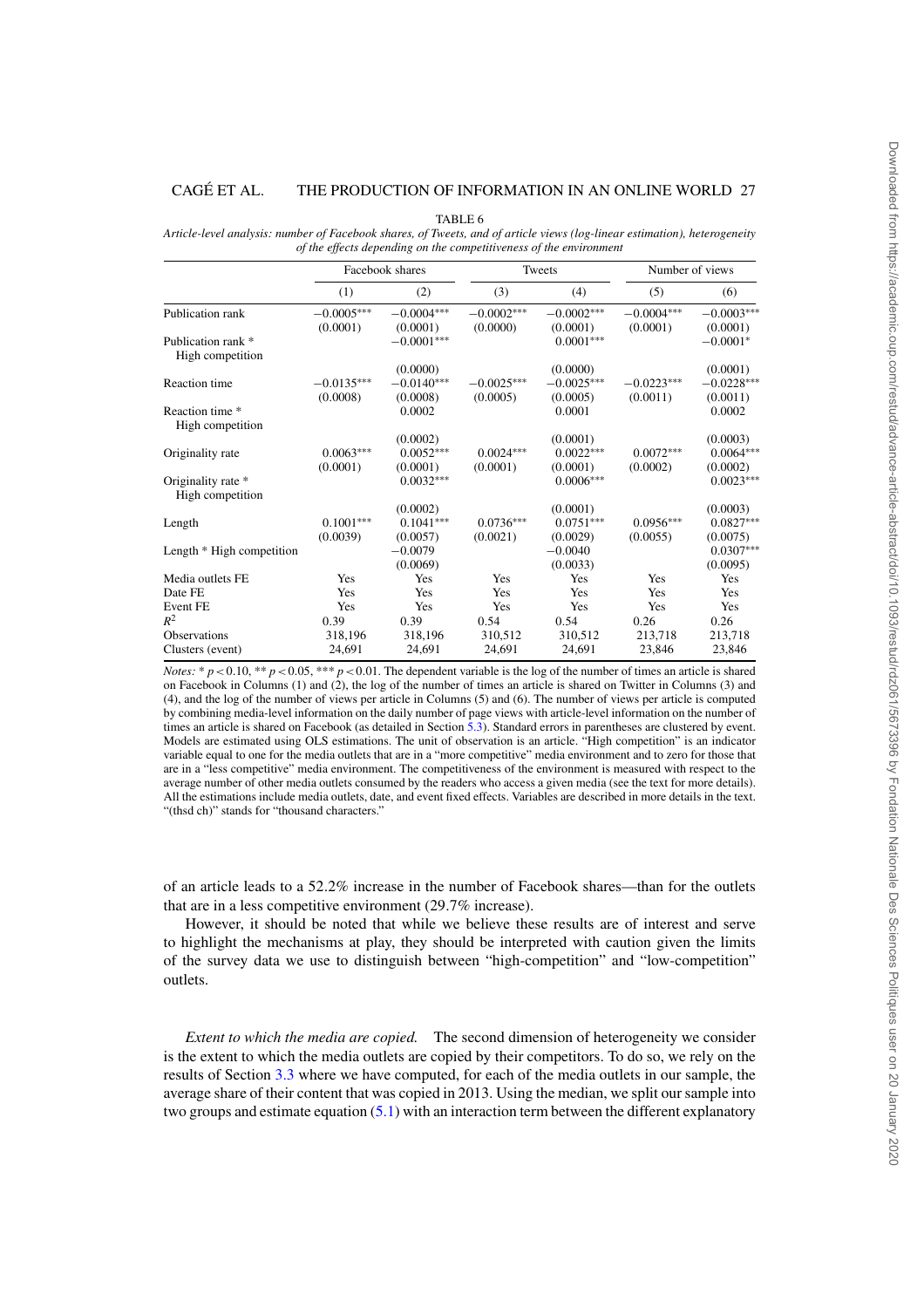TABLE 6

*Article-level analysis: number of Facebook shares, of Tweets, and of article views (log-linear estimation), heterogeneity of the effects depending on the competitiveness of the environment*

| | Facebook shares | | Tweets | | Number of views | |
|---|---|---|---|---|---|---|
| | (1) | (2) | (3) | (4) | (5) | (6) |
| Publication rank | −0.0005*** | −0.0004*** | −0.0002*** | −0.0002*** | −0.0004*** | −0.0003*** |
| | (0.0001) | (0.0001) | (0.0000) | (0.0001) | (0.0001) | (0.0001) |
| Publication rank * High competition | | −0.0001*** | | 0.0001*** | | −0.0001* |
| | | (0.0000) | | (0.0000) | | (0.0001) |
| Reaction time | −0.0135*** | −0.0140*** | −0.0025*** | −0.0025*** | −0.0223*** | −0.0228*** |
| | (0.0008) | (0.0008) | (0.0005) | (0.0005) | (0.0011) | (0.0011) |
| Reaction time * High competition | | 0.0002 | | 0.0001 | | 0.0002 |
| | | (0.0002) | | (0.0001) | | (0.0003) |
| Originality rate | 0.0063*** | 0.0052*** | 0.0024*** | 0.0022*** | 0.0072*** | 0.0064*** |
| | (0.0001) | (0.0001) | (0.0001) | (0.0001) | (0.0002) | (0.0002) |
| Originality rate * High competition | | 0.0032*** | | 0.0006*** | | 0.0023*** |
| | | (0.0002) | | (0.0001) | | (0.0003) |
| Length | 0.1001*** | 0.1041*** | 0.0736*** | 0.0751*** | 0.0956*** | 0.0827*** |
| | (0.0039) | (0.0057) | (0.0021) | (0.0029) | (0.0055) | (0.0075) |
| Length * High competition | | −0.0079 | | −0.0040 | | 0.0307*** |
| | | (0.0069) | | (0.0033) | | (0.0095) |
| Media outlets FE | Yes | Yes | Yes | Yes | Yes | Yes |
| Date FE | Yes | Yes | Yes | Yes | Yes | Yes |
| Event FE | Yes | Yes | Yes | Yes | Yes | Yes |
| $R^2$ | 0.39 | 0.39 | 0.54 | 0.54 | 0.26 | 0.26 |
| Observations | 318,196 | 318,196 | 310,512 | 310,512 | 213,718 | 213,718 |
| Clusters (event) | 24,691 | 24,691 | 24,691 | 24,691 | 23,846 | 23,846 |

*Notes:* * $p<0.10$, ** $p<0.05$, *** $p<0.01$. The dependent variable is the log of the number of times an article is shared on Facebook in Columns (1) and (2), the log of the number of times an article is shared on Twitter in Columns (3) and (4), and the log of the number of views per article in Columns (5) and (6). The number of views per article is computed by combining media-level information on the daily number of page views with article-level information on the number of times an article is shared on Facebook (as detailed in Section 5.3). Standard errors in parentheses are clustered by event. Models are estimated using OLS estimations. The unit of observation is an article. "High competition" is an indicator variable equal to one for the media outlets that are in a "more competitive" media environment and to zero for those that are in a "less competitive" media environment. The competitiveness of the environment is measured with respect to the average number of other media outlets consumed by the readers who access a given media (see the text for more details). All the estimations include media outlets, date, and event fixed effects. Variables are described in more details in the text. "(thsd ch)" stands for "thousand characters."

of an article leads to a 52.2% increase in the number of Facebook shares—than for the outlets that are in a less competitive environment (29.7% increase).

However, it should be noted that while we believe these results are of interest and serve to highlight the mechanisms at play, they should be interpreted with caution given the limits of the survey data we use to distinguish between "high-competition" and "low-competition" outlets.

*Extent to which the media are copied.* The second dimension of heterogeneity we consider is the extent to which the media outlets are copied by their competitors. To do so, we rely on the results of Section 3.3 where we have computed, for each of the media outlets in our sample, the average share of their content that was copied in 2013. Using the median, we split our sample into two groups and estimate equation (5.1) with an interaction term between the different explanatory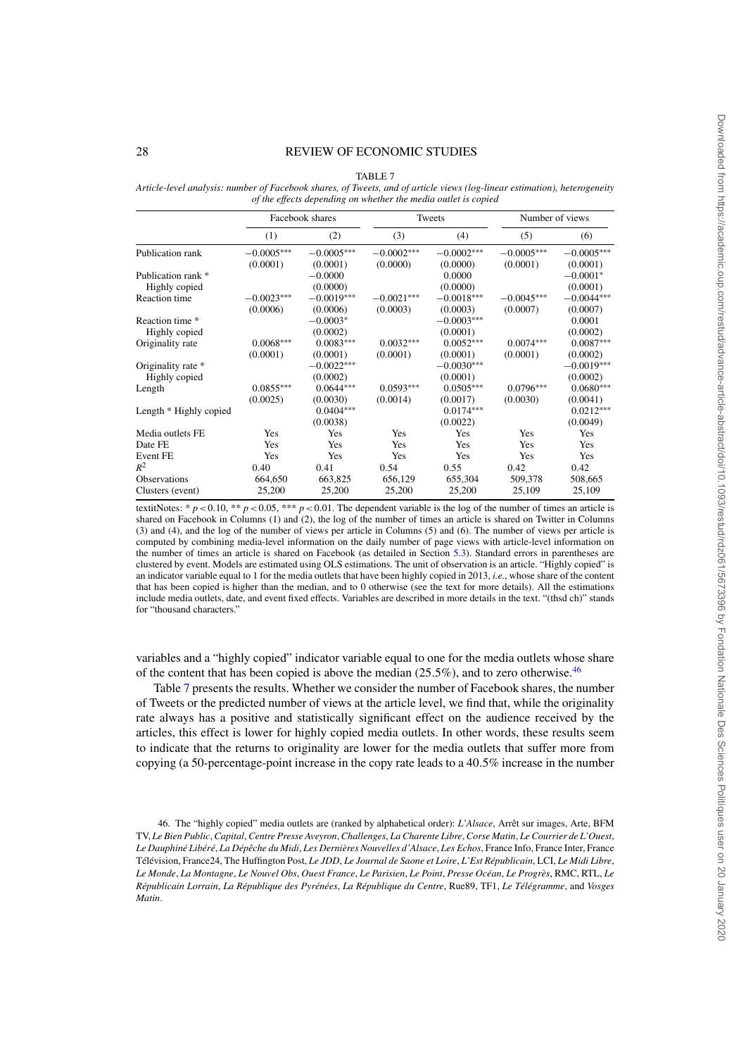TABLE 7

*Article-level analysis: number of Facebook shares, of Tweets, and of article views (log-linear estimation), heterogeneity of the effects depending on whether the media outlet is copied*

| | Facebook shares | | Tweets | | Number of views | |
|---|---|---|---|---|---|---|
| | (1) | (2) | (3) | (4) | (5) | (6) |
| Publication rank | −0.0005*** | −0.0005*** | −0.0002*** | −0.0002*** | −0.0005*** | −0.0005*** |
| | (0.0001) | (0.0001) | (0.0000) | (0.0000) | (0.0001) | (0.0001) |
| Publication rank * Highly copied | | −0.0000 | | 0.0000 | | −0.0001* |
| | | (0.0000) | | (0.0000) | | (0.0001) |
| Reaction time | −0.0023*** | −0.0019*** | −0.0021*** | −0.0018*** | −0.0045*** | −0.0044*** |
| | (0.0006) | (0.0006) | (0.0003) | (0.0003) | (0.0007) | (0.0007) |
| Reaction time * Highly copied | | −0.0003* | | −0.0003*** | | 0.0001 |
| | | (0.0002) | | (0.0001) | | (0.0002) |
| Originality rate | 0.0068*** | 0.0083*** | 0.0032*** | 0.0052*** | 0.0074*** | 0.0087*** |
| | (0.0001) | (0.0001) | (0.0001) | (0.0001) | (0.0001) | (0.0002) |
| Originality rate * Highly copied | | −0.0022*** | | −0.0030*** | | −0.0019*** |
| | | (0.0002) | | (0.0001) | | (0.0002) |
| Length | 0.0855*** | 0.0644*** | 0.0593*** | 0.0505*** | 0.0796*** | 0.0680*** |
| | (0.0025) | (0.0030) | (0.0014) | (0.0017) | (0.0030) | (0.0041) |
| Length * Highly copied | | 0.0404*** | | 0.0174*** | | 0.0212*** |
| | | (0.0038) | | (0.0022) | | (0.0049) |
| Media outlets FE | Yes | Yes | Yes | Yes | Yes | Yes |
| Date FE | Yes | Yes | Yes | Yes | Yes | Yes |
| Event FE | Yes | Yes | Yes | Yes | Yes | Yes |
| $R^2$ | 0.40 | 0.41 | 0.54 | 0.55 | 0.42 | 0.42 |
| Observations | 664,650 | 663,825 | 656,129 | 655,304 | 509,378 | 508,665 |
| Clusters (event) | 25,200 | 25,200 | 25,200 | 25,200 | 25,109 | 25,109 |

textitNotes: * $p<0.10$, ** $p<0.05$, *** $p<0.01$. The dependent variable is the log of the number of times an article is shared on Facebook in Columns (1) and (2), the log of the number of times an article is shared on Twitter in Columns (3) and (4), and the log of the number of views per article in Columns (5) and (6). The number of views per article is computed by combining media-level information on the daily number of page views with article-level information on the number of times an article is shared on Facebook (as detailed in Section 5.3). Standard errors in parentheses are clustered by event. Models are estimated using OLS estimations. The unit of observation is an article. "Highly copied" is an indicator variable equal to 1 for the media outlets that have been highly copied in 2013, *i.e.*, whose share of the content that has been copied is higher than the median, and to 0 otherwise (see the text for more details). All the estimations include media outlets, date, and event fixed effects. Variables are described in more details in the text. "(thsd ch)" stands for "thousand characters."

variables and a "highly copied" indicator variable equal to one for the media outlets whose share of the content that has been copied is above the median (25.5%), and to zero otherwise.[46]

Table 7 presents the results. Whether we consider the number of Facebook shares, the number of Tweets or the predicted number of views at the article level, we find that, while the originality rate always has a positive and statistically significant effect on the audience received by the articles, this effect is lower for highly copied media outlets. In other words, these results seem to indicate that the returns to originality are lower for the media outlets that suffer more from copying (a 50-percentage-point increase in the copy rate leads to a 40.5% increase in the number

46. The "highly copied" media outlets are (ranked by alphabetical order): *L'Alsace*, Arrêt sur images, Arte, BFM TV, *Le Bien Public*, *Capital*, *Centre Presse Aveyron*, *Challenges*, *La Charente Libre*, *Corse Matin*, *Le Courrier de L'Ouest*, *Le Dauphiné Libéré*, *La Dépêche du Midi*, *Les Dernières Nouvelles d'Alsace*, *Les Echos*, France Info, France Inter, France Télévision, France24, The Huffington Post, *Le JDD*, *Le Journal de Saone et Loire*, *L'Est Républicain*, LCI, *Le Midi Libre*, *Le Monde*, *La Montagne*, *Le Nouvel Obs*, *Ouest France*, *Le Parisien*, *Le Point*, *Presse Océan*, *Le Progrès*, RMC, RTL, *Le Républicain Lorrain*, *La République des Pyrénées*, *La République du Centre*, Rue89, TF1, *Le Télégramme*, and *Vosges Matin*.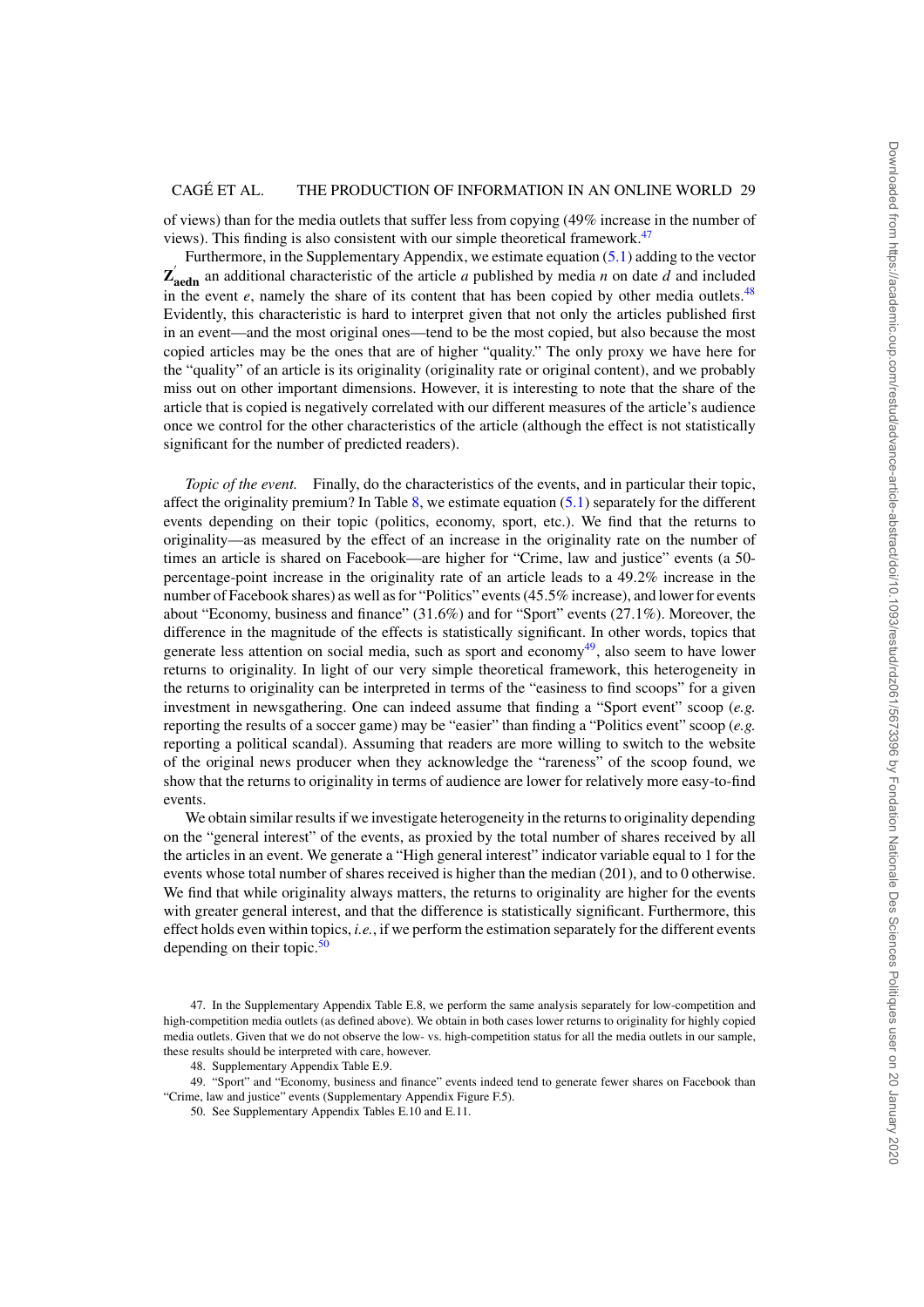of views) than for the media outlets that suffer less from copying (49% increase in the number of views). This finding is also consistent with our simple theoretical framework.[47]

Furthermore, in the Supplementary Appendix, we estimate equation (5.1) adding to the vector $\mathbf{Z}'_{\mathbf{aedn}}$ an additional characteristic of the article $a$ published by media $n$ on date $d$ and included in the event $e$, namely the share of its content that has been copied by other media outlets.[48] Evidently, this characteristic is hard to interpret given that not only the articles published first in an event—and the most original ones—tend to be the most copied, but also because the most copied articles may be the ones that are of higher "quality." The only proxy we have here for the "quality" of an article is its originality (originality rate or original content), and we probably miss out on other important dimensions. However, it is interesting to note that the share of the article that is copied is negatively correlated with our different measures of the article's audience once we control for the other characteristics of the article (although the effect is not statistically significant for the number of predicted readers).

*Topic of the event.* Finally, do the characteristics of the events, and in particular their topic, affect the originality premium? In Table 8, we estimate equation (5.1) separately for the different events depending on their topic (politics, economy, sport, etc.). We find that the returns to originality—as measured by the effect of an increase in the originality rate on the number of times an article is shared on Facebook—are higher for "Crime, law and justice" events (a 50-percentage-point increase in the originality rate of an article leads to a 49.2% increase in the number of Facebook shares) as well as for "Politics" events (45.5% increase), and lower for events about "Economy, business and finance" (31.6%) and for "Sport" events (27.1%). Moreover, the difference in the magnitude of the effects is statistically significant. In other words, topics that generate less attention on social media, such as sport and economy[49], also seem to have lower returns to originality. In light of our very simple theoretical framework, this heterogeneity in the returns to originality can be interpreted in terms of the "easiness to find scoops" for a given investment in newsgathering. One can indeed assume that finding a "Sport event" scoop (*e.g.* reporting the results of a soccer game) may be "easier" than finding a "Politics event" scoop (*e.g.* reporting a political scandal). Assuming that readers are more willing to switch to the website of the original news producer when they acknowledge the "rareness" of the scoop found, we show that the returns to originality in terms of audience are lower for relatively more easy-to-find events.

We obtain similar results if we investigate heterogeneity in the returns to originality depending on the "general interest" of the events, as proxied by the total number of shares received by all the articles in an event. We generate a "High general interest" indicator variable equal to 1 for the events whose total number of shares received is higher than the median (201), and to 0 otherwise. We find that while originality always matters, the returns to originality are higher for the events with greater general interest, and that the difference is statistically significant. Furthermore, this effect holds even within topics, *i.e.*, if we perform the estimation separately for the different events depending on their topic.[50]

47. In the Supplementary Appendix Table E.8, we perform the same analysis separately for low-competition and high-competition media outlets (as defined above). We obtain in both cases lower returns to originality for highly copied media outlets. Given that we do not observe the low- vs. high-competition status for all the media outlets in our sample, these results should be interpreted with care, however.

48. Supplementary Appendix Table E.9.

49. "Sport" and "Economy, business and finance" events indeed tend to generate fewer shares on Facebook than "Crime, law and justice" events (Supplementary Appendix Figure F.5).

50. See Supplementary Appendix Tables E.10 and E.11.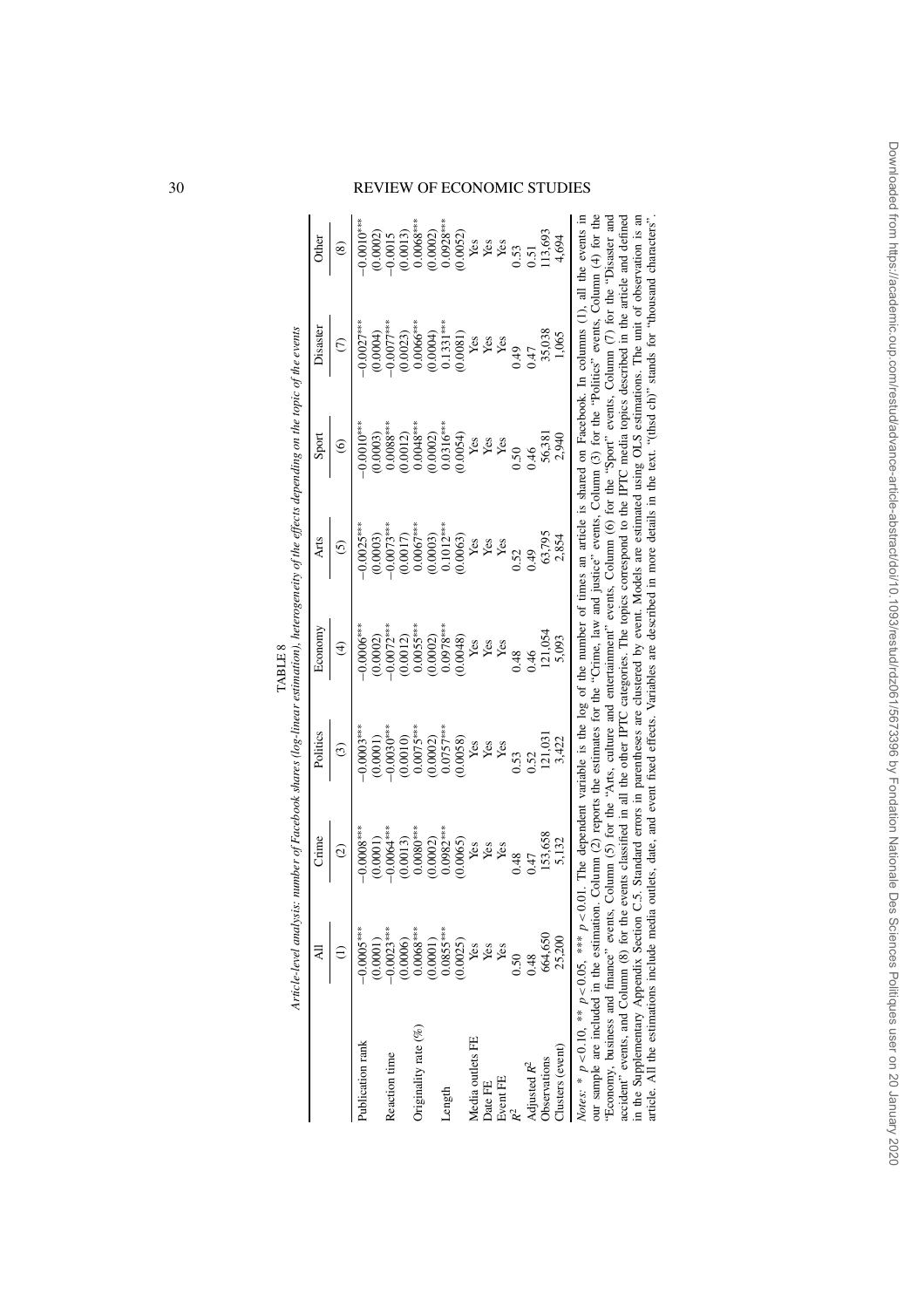TABLE 8

*Article-level analysis: number of Facebook shares (log-linear estimation), heterogeneity of the effects depending on the topic of the events*

| | All | Crime | Politics | Economy | Arts | Sport | Disaster | Other |
|---|---|---|---|---|---|---|---|---|
| | (1) | (2) | (3) | (4) | (5) | (6) | (7) | (8) |
| Publication rank | −0.0005*** | −0.0008*** | −0.0003*** | −0.0006*** | −0.0025*** | −0.0010*** | −0.0027*** | −0.0010*** |
| | (0.0001) | (0.0001) | (0.0001) | (0.0002) | (0.0003) | (0.0003) | (0.0004) | (0.0002) |
| Reaction time | −0.0023*** | −0.0064*** | −0.0030*** | −0.0072*** | −0.0073*** | 0.0088*** | −0.0077*** | −0.0015 |
| | (0.0006) | (0.0013) | (0.0010) | (0.0012) | (0.0017) | (0.0012) | (0.0023) | (0.0013) |
| Originality rate (%) | 0.0068*** | 0.0080*** | 0.0075*** | 0.0055*** | 0.0067*** | 0.0048*** | 0.0066*** | 0.0068*** |
| | (0.0001) | (0.0002) | (0.0002) | (0.0002) | (0.0003) | (0.0002) | (0.0004) | (0.0002) |
| Length | 0.0855*** | 0.0982*** | 0.0757*** | 0.0978*** | 0.1012*** | 0.0316*** | 0.1331*** | 0.0928*** |
| | (0.0025) | (0.0065) | (0.0058) | (0.0048) | (0.0063) | (0.0054) | (0.0081) | (0.0052) |
| Media outlets FE | Yes | Yes | Yes | Yes | Yes | Yes | Yes | Yes |
| Date FE | Yes | Yes | Yes | Yes | Yes | Yes | Yes | Yes |
| Event FE | Yes | Yes | Yes | Yes | Yes | Yes | Yes | Yes |
| $R^2$ | 0.50 | 0.48 | 0.53 | 0.48 | 0.52 | 0.50 | 0.49 | 0.53 |
| Adjusted $R^2$ | 0.48 | 0.47 | 0.52 | 0.46 | 0.49 | 0.46 | 0.47 | 0.51 |
| Observations | 664,650 | 153,658 | 121,031 | 121,054 | 63,795 | 56,381 | 35,038 | 113,693 |
| Clusters (event) | 25,200 | 5,132 | 3,422 | 5,093 | 2,854 | 2,940 | 1,065 | 4,694 |

*Notes:* * $p<0.10$, ** $p<0.05$, *** $p<0.01$. The dependent variable is the log of the number of times an article is shared on Facebook. In columns (1), all the events in our sample are included in the estimation. Column (2) reports the estimates for the "Crime, law and justice" events, Column (3) for the "Politics" events, Column (4) for the "Economy, business and finance" events, Column (5) for the "Arts, culture and entertainment" events, Column (6) for the "Sport" events, Column (7) for the "Disaster and accident" events, and Column (8) for the events classified in all the other IPTC categories. The topics correspond to the IPTC media topics described in the article and defined in the Supplementary Appendix Section C.5. Standard errors in parentheses are clustered by event. Models are estimated using OLS estimations. The unit of observation is an article. All the estimations include media outlets, date, and event fixed effects. Variables are described in more details in the text. "(thsd ch)" stands for "thousand characters".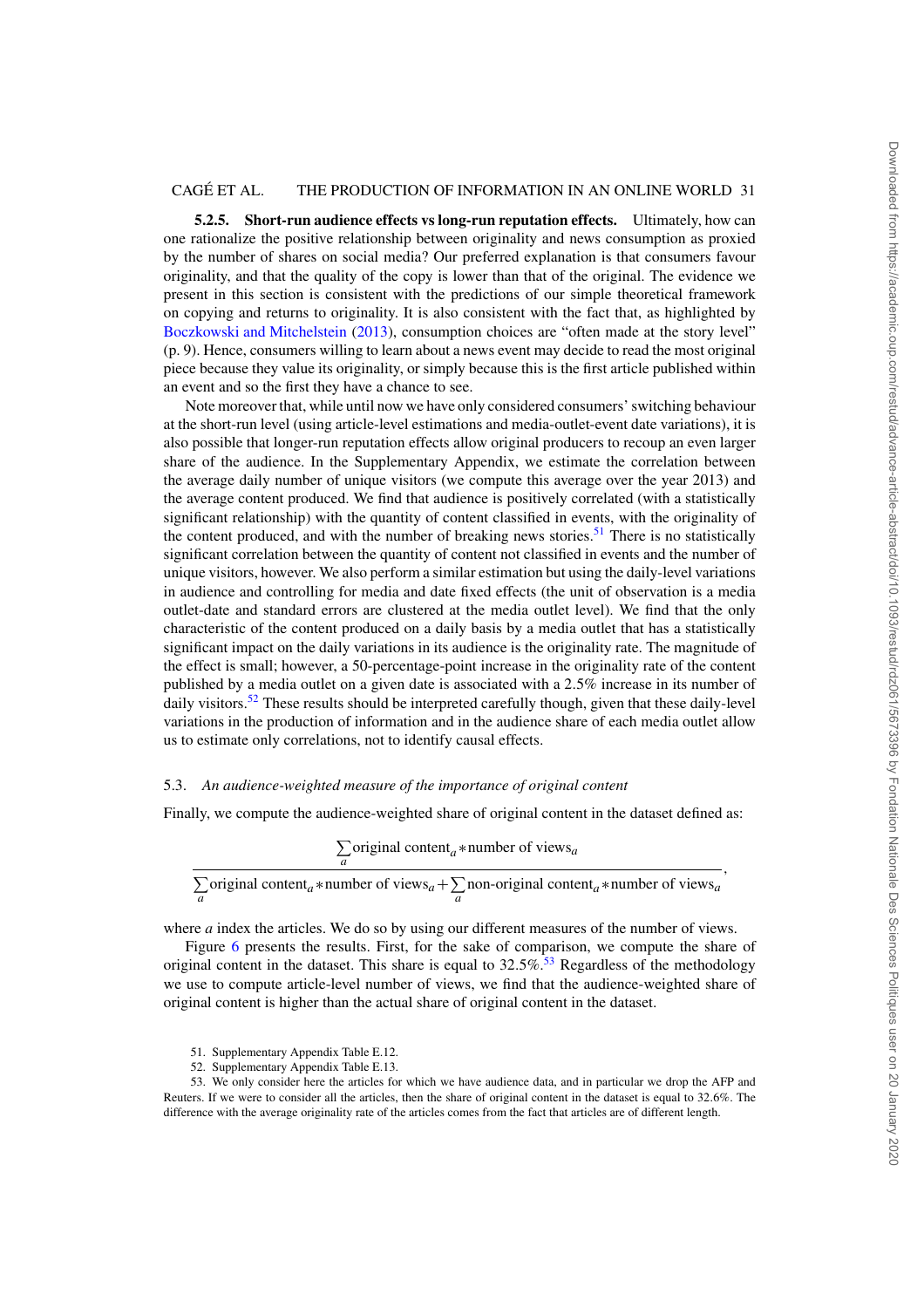**5.2.5. Short-run audience effects vs long-run reputation effects.** Ultimately, how can one rationalize the positive relationship between originality and news consumption as proxied by the number of shares on social media? Our preferred explanation is that consumers favour originality, and that the quality of the copy is lower than that of the original. The evidence we present in this section is consistent with the predictions of our simple theoretical framework on copying and returns to originality. It is also consistent with the fact that, as highlighted by Boczkowski and Mitchelstein (2013), consumption choices are "often made at the story level" (p. 9). Hence, consumers willing to learn about a news event may decide to read the most original piece because they value its originality, or simply because this is the first article published within an event and so the first they have a chance to see.

Note moreover that, while until now we have only considered consumers' switching behaviour at the short-run level (using article-level estimations and media-outlet-event date variations), it is also possible that longer-run reputation effects allow original producers to recoup an even larger share of the audience. In the Supplementary Appendix, we estimate the correlation between the average daily number of unique visitors (we compute this average over the year 2013) and the average content produced. We find that audience is positively correlated (with a statistically significant relationship) with the quantity of content classified in events, with the originality of the content produced, and with the number of breaking news stories.[51] There is no statistically significant correlation between the quantity of content not classified in events and the number of unique visitors, however. We also perform a similar estimation but using the daily-level variations in audience and controlling for media and date fixed effects (the unit of observation is a media outlet-date and standard errors are clustered at the media outlet level). We find that the only characteristic of the content produced on a daily basis by a media outlet that has a statistically significant impact on the daily variations in its audience is the originality rate. The magnitude of the effect is small; however, a 50-percentage-point increase in the originality rate of the content published by a media outlet on a given date is associated with a 2.5% increase in its number of daily visitors.[52] These results should be interpreted carefully though, given that these daily-level variations in the production of information and in the audience share of each media outlet allow us to estimate only correlations, not to identify causal effects.

### 5.3. *An audience-weighted measure of the importance of original content*

Finally, we compute the audience-weighted share of original content in the dataset defined as:

$$\frac{\sum_a \text{original content}_a * \text{number of views}_a}{\sum_a \text{original content}_a * \text{number of views}_a + \sum_a \text{non-original content}_a * \text{number of views}_a},$$

where $a$ index the articles. We do so by using our different measures of the number of views.

Figure 6 presents the results. First, for the sake of comparison, we compute the share of original content in the dataset. This share is equal to 32.5%.[53] Regardless of the methodology we use to compute article-level number of views, we find that the audience-weighted share of original content is higher than the actual share of original content in the dataset.

51. Supplementary Appendix Table E.12.

52. Supplementary Appendix Table E.13.

53. We only consider here the articles for which we have audience data, and in particular we drop the AFP and Reuters. If we were to consider all the articles, then the share of original content in the dataset is equal to 32.6%. The difference with the average originality rate of the articles comes from the fact that articles are of different length.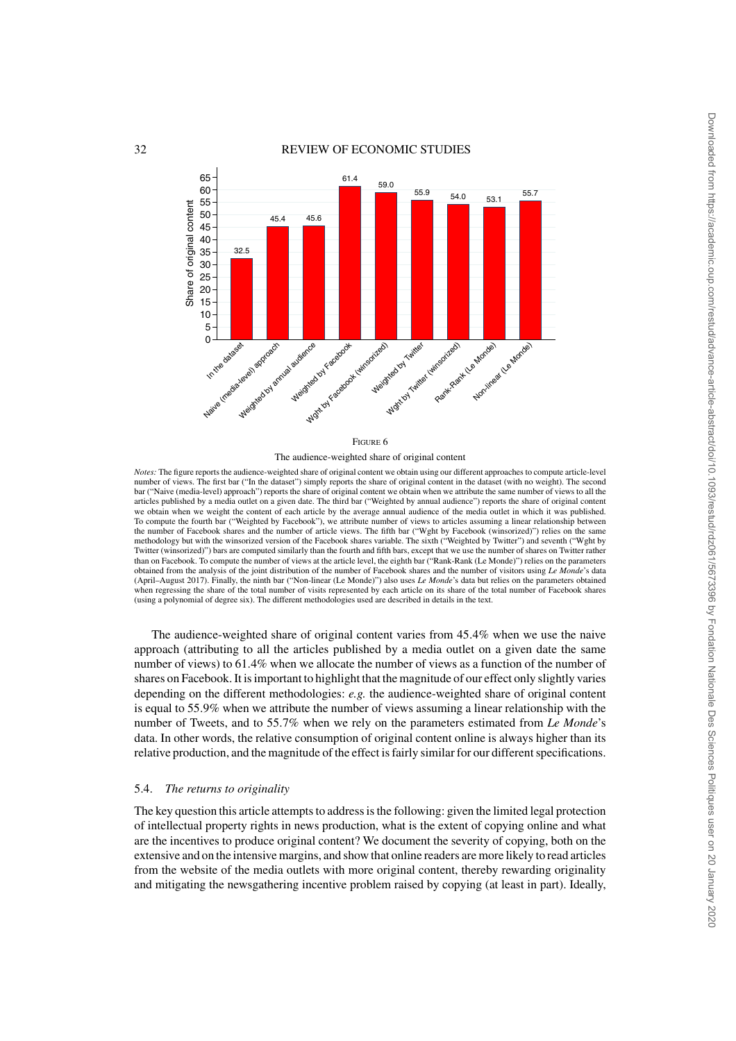FIGURE 6

The audience-weighted share of original content

*Notes:* The figure reports the audience-weighted share of original content we obtain using our different approaches to compute article-level number of views. The first bar ("In the dataset") simply reports the share of original content in the dataset (with no weight). The second bar ("Naive (media-level) approach") reports the share of original content we obtain when we attribute the same number of views to all the articles published by a media outlet on a given date. The third bar ("Weighted by annual audience") reports the share of original content we obtain when we weight the content of each article by the average annual audience of the media outlet in which it was published. To compute the fourth bar ("Weighted by Facebook"), we attribute number of views to articles assuming a linear relationship between the number of Facebook shares and the number of article views. The fifth bar ("Wght by Facebook (winsorized)") relies on the same methodology but with the winsorized version of the Facebook shares variable. The sixth ("Weighted by Twitter") and seventh ("Wght by Twitter (winsorized)") bars are computed similarly than the fourth and fifth bars, except that we use the number of shares on Twitter rather than on Facebook. To compute the number of views at the article level, the eighth bar ("Rank-Rank (Le Monde)") relies on the parameters obtained from the analysis of the joint distribution of the number of Facebook shares and the number of visitors using *Le Monde*'s data (April–August 2017). Finally, the ninth bar ("Non-linear (Le Monde)") also uses *Le Monde*'s data but relies on the parameters obtained when regressing the share of the total number of visits represented by each article on its share of the total number of Facebook shares (using a polynomial of degree six). The different methodologies used are described in details in the text.

The audience-weighted share of original content varies from 45.4% when we use the naive approach (attributing to all the articles published by a media outlet on a given date the same number of views) to 61.4% when we allocate the number of views as a function of the number of shares on Facebook. It is important to highlight that the magnitude of our effect only slightly varies depending on the different methodologies: *e.g.* the audience-weighted share of original content is equal to 55.9% when we attribute the number of views assuming a linear relationship with the number of Tweets, and to 55.7% when we rely on the parameters estimated from *Le Monde*'s data. In other words, the relative consumption of original content online is always higher than its relative production, and the magnitude of the effect is fairly similar for our different specifications.

### 5.4. *The returns to originality*

The key question this article attempts to address is the following: given the limited legal protection of intellectual property rights in news production, what is the extent of copying online and what are the incentives to produce original content? We document the severity of copying, both on the extensive and on the intensive margins, and show that online readers are more likely to read articles from the website of the media outlets with more original content, thereby rewarding originality and mitigating the newsgathering incentive problem raised by copying (at least in part). Ideally,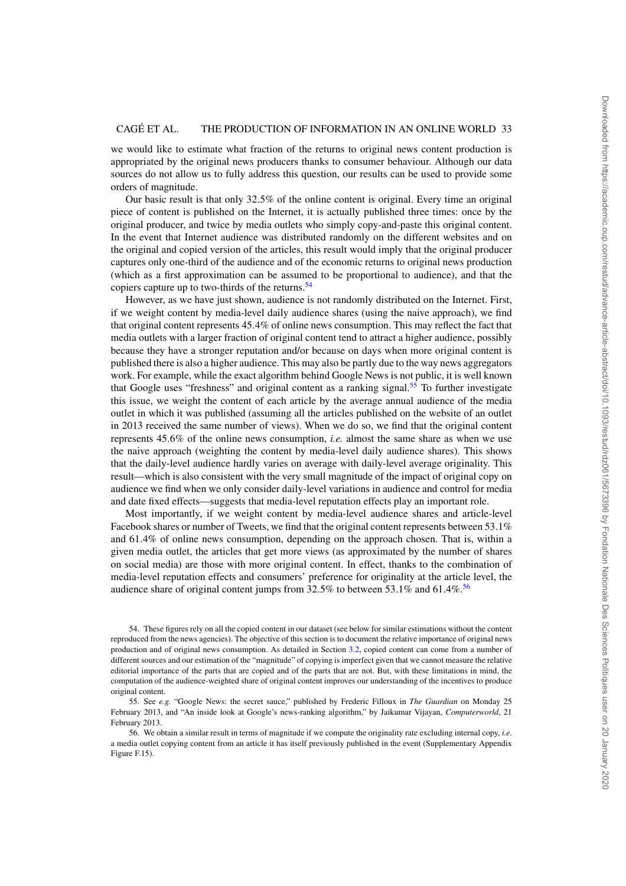we would like to estimate what fraction of the returns to original news content production is appropriated by the original news producers thanks to consumer behaviour. Although our data sources do not allow us to fully address this question, our results can be used to provide some orders of magnitude.

Our basic result is that only 32.5% of the online content is original. Every time an original piece of content is published on the Internet, it is actually published three times: once by the original producer, and twice by media outlets who simply copy-and-paste this original content. In the event that Internet audience was distributed randomly on the different websites and on the original and copied version of the articles, this result would imply that the original producer captures only one-third of the audience and of the economic returns to original news production (which as a first approximation can be assumed to be proportional to audience), and that the copiers capture up to two-thirds of the returns.[54]

However, as we have just shown, audience is not randomly distributed on the Internet. First, if we weight content by media-level daily audience shares (using the naive approach), we find that original content represents 45.4% of online news consumption. This may reflect the fact that media outlets with a larger fraction of original content tend to attract a higher audience, possibly because they have a stronger reputation and/or because on days when more original content is published there is also a higher audience. This may also be partly due to the way news aggregators work. For example, while the exact algorithm behind Google News is not public, it is well known that Google uses "freshness" and original content as a ranking signal.[55] To further investigate this issue, we weight the content of each article by the average annual audience of the media outlet in which it was published (assuming all the articles published on the website of an outlet in 2013 received the same number of views). When we do so, we find that the original content represents 45.6% of the online news consumption, *i.e.* almost the same share as when we use the naive approach (weighting the content by media-level daily audience shares). This shows that the daily-level audience hardly varies on average with daily-level average originality. This result—which is also consistent with the very small magnitude of the impact of original copy on audience we find when we only consider daily-level variations in audience and control for media and date fixed effects—suggests that media-level reputation effects play an important role.

Most importantly, if we weight content by media-level audience shares and article-level Facebook shares or number of Tweets, we find that the original content represents between 53.1% and 61.4% of online news consumption, depending on the approach chosen. That is, within a given media outlet, the articles that get more views (as approximated by the number of shares on social media) are those with more original content. In effect, thanks to the combination of media-level reputation effects and consumers' preference for originality at the article level, the audience share of original content jumps from 32.5% to between 53.1% and 61.4%.[56]

54. These figures rely on all the copied content in our dataset (see below for similar estimations without the content reproduced from the news agencies). The objective of this section is to document the relative importance of original news production and of original news consumption. As detailed in Section 3.2, copied content can come from a number of different sources and our estimation of the "magnitude" of copying is imperfect given that we cannot measure the relative editorial importance of the parts that are copied and of the parts that are not. But, with these limitations in mind, the computation of the audience-weighted share of original content improves our understanding of the incentives to produce original content.

55. See *e.g.* "Google News: the secret sauce," published by Frederic Filloux in *The Guardian* on Monday 25 February 2013, and "An inside look at Google's news-ranking algorithm," by Jaikumar Vijayan, *Computerworld*, 21 February 2013.

56. We obtain a similar result in terms of magnitude if we compute the originality rate excluding internal copy, *i.e.* a media outlet copying content from an article it has itself previously published in the event (Supplementary Appendix Figure F.15).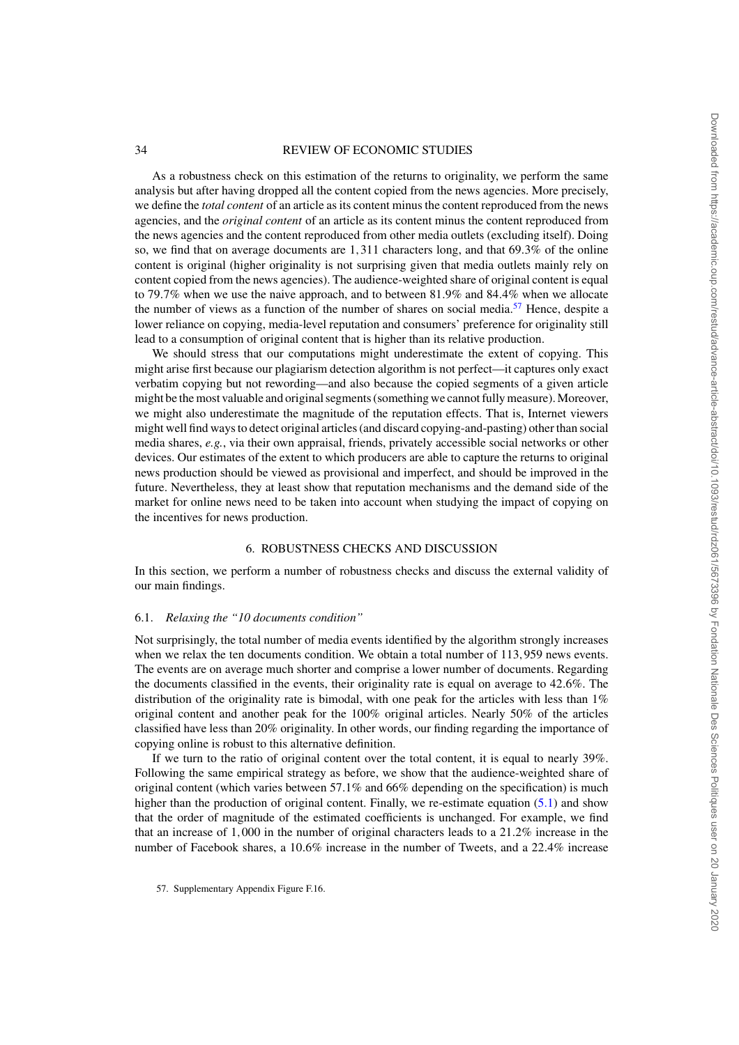As a robustness check on this estimation of the returns to originality, we perform the same analysis but after having dropped all the content copied from the news agencies. More precisely, we define the *total content* of an article as its content minus the content reproduced from the news agencies, and the *original content* of an article as its content minus the content reproduced from the news agencies and the content reproduced from other media outlets (excluding itself). Doing so, we find that on average documents are 1,311 characters long, and that 69.3% of the online content is original (higher originality is not surprising given that media outlets mainly rely on content copied from the news agencies). The audience-weighted share of original content is equal to 79.7% when we use the naive approach, and to between 81.9% and 84.4% when we allocate the number of views as a function of the number of shares on social media.[57] Hence, despite a lower reliance on copying, media-level reputation and consumers' preference for originality still lead to a consumption of original content that is higher than its relative production.

We should stress that our computations might underestimate the extent of copying. This might arise first because our plagiarism detection algorithm is not perfect—it captures only exact verbatim copying but not rewording—and also because the copied segments of a given article might be the most valuable and original segments (something we cannot fully measure). Moreover, we might also underestimate the magnitude of the reputation effects. That is, Internet viewers might well find ways to detect original articles (and discard copying-and-pasting) other than social media shares, *e.g.*, via their own appraisal, friends, privately accessible social networks or other devices. Our estimates of the extent to which producers are able to capture the returns to original news production should be viewed as provisional and imperfect, and should be improved in the future. Nevertheless, they at least show that reputation mechanisms and the demand side of the market for online news need to be taken into account when studying the impact of copying on the incentives for news production.

## 6. ROBUSTNESS CHECKS AND DISCUSSION

In this section, we perform a number of robustness checks and discuss the external validity of our main findings.

### 6.1. *Relaxing the "10 documents condition"*

Not surprisingly, the total number of media events identified by the algorithm strongly increases when we relax the ten documents condition. We obtain a total number of 113,959 news events. The events are on average much shorter and comprise a lower number of documents. Regarding the documents classified in the events, their originality rate is equal on average to 42.6%. The distribution of the originality rate is bimodal, with one peak for the articles with less than 1% original content and another peak for the 100% original articles. Nearly 50% of the articles classified have less than 20% originality. In other words, our finding regarding the importance of copying online is robust to this alternative definition.

If we turn to the ratio of original content over the total content, it is equal to nearly 39%. Following the same empirical strategy as before, we show that the audience-weighted share of original content (which varies between 57.1% and 66% depending on the specification) is much higher than the production of original content. Finally, we re-estimate equation (5.1) and show that the order of magnitude of the estimated coefficients is unchanged. For example, we find that an increase of 1,000 in the number of original characters leads to a 21.2% increase in the number of Facebook shares, a 10.6% increase in the number of Tweets, and a 22.4% increase

57. Supplementary Appendix Figure F.16.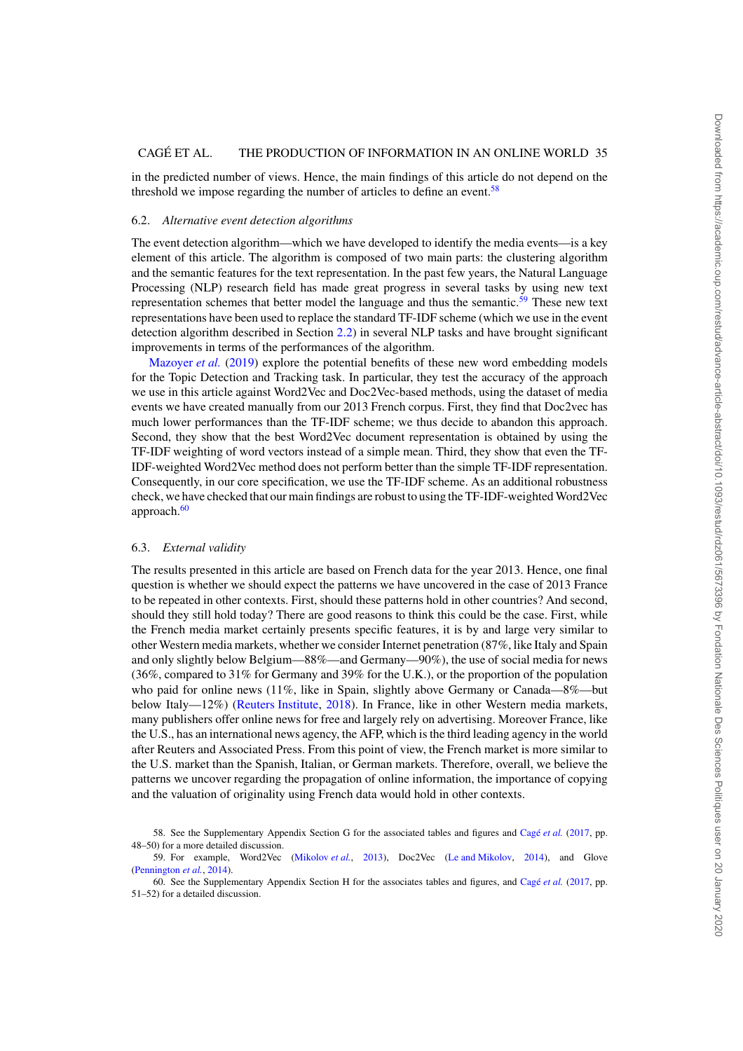in the predicted number of views. Hence, the main findings of this article do not depend on the threshold we impose regarding the number of articles to define an event.[58]

### 6.2. *Alternative event detection algorithms*

The event detection algorithm—which we have developed to identify the media events—is a key element of this article. The algorithm is composed of two main parts: the clustering algorithm and the semantic features for the text representation. In the past few years, the Natural Language Processing (NLP) research field has made great progress in several tasks by using new text representation schemes that better model the language and thus the semantic.[59] These new text representations have been used to replace the standard TF-IDF scheme (which we use in the event detection algorithm described in Section 2.2) in several NLP tasks and have brought significant improvements in terms of the performances of the algorithm.

Mazoyer *et al.* (2019) explore the potential benefits of these new word embedding models for the Topic Detection and Tracking task. In particular, they test the accuracy of the approach we use in this article against Word2Vec and Doc2Vec-based methods, using the dataset of media events we have created manually from our 2013 French corpus. First, they find that Doc2vec has much lower performances than the TF-IDF scheme; we thus decide to abandon this approach. Second, they show that the best Word2Vec document representation is obtained by using the TF-IDF weighting of word vectors instead of a simple mean. Third, they show that even the TF-IDF-weighted Word2Vec method does not perform better than the simple TF-IDF representation. Consequently, in our core specification, we use the TF-IDF scheme. As an additional robustness check, we have checked that our main findings are robust to using the TF-IDF-weighted Word2Vec approach.[60]

### 6.3. *External validity*

The results presented in this article are based on French data for the year 2013. Hence, one final question is whether we should expect the patterns we have uncovered in the case of 2013 France to be repeated in other contexts. First, should these patterns hold in other countries? And second, should they still hold today? There are good reasons to think this could be the case. First, while the French media market certainly presents specific features, it is by and large very similar to other Western media markets, whether we consider Internet penetration (87%, like Italy and Spain and only slightly below Belgium—88%—and Germany—90%), the use of social media for news (36%, compared to 31% for Germany and 39% for the U.K.), or the proportion of the population who paid for online news (11%, like in Spain, slightly above Germany or Canada—8%—but below Italy—12%) (Reuters Institute, 2018). In France, like in other Western media markets, many publishers offer online news for free and largely rely on advertising. Moreover France, like the U.S., has an international news agency, the AFP, which is the third leading agency in the world after Reuters and Associated Press. From this point of view, the French market is more similar to the U.S. market than the Spanish, Italian, or German markets. Therefore, overall, we believe the patterns we uncover regarding the propagation of online information, the importance of copying and the valuation of originality using French data would hold in other contexts.

58. See the Supplementary Appendix Section G for the associated tables and figures and Cagé *et al.* (2017, pp. 48–50) for a more detailed discussion.

59. For example, Word2Vec (Mikolov *et al.*, 2013), Doc2Vec (Le and Mikolov, 2014), and Glove (Pennington *et al.*, 2014).

60. See the Supplementary Appendix Section H for the associates tables and figures, and Cagé *et al.* (2017, pp. 51–52) for a detailed discussion.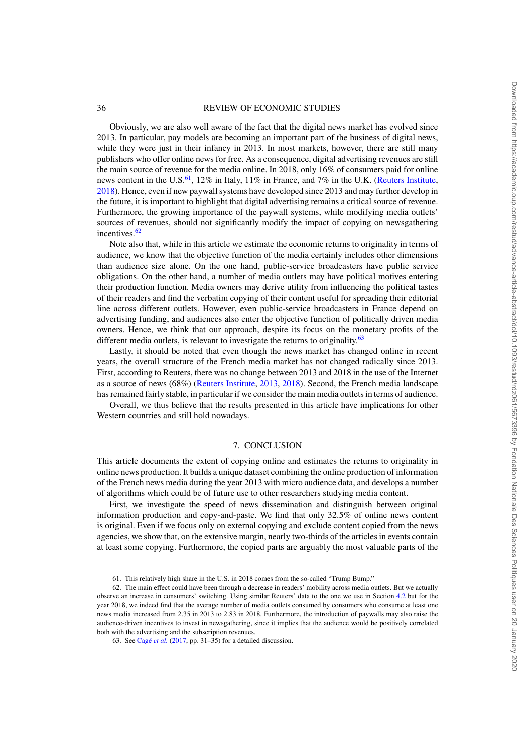Obviously, we are also well aware of the fact that the digital news market has evolved since 2013. In particular, pay models are becoming an important part of the business of digital news, while they were just in their infancy in 2013. In most markets, however, there are still many publishers who offer online news for free. As a consequence, digital advertising revenues are still the main source of revenue for the media online. In 2018, only 16% of consumers paid for online news content in the U.S.[61], 12% in Italy, 11% in France, and 7% in the U.K. (Reuters Institute, 2018). Hence, even if new paywall systems have developed since 2013 and may further develop in the future, it is important to highlight that digital advertising remains a critical source of revenue. Furthermore, the growing importance of the paywall systems, while modifying media outlets' sources of revenues, should not significantly modify the impact of copying on newsgathering incentives.[62]

Note also that, while in this article we estimate the economic returns to originality in terms of audience, we know that the objective function of the media certainly includes other dimensions than audience size alone. On the one hand, public-service broadcasters have public service obligations. On the other hand, a number of media outlets may have political motives entering their production function. Media owners may derive utility from influencing the political tastes of their readers and find the verbatim copying of their content useful for spreading their editorial line across different outlets. However, even public-service broadcasters in France depend on advertising funding, and audiences also enter the objective function of politically driven media owners. Hence, we think that our approach, despite its focus on the monetary profits of the different media outlets, is relevant to investigate the returns to originality.[63]

Lastly, it should be noted that even though the news market has changed online in recent years, the overall structure of the French media market has not changed radically since 2013. First, according to Reuters, there was no change between 2013 and 2018 in the use of the Internet as a source of news (68%) (Reuters Institute, 2013, 2018). Second, the French media landscape has remained fairly stable, in particular if we consider the main media outlets in terms of audience.

Overall, we thus believe that the results presented in this article have implications for other Western countries and still hold nowadays.

## 7. CONCLUSION

This article documents the extent of copying online and estimates the returns to originality in online news production. It builds a unique dataset combining the online production of information of the French news media during the year 2013 with micro audience data, and develops a number of algorithms which could be of future use to other researchers studying media content.

First, we investigate the speed of news dissemination and distinguish between original information production and copy-and-paste. We find that only 32.5% of online news content is original. Even if we focus only on external copying and exclude content copied from the news agencies, we show that, on the extensive margin, nearly two-thirds of the articles in events contain at least some copying. Furthermore, the copied parts are arguably the most valuable parts of the

61. This relatively high share in the U.S. in 2018 comes from the so-called "Trump Bump."

62. The main effect could have been through a decrease in readers' mobility across media outlets. But we actually observe an increase in consumers' switching. Using similar Reuters' data to the one we use in Section 4.2 but for the year 2018, we indeed find that the average number of media outlets consumed by consumers who consume at least one news media increased from 2.35 in 2013 to 2.83 in 2018. Furthermore, the introduction of paywalls may also raise the audience-driven incentives to invest in newsgathering, since it implies that the audience would be positively correlated both with the advertising and the subscription revenues.

63. See Cagé *et al.* (2017, pp. 31–35) for a detailed discussion.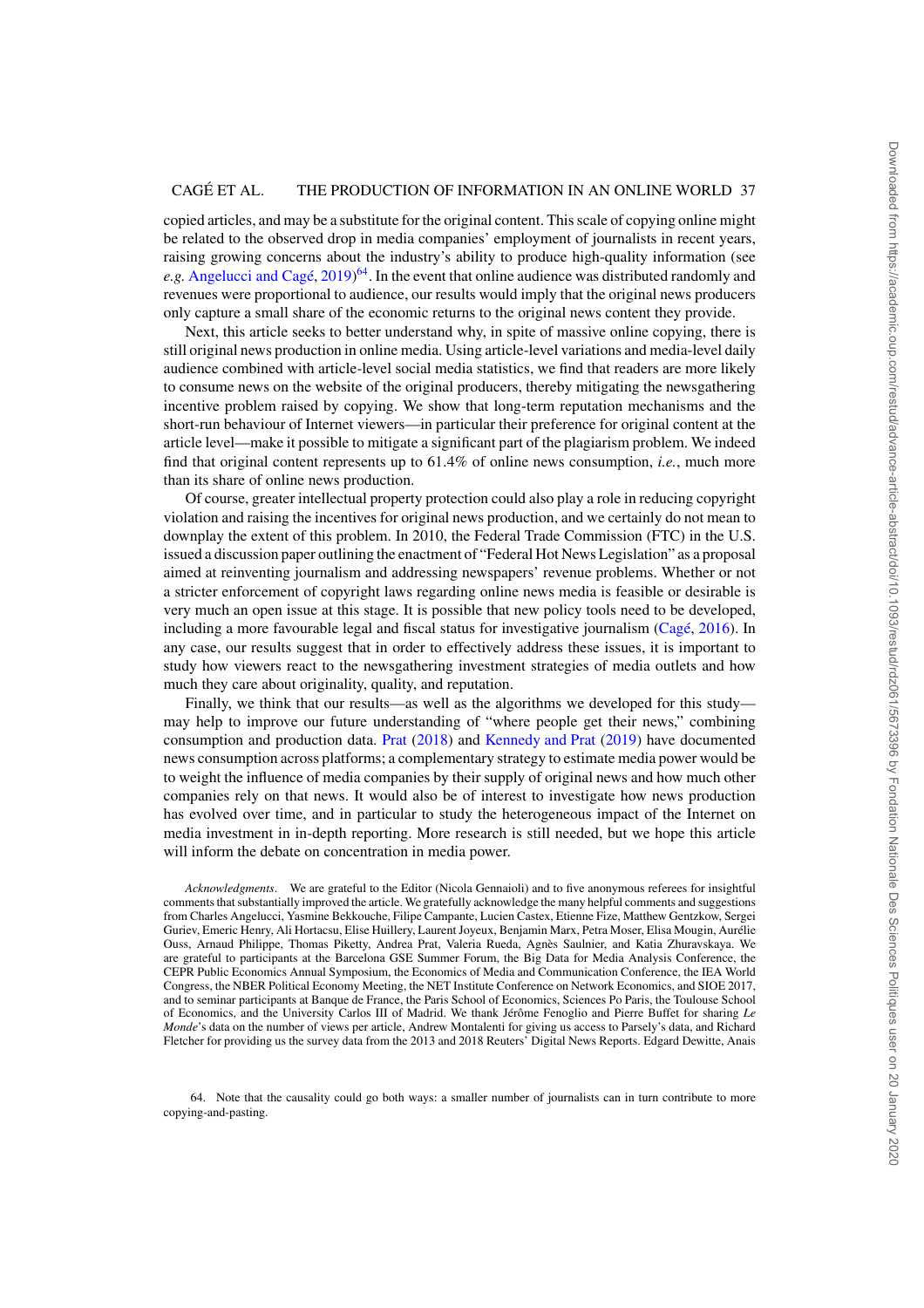copied articles, and may be a substitute for the original content. This scale of copying online might be related to the observed drop in media companies' employment of journalists in recent years, raising growing concerns about the industry's ability to produce high-quality information (see *e.g.* Angelucci and Cagé, 2019)[64]. In the event that online audience was distributed randomly and revenues were proportional to audience, our results would imply that the original news producers only capture a small share of the economic returns to the original news content they provide.

Next, this article seeks to better understand why, in spite of massive online copying, there is still original news production in online media. Using article-level variations and media-level daily audience combined with article-level social media statistics, we find that readers are more likely to consume news on the website of the original producers, thereby mitigating the newsgathering incentive problem raised by copying. We show that long-term reputation mechanisms and the short-run behaviour of Internet viewers—in particular their preference for original content at the article level—make it possible to mitigate a significant part of the plagiarism problem. We indeed find that original content represents up to 61.4% of online news consumption, *i.e.*, much more than its share of online news production.

Of course, greater intellectual property protection could also play a role in reducing copyright violation and raising the incentives for original news production, and we certainly do not mean to downplay the extent of this problem. In 2010, the Federal Trade Commission (FTC) in the U.S. issued a discussion paper outlining the enactment of "Federal Hot News Legislation" as a proposal aimed at reinventing journalism and addressing newspapers' revenue problems. Whether or not a stricter enforcement of copyright laws regarding online news media is feasible or desirable is very much an open issue at this stage. It is possible that new policy tools need to be developed, including a more favourable legal and fiscal status for investigative journalism (Cagé, 2016). In any case, our results suggest that in order to effectively address these issues, it is important to study how viewers react to the newsgathering investment strategies of media outlets and how much they care about originality, quality, and reputation.

Finally, we think that our results—as well as the algorithms we developed for this study—may help to improve our future understanding of "where people get their news," combining consumption and production data. Prat (2018) and Kennedy and Prat (2019) have documented news consumption across platforms; a complementary strategy to estimate media power would be to weight the influence of media companies by their supply of original news and how much other companies rely on that news. It would also be of interest to investigate how news production has evolved over time, and in particular to study the heterogeneous impact of the Internet on media investment in in-depth reporting. More research is still needed, but we hope this article will inform the debate on concentration in media power.

*Acknowledgments*. We are grateful to the Editor (Nicola Gennaioli) and to five anonymous referees for insightful comments that substantially improved the article. We gratefully acknowledge the many helpful comments and suggestions from Charles Angelucci, Yasmine Bekkouche, Filipe Campante, Lucien Castex, Etienne Fize, Matthew Gentzkow, Sergei Guriev, Emeric Henry, Ali Hortacsu, Elise Huillery, Laurent Joyeux, Benjamin Marx, Petra Moser, Elisa Mougin, Aurélie Ouss, Arnaud Philippe, Thomas Piketty, Andrea Prat, Valeria Rueda, Agnès Saulnier, and Katia Zhuravskaya. We are grateful to participants at the Barcelona GSE Summer Forum, the Big Data for Media Analysis Conference, the CEPR Public Economics Annual Symposium, the Economics of Media and Communication Conference, the IEA World Congress, the NBER Political Economy Meeting, the NET Institute Conference on Network Economics, and SIOE 2017, and to seminar participants at Banque de France, the Paris School of Economics, Sciences Po Paris, the Toulouse School of Economics, and the University Carlos III of Madrid. We thank Jérôme Fenoglio and Pierre Buffet for sharing *Le Monde*'s data on the number of views per article, Andrew Montalenti for giving us access to Parsely's data, and Richard Fletcher for providing us the survey data from the 2013 and 2018 Reuters' Digital News Reports. Edgard Dewitte, Anais

64. Note that the causality could go both ways: a smaller number of journalists can in turn contribute to more copying-and-pasting.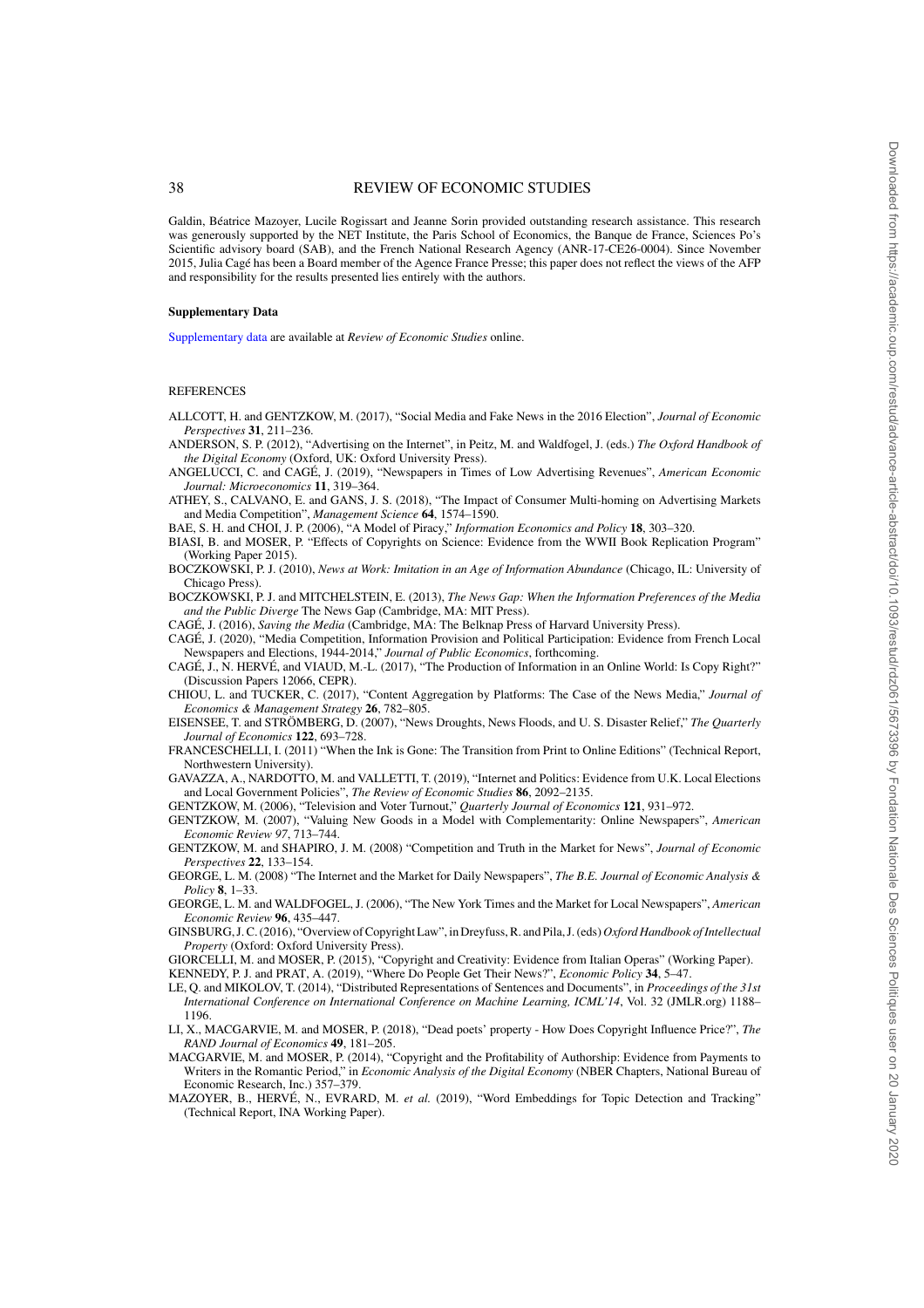Galdin, Béatrice Mazoyer, Lucile Rogissart and Jeanne Sorin provided outstanding research assistance. This research was generously supported by the NET Institute, the Paris School of Economics, the Banque de France, Sciences Po's Scientific advisory board (SAB), and the French National Research Agency (ANR-17-CE26-0004). Since November 2015, Julia Cagé has been a Board member of the Agence France Presse; this paper does not reflect the views of the AFP and responsibility for the results presented lies entirely with the authors.

### Supplementary Data

Supplementary data are available at *Review of Economic Studies* online.

## REFERENCES

ALLCOTT, H. and GENTZKOW, M. (2017), "Social Media and Fake News in the 2016 Election", *Journal of Economic Perspectives* **31**, 211–236.

ANDERSON, S. P. (2012), "Advertising on the Internet", in Peitz, M. and Waldfogel, J. (eds.) *The Oxford Handbook of the Digital Economy* (Oxford, UK: Oxford University Press).

ANGELUCCI, C. and CAGÉ, J. (2019), "Newspapers in Times of Low Advertising Revenues", *American Economic Journal: Microeconomics* **11**, 319–364.

ATHEY, S., CALVANO, E. and GANS, J. S. (2018), "The Impact of Consumer Multi-homing on Advertising Markets and Media Competition", *Management Science* **64**, 1574–1590.

BAE, S. H. and CHOI, J. P. (2006), "A Model of Piracy," *Information Economics and Policy* **18**, 303–320.

BIASI, B. and MOSER, P. "Effects of Copyrights on Science: Evidence from the WWII Book Replication Program" (Working Paper 2015).

BOCZKOWSKI, P. J. (2010), *News at Work: Imitation in an Age of Information Abundance* (Chicago, IL: University of Chicago Press).

BOCZKOWSKI, P. J. and MITCHELSTEIN, E. (2013), *The News Gap: When the Information Preferences of the Media and the Public Diverge* The News Gap (Cambridge, MA: MIT Press).

CAGÉ, J. (2016), *Saving the Media* (Cambridge, MA: The Belknap Press of Harvard University Press).

CAGÉ, J. (2020), "Media Competition, Information Provision and Political Participation: Evidence from French Local Newspapers and Elections, 1944-2014," *Journal of Public Economics*, forthcoming.

CAGÉ, J., N. HERVÉ, and VIAUD, M.-L. (2017), "The Production of Information in an Online World: Is Copy Right?" (Discussion Papers 12066, CEPR).

CHIOU, L. and TUCKER, C. (2017), "Content Aggregation by Platforms: The Case of the News Media," *Journal of Economics & Management Strategy* **26**, 782–805.

EISENSEE, T. and STRÖMBERG, D. (2007), "News Droughts, News Floods, and U. S. Disaster Relief," *The Quarterly Journal of Economics* **122**, 693–728.

FRANCESCHELLI, I. (2011) "When the Ink is Gone: The Transition from Print to Online Editions" (Technical Report, Northwestern University).

GAVAZZA, A., NARDOTTO, M. and VALLETTI, T. (2019), "Internet and Politics: Evidence from U.K. Local Elections and Local Government Policies", *The Review of Economic Studies* **86**, 2092–2135.

GENTZKOW, M. (2006), "Television and Voter Turnout," *Quarterly Journal of Economics* **121**, 931–972.

GENTZKOW, M. (2007), "Valuing New Goods in a Model with Complementarity: Online Newspapers", *American Economic Review 97*, 713–744.

GENTZKOW, M. and SHAPIRO, J. M. (2008) "Competition and Truth in the Market for News", *Journal of Economic Perspectives* **22**, 133–154.

GEORGE, L. M. (2008) "The Internet and the Market for Daily Newspapers", *The B.E. Journal of Economic Analysis & Policy* **8**, 1–33.

GEORGE, L. M. and WALDFOGEL, J. (2006), "The New York Times and the Market for Local Newspapers", *American Economic Review* **96**, 435–447.

GINSBURG, J. C. (2016), "Overview of Copyright Law", in Dreyfuss, R. and Pila, J. (eds) *Oxford Handbook of Intellectual Property* (Oxford: Oxford University Press).

GIORCELLI, M. and MOSER, P. (2015), "Copyright and Creativity: Evidence from Italian Operas" (Working Paper).

KENNEDY, P. J. and PRAT, A. (2019), "Where Do People Get Their News?", *Economic Policy* **34**, 5–47.

LE, Q. and MIKOLOV, T. (2014), "Distributed Representations of Sentences and Documents", in *Proceedings of the 31st International Conference on International Conference on Machine Learning, ICML'14*, Vol. 32 (JMLR.org) 1188–1196.

LI, X., MACGARVIE, M. and MOSER, P. (2018), "Dead poets' property - How Does Copyright Influence Price?", *The RAND Journal of Economics* **49**, 181–205.

MACGARVIE, M. and MOSER, P. (2014), "Copyright and the Profitability of Authorship: Evidence from Payments to Writers in the Romantic Period," in *Economic Analysis of the Digital Economy* (NBER Chapters, National Bureau of Economic Research, Inc.) 357–379.

MAZOYER, B., HERVÉ, N., EVRARD, M. *et al.* (2019), "Word Embeddings for Topic Detection and Tracking" (Technical Report, INA Working Paper).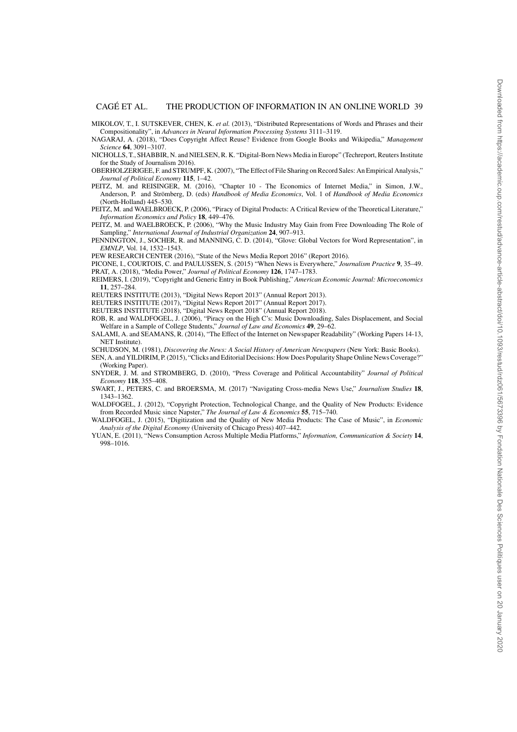MIKOLOV, T., I. SUTSKEVER, CHEN, K. *et al.* (2013), "Distributed Representations of Words and Phrases and their Compositionality", in *Advances in Neural Information Processing Systems* 3111–3119.

NAGARAJ, A. (2018), "Does Copyright Affect Reuse? Evidence from Google Books and Wikipedia," *Management Science* **64**, 3091–3107.

NICHOLLS, T., SHABBIR, N. and NIELSEN, R. K. "Digital-Born News Media in Europe" (Techreport, Reuters Institute for the Study of Journalism 2016).

OBERHOLZERIGEE, F. and STRUMPF, K. (2007), "The Effect of File Sharing on Record Sales: An Empirical Analysis," *Journal of Political Economy* **115**, 1–42.

PEITZ, M. and REISINGER, M. (2016), "Chapter 10 - The Economics of Internet Media," in Simon, J.W., Anderson, P. and Strömberg, D. (eds) *Handbook of Media Economics*, Vol. 1 of *Handbook of Media Economics* (North-Holland) 445–530.

PEITZ, M. and WAELBROECK, P. (2006), "Piracy of Digital Products: A Critical Review of the Theoretical Literature," *Information Economics and Policy* **18**, 449–476.

PEITZ, M. and WAELBROECK, P. (2006), "Why the Music Industry May Gain from Free Downloading The Role of Sampling," *International Journal of Industrial Organization* **24**, 907–913.

PENNINGTON, J., SOCHER, R. and MANNING, C. D. (2014), "Glove: Global Vectors for Word Representation", in *EMNLP*, Vol. 14, 1532–1543.

PEW RESEARCH CENTER (2016), "State of the News Media Report 2016" (Report 2016).

PICONE, I., COURTOIS, C. and PAULUSSEN, S. (2015) "When News is Everywhere," *Journalism Practice* **9**, 35–49.

PRAT, A. (2018), "Media Power," *Journal of Political Economy* **126**, 1747–1783.

REIMERS, I. (2019), "Copyright and Generic Entry in Book Publishing," *American Economic Journal: Microeconomics* **11**, 257–284.

REUTERS INSTITUTE (2013), "Digital News Report 2013" (Annual Report 2013).

REUTERS INSTITUTE (2017), "Digital News Report 2017" (Annual Report 2017).

REUTERS INSTITUTE (2018), "Digital News Report 2018" (Annual Report 2018).

ROB, R. and WALDFOGEL, J. (2006), "Piracy on the High C's: Music Downloading, Sales Displacement, and Social Welfare in a Sample of College Students," *Journal of Law and Economics* **49**, 29–62.

SALAMI, A. and SEAMANS, R. (2014), "The Effect of the Internet on Newspaper Readability" (Working Papers 14-13, NET Institute).

SCHUDSON, M. (1981), *Discovering the News: A Social History of American Newspapers* (New York: Basic Books).

SEN, A. and YILDIRIM, P. (2015), "Clicks and Editorial Decisions: How Does Popularity Shape Online News Coverage?" (Working Paper).

SNYDER, J. M. and STROMBERG, D. (2010), "Press Coverage and Political Accountability" *Journal of Political Economy* **118**, 355–408.

SWART, J., PETERS, C. and BROERSMA, M. (2017) "Navigating Cross-media News Use," *Journalism Studies* **18**, 1343–1362.

WALDFOGEL, J. (2012), "Copyright Protection, Technological Change, and the Quality of New Products: Evidence from Recorded Music since Napster," *The Journal of Law & Economics* **55**, 715–740.

WALDFOGEL, J. (2015), "Digitization and the Quality of New Media Products: The Case of Music", in *Economic Analysis of the Digital Economy* (University of Chicago Press) 407–442.

YUAN, E. (2011), "News Consumption Across Multiple Media Platforms," *Information, Communication & Society* **14**, 998–1016.